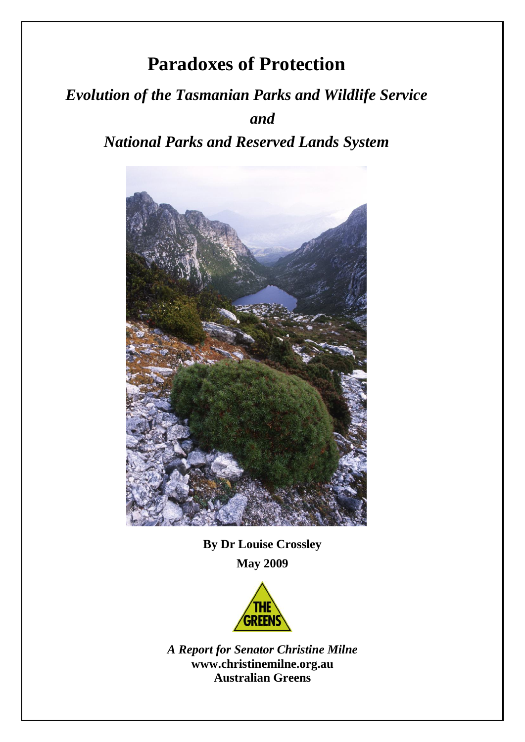# Paradoxes of Protection

*Evolution of the Tasmanian Parks and Wildlife Service*

*and*

*National Parks and Reserved Lands System*

**By Dr Louise Crossley**

**May 2009**

THE GREENS

*A Report for Senator Christine Milne*

**www.christinemilne.org.au**

**Australian Greens**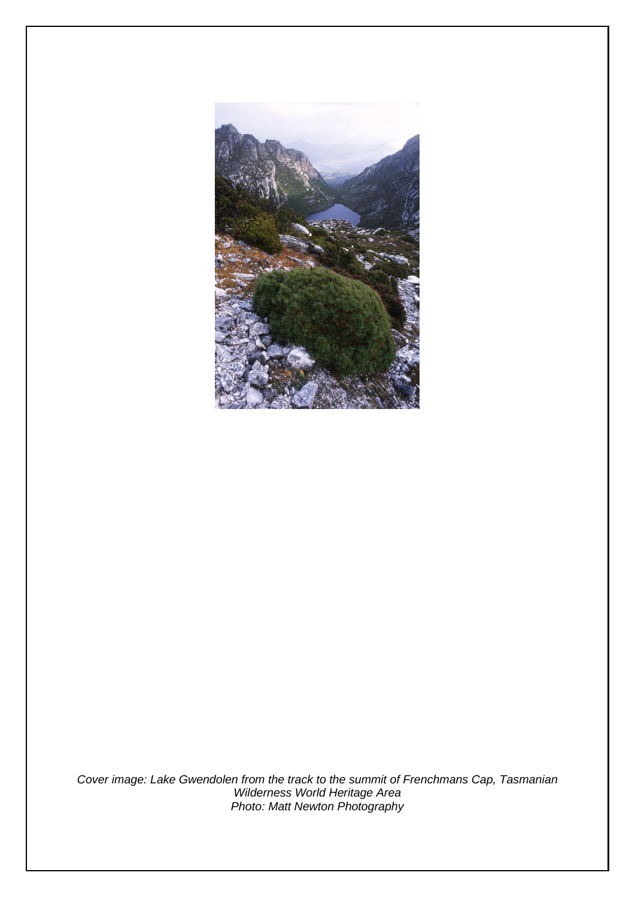*Cover image: Lake Gwendolen from the track to the summit of Frenchmans Cap, Tasmanian Wilderness World Heritage Area*
*Photo: Matt Newton Photography*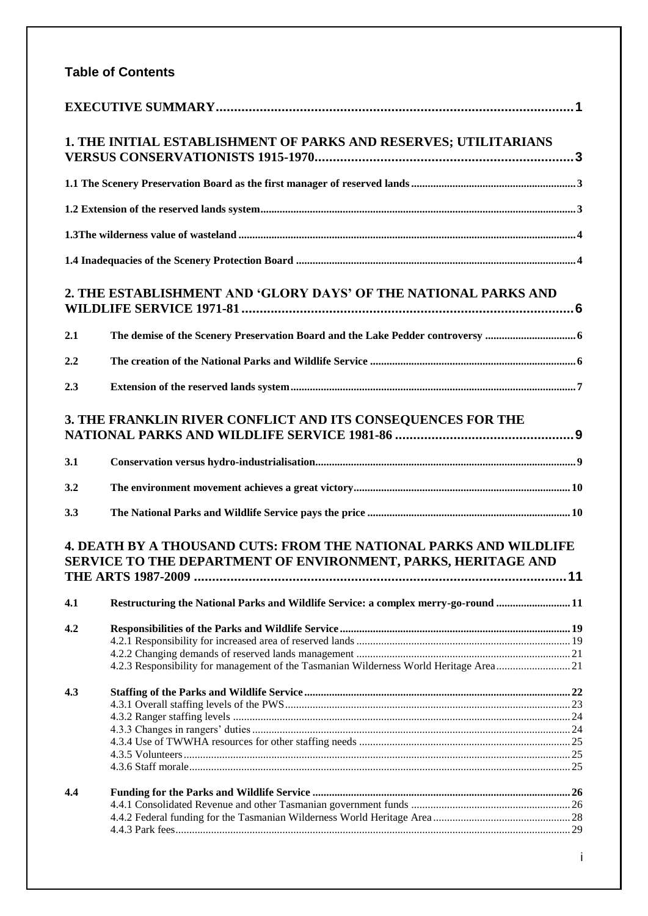## Table of Contents

**EXECUTIVE SUMMARY** .......... 1

**1. THE INITIAL ESTABLISHMENT OF PARKS AND RESERVES; UTILITARIANS VERSUS CONSERVATIONISTS 1915-1970** .......... 3

**1.1 The Scenery Preservation Board as the first manager of reserved lands** .......... 3

**1.2 Extension of the reserved lands system** .......... 3

**1.3The wilderness value of wasteland** .......... 4

**1.4 Inadequacies of the Scenery Protection Board** .......... 4

**2. THE ESTABLISHMENT AND 'GLORY DAYS' OF THE NATIONAL PARKS AND WILDLIFE SERVICE 1971-81** .......... 6

**2.1 The demise of the Scenery Preservation Board and the Lake Pedder controversy** .......... 6

**2.2 The creation of the National Parks and Wildlife Service** .......... 6

**2.3 Extension of the reserved lands system** .......... 7

**3. THE FRANKLIN RIVER CONFLICT AND ITS CONSEQUENCES FOR THE NATIONAL PARKS AND WILDLIFE SERVICE 1981-86** .......... 9

**3.1 Conservation versus hydro-industrialisation** .......... 9

**3.2 The environment movement achieves a great victory** .......... 10

**3.3 The National Parks and Wildlife Service pays the price** .......... 10

**4. DEATH BY A THOUSAND CUTS: FROM THE NATIONAL PARKS AND WILDLIFE SERVICE TO THE DEPARTMENT OF ENVIRONMENT, PARKS, HERITAGE AND THE ARTS 1987-2009** .......... 11

**4.1 Restructuring the National Parks and Wildlife Service: a complex merry-go-round** .......... 11

**4.2 Responsibilities of the Parks and Wildlife Service** .......... 19

4.2.1 Responsibility for increased area of reserved lands .......... 19

4.2.2 Changing demands of reserved lands management .......... 21

4.2.3 Responsibility for management of the Tasmanian Wilderness World Heritage Area .......... 21

**4.3 Staffing of the Parks and Wildlife Service** .......... 22

4.3.1 Overall staffing levels of the PWS .......... 23

4.3.2 Ranger staffing levels .......... 24

4.3.3 Changes in rangers' duties .......... 24

4.3.4 Use of TWWHA resources for other staffing needs .......... 25

4.3.5 Volunteers .......... 25

4.3.6 Staff morale .......... 25

**4.4 Funding for the Parks and Wildlife Service** .......... 26

4.4.1 Consolidated Revenue and other Tasmanian government funds .......... 26

4.4.2 Federal funding for the Tasmanian Wilderness World Heritage Area .......... 28

4.4.3 Park fees .......... 29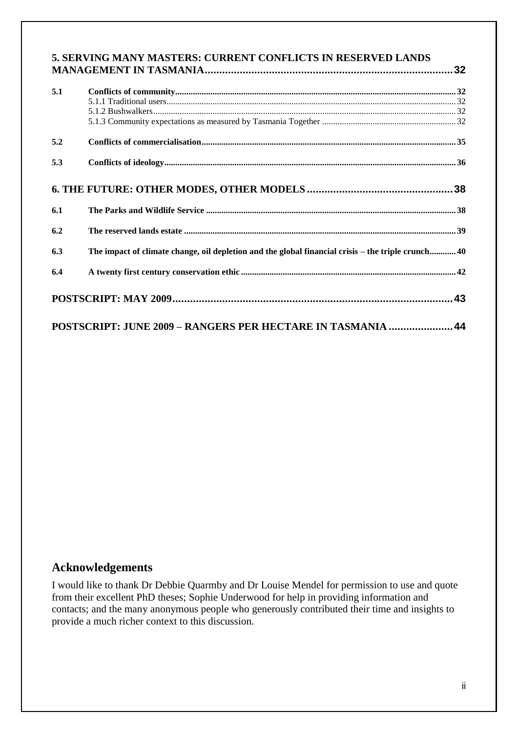**5. SERVING MANY MASTERS: CURRENT CONFLICTS IN RESERVED LANDS MANAGEMENT IN TASMANIA** .......... 32

**5.1 Conflicts of community** .......... 32
- 5.1.1 Traditional users .......... 32
- 5.1.2 Bushwalkers .......... 32
- 5.1.3 Community expectations as measured by Tasmania Together .......... 32

**5.2 Conflicts of commercialisation** .......... 35

**5.3 Conflicts of ideology** .......... 36

**6. THE FUTURE: OTHER MODES, OTHER MODELS** .......... 38

**6.1 The Parks and Wildlife Service** .......... 38

**6.2 The reserved lands estate** .......... 39

**6.3 The impact of climate change, oil depletion and the global financial crisis – the triple crunch** .......... 40

**6.4 A twenty first century conservation ethic** .......... 42

**POSTSCRIPT: MAY 2009** .......... 43

**POSTSCRIPT: JUNE 2009 – RANGERS PER HECTARE IN TASMANIA** .......... 44

## Acknowledgements

I would like to thank Dr Debbie Quarmby and Dr Louise Mendel for permission to use and quote from their excellent PhD theses; Sophie Underwood for help in providing information and contacts; and the many anonymous people who generously contributed their time and insights to provide a much richer context to this discussion.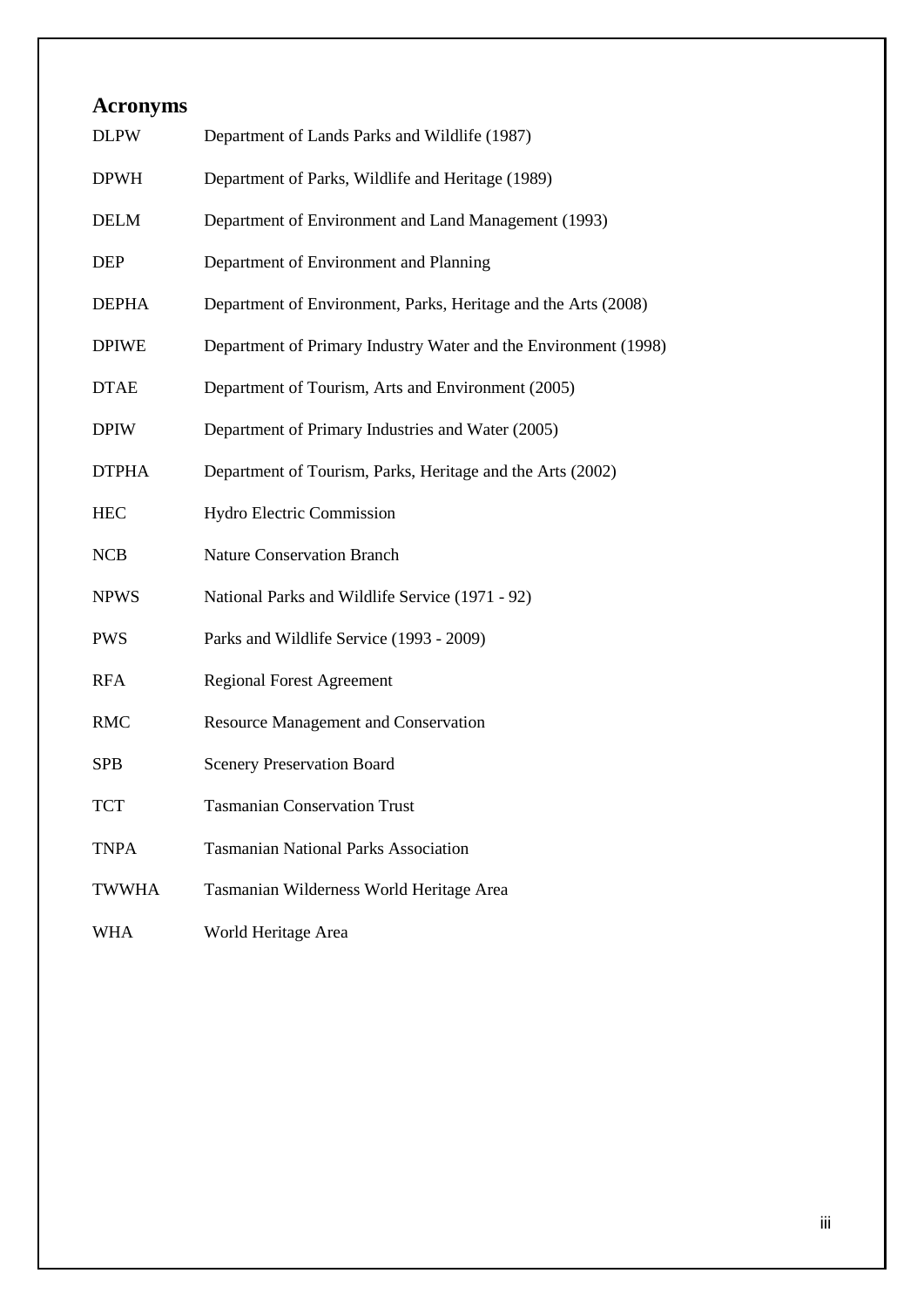# Acronyms

| | |
|---|---|
| DLPW | Department of Lands Parks and Wildlife (1987) |
| DPWH | Department of Parks, Wildlife and Heritage (1989) |
| DELM | Department of Environment and Land Management (1993) |
| DEP | Department of Environment and Planning |
| DEPHA | Department of Environment, Parks, Heritage and the Arts (2008) |
| DPIWE | Department of Primary Industry Water and the Environment (1998) |
| DTAE | Department of Tourism, Arts and Environment (2005) |
| DPIW | Department of Primary Industries and Water (2005) |
| DTPHA | Department of Tourism, Parks, Heritage and the Arts (2002) |
| HEC | Hydro Electric Commission |
| NCB | Nature Conservation Branch |
| NPWS | National Parks and Wildlife Service (1971 - 92) |
| PWS | Parks and Wildlife Service (1993 - 2009) |
| RFA | Regional Forest Agreement |
| RMC | Resource Management and Conservation |
| SPB | Scenery Preservation Board |
| TCT | Tasmanian Conservation Trust |
| TNPA | Tasmanian National Parks Association |
| TWWHA | Tasmanian Wilderness World Heritage Area |
| WHA | World Heritage Area |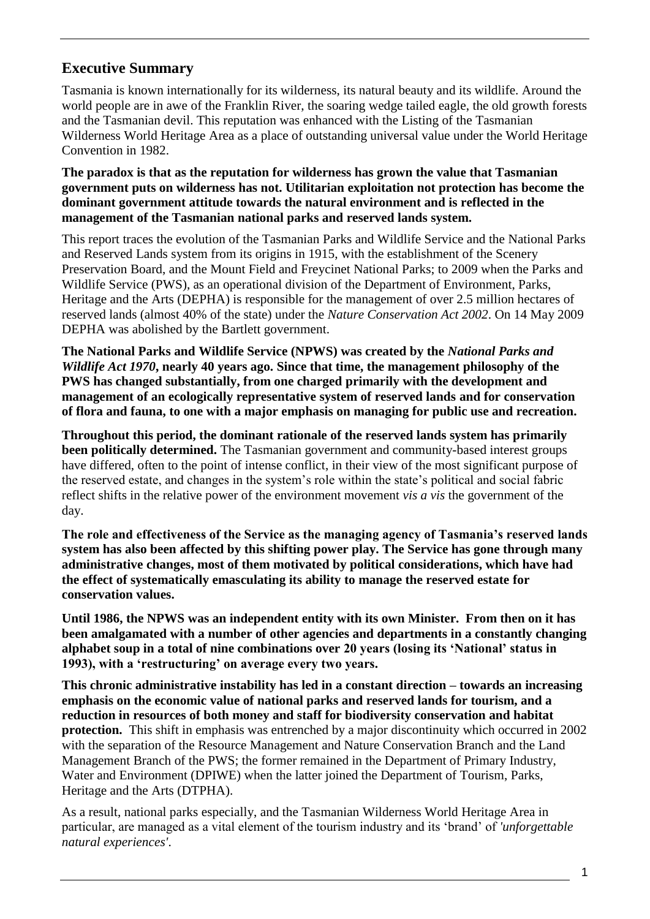## Executive Summary

Tasmania is known internationally for its wilderness, its natural beauty and its wildlife. Around the world people are in awe of the Franklin River, the soaring wedge tailed eagle, the old growth forests and the Tasmanian devil. This reputation was enhanced with the Listing of the Tasmanian Wilderness World Heritage Area as a place of outstanding universal value under the World Heritage Convention in 1982.

**The paradox is that as the reputation for wilderness has grown the value that Tasmanian government puts on wilderness has not. Utilitarian exploitation not protection has become the dominant government attitude towards the natural environment and is reflected in the management of the Tasmanian national parks and reserved lands system.**

This report traces the evolution of the Tasmanian Parks and Wildlife Service and the National Parks and Reserved Lands system from its origins in 1915, with the establishment of the Scenery Preservation Board, and the Mount Field and Freycinet National Parks; to 2009 when the Parks and Wildlife Service (PWS), as an operational division of the Department of Environment, Parks, Heritage and the Arts (DEPHA) is responsible for the management of over 2.5 million hectares of reserved lands (almost 40% of the state) under the *Nature Conservation Act 2002*. On 14 May 2009 DEPHA was abolished by the Bartlett government.

**The National Parks and Wildlife Service (NPWS) was created by the *National Parks and Wildlife Act 1970*, nearly 40 years ago. Since that time, the management philosophy of the PWS has changed substantially, from one charged primarily with the development and management of an ecologically representative system of reserved lands and for conservation of flora and fauna, to one with a major emphasis on managing for public use and recreation.**

**Throughout this period, the dominant rationale of the reserved lands system has primarily been politically determined.** The Tasmanian government and community-based interest groups have differed, often to the point of intense conflict, in their view of the most significant purpose of the reserved estate, and changes in the system's role within the state's political and social fabric reflect shifts in the relative power of the environment movement *vis a vis* the government of the day.

**The role and effectiveness of the Service as the managing agency of Tasmania's reserved lands system has also been affected by this shifting power play. The Service has gone through many administrative changes, most of them motivated by political considerations, which have had the effect of systematically emasculating its ability to manage the reserved estate for conservation values.**

**Until 1986, the NPWS was an independent entity with its own Minister. From then on it has been amalgamated with a number of other agencies and departments in a constantly changing alphabet soup in a total of nine combinations over 20 years (losing its 'National' status in 1993), with a 'restructuring' on average every two years.**

**This chronic administrative instability has led in a constant direction – towards an increasing emphasis on the economic value of national parks and reserved lands for tourism, and a reduction in resources of both money and staff for biodiversity conservation and habitat protection.** This shift in emphasis was entrenched by a major discontinuity which occurred in 2002 with the separation of the Resource Management and Nature Conservation Branch and the Land Management Branch of the PWS; the former remained in the Department of Primary Industry, Water and Environment (DPIWE) when the latter joined the Department of Tourism, Parks, Heritage and the Arts (DTPHA).

As a result, national parks especially, and the Tasmanian Wilderness World Heritage Area in particular, are managed as a vital element of the tourism industry and its 'brand' of *'unforgettable natural experiences'*.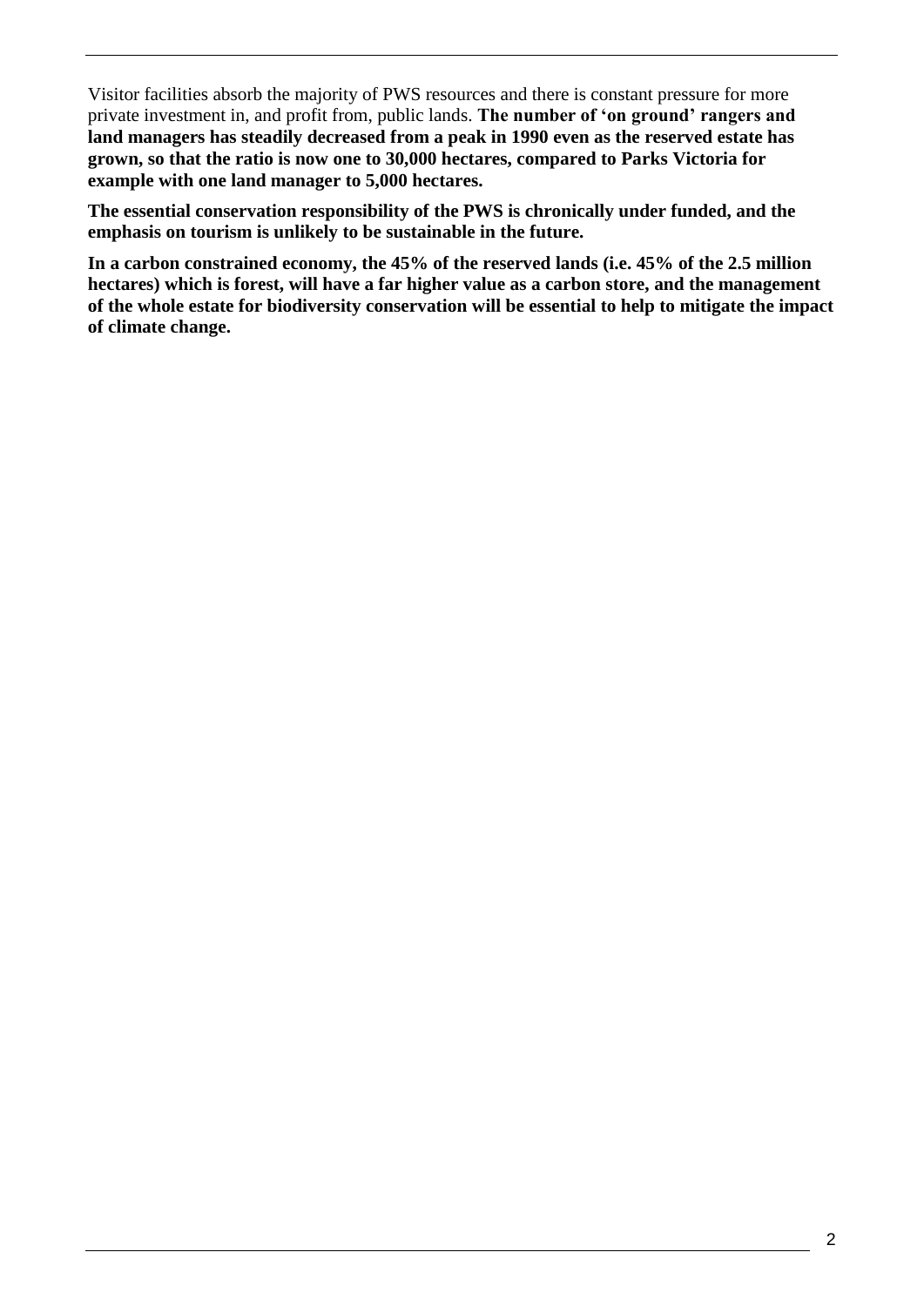Visitor facilities absorb the majority of PWS resources and there is constant pressure for more private investment in, and profit from, public lands. **The number of 'on ground' rangers and land managers has steadily decreased from a peak in 1990 even as the reserved estate has grown, so that the ratio is now one to 30,000 hectares, compared to Parks Victoria for example with one land manager to 5,000 hectares.**

**The essential conservation responsibility of the PWS is chronically under funded, and the emphasis on tourism is unlikely to be sustainable in the future.**

**In a carbon constrained economy, the 45% of the reserved lands (i.e. 45% of the 2.5 million hectares) which is forest, will have a far higher value as a carbon store, and the management of the whole estate for biodiversity conservation will be essential to help to mitigate the impact of climate change.**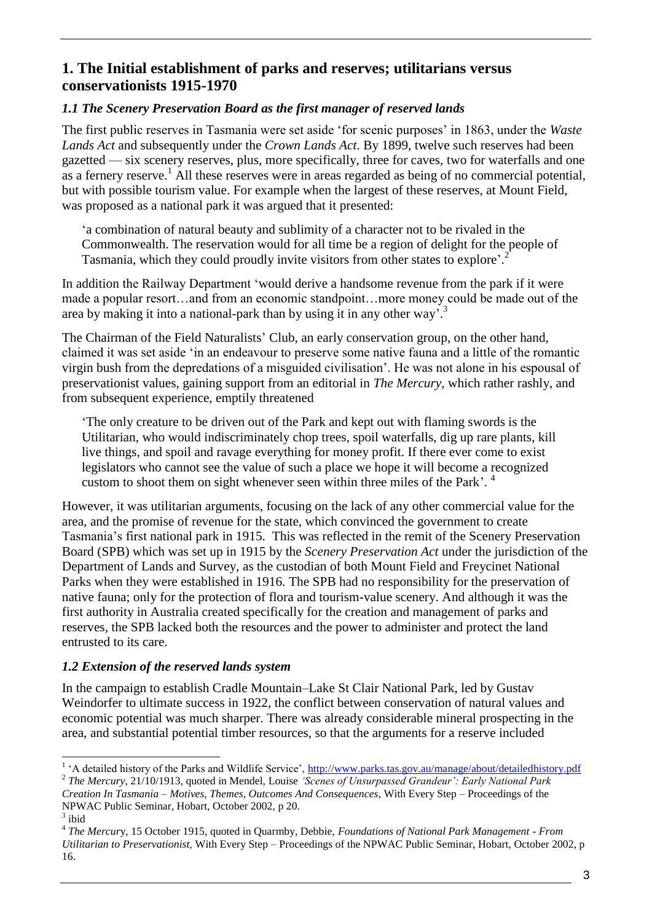## 1. The Initial establishment of parks and reserves; utilitarians versus conservationists 1915-1970

### *1.1 The Scenery Preservation Board as the first manager of reserved lands*

The first public reserves in Tasmania were set aside 'for scenic purposes' in 1863, under the *Waste Lands Act* and subsequently under the *Crown Lands Act*. By 1899, twelve such reserves had been gazetted — six scenery reserves, plus, more specifically, three for caves, two for waterfalls and one as a fernery reserve.[1] All these reserves were in areas regarded as being of no commercial potential, but with possible tourism value. For example when the largest of these reserves, at Mount Field, was proposed as a national park it was argued that it presented:

> 'a combination of natural beauty and sublimity of a character not to be rivaled in the Commonwealth. The reservation would for all time be a region of delight for the people of Tasmania, which they could proudly invite visitors from other states to explore'.[2]

In addition the Railway Department 'would derive a handsome revenue from the park if it were made a popular resort…and from an economic standpoint…more money could be made out of the area by making it into a national-park than by using it in any other way'.[3]

The Chairman of the Field Naturalists' Club, an early conservation group, on the other hand, claimed it was set aside 'in an endeavour to preserve some native fauna and a little of the romantic virgin bush from the depredations of a misguided civilisation'. He was not alone in his espousal of preservationist values, gaining support from an editorial in *The Mercury*, which rather rashly, and from subsequent experience, emptily threatened

> 'The only creature to be driven out of the Park and kept out with flaming swords is the Utilitarian, who would indiscriminately chop trees, spoil waterfalls, dig up rare plants, kill live things, and spoil and ravage everything for money profit. If there ever come to exist legislators who cannot see the value of such a place we hope it will become a recognized custom to shoot them on sight whenever seen within three miles of the Park'. [4]

However, it was utilitarian arguments, focusing on the lack of any other commercial value for the area, and the promise of revenue for the state, which convinced the government to create Tasmania's first national park in 1915. This was reflected in the remit of the Scenery Preservation Board (SPB) which was set up in 1915 by the *Scenery Preservation Act* under the jurisdiction of the Department of Lands and Survey, as the custodian of both Mount Field and Freycinet National Parks when they were established in 1916. The SPB had no responsibility for the preservation of native fauna; only for the protection of flora and tourism-value scenery. And although it was the first authority in Australia created specifically for the creation and management of parks and reserves, the SPB lacked both the resources and the power to administer and protect the land entrusted to its care.

### *1.2 Extension of the reserved lands system*

In the campaign to establish Cradle Mountain–Lake St Clair National Park, led by Gustav Weindorfer to ultimate success in 1922, the conflict between conservation of natural values and economic potential was much sharper. There was already considerable mineral prospecting in the area, and substantial potential timber resources, so that the arguments for a reserve included

---

[1] 'A detailed history of the Parks and Wildlife Service', http://www.parks.tas.gov.au/manage/about/detailedhistory.pdf

[2] *The Mercury*, 21/10/1913, quoted in Mendel, Louise *'Scenes of Unsurpassed Grandeur': Early National Park Creation In Tasmania – Motives, Themes, Outcomes And Consequences*, With Every Step – Proceedings of the NPWAC Public Seminar, Hobart, October 2002, p 20.

[3] ibid

[4] *The Mercury*, 15 October 1915, quoted in Quarmby, Debbie, *Foundations of National Park Management - From Utilitarian to Preservationist,* With Every Step – Proceedings of the NPWAC Public Seminar, Hobart, October 2002, p 16.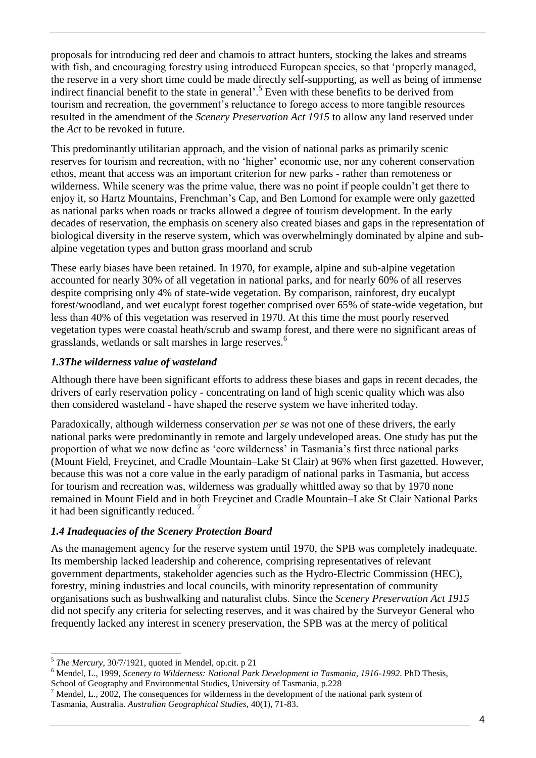proposals for introducing red deer and chamois to attract hunters, stocking the lakes and streams with fish, and encouraging forestry using introduced European species, so that 'properly managed, the reserve in a very short time could be made directly self-supporting, as well as being of immense indirect financial benefit to the state in general'.[5] Even with these benefits to be derived from tourism and recreation, the government's reluctance to forego access to more tangible resources resulted in the amendment of the *Scenery Preservation Act 1915* to allow any land reserved under the *Act* to be revoked in future.

This predominantly utilitarian approach, and the vision of national parks as primarily scenic reserves for tourism and recreation, with no 'higher' economic use, nor any coherent conservation ethos, meant that access was an important criterion for new parks - rather than remoteness or wilderness. While scenery was the prime value, there was no point if people couldn't get there to enjoy it, so Hartz Mountains, Frenchman's Cap, and Ben Lomond for example were only gazetted as national parks when roads or tracks allowed a degree of tourism development. In the early decades of reservation, the emphasis on scenery also created biases and gaps in the representation of biological diversity in the reserve system, which was overwhelmingly dominated by alpine and sub-alpine vegetation types and button grass moorland and scrub

These early biases have been retained. In 1970, for example, alpine and sub-alpine vegetation accounted for nearly 30% of all vegetation in national parks, and for nearly 60% of all reserves despite comprising only 4% of state-wide vegetation. By comparison, rainforest, dry eucalypt forest/woodland, and wet eucalypt forest together comprised over 65% of state-wide vegetation, but less than 40% of this vegetation was reserved in 1970. At this time the most poorly reserved vegetation types were coastal heath/scrub and swamp forest, and there were no significant areas of grasslands, wetlands or salt marshes in large reserves.[6]

### *1.3The wilderness value of wasteland*

Although there have been significant efforts to address these biases and gaps in recent decades, the drivers of early reservation policy - concentrating on land of high scenic quality which was also then considered wasteland - have shaped the reserve system we have inherited today.

Paradoxically, although wilderness conservation *per se* was not one of these drivers, the early national parks were predominantly in remote and largely undeveloped areas. One study has put the proportion of what we now define as 'core wilderness' in Tasmania's first three national parks (Mount Field, Freycinet, and Cradle Mountain–Lake St Clair) at 96% when first gazetted. However, because this was not a core value in the early paradigm of national parks in Tasmania, but access for tourism and recreation was, wilderness was gradually whittled away so that by 1970 none remained in Mount Field and in both Freycinet and Cradle Mountain–Lake St Clair National Parks it had been significantly reduced. [7]

### *1.4 Inadequacies of the Scenery Protection Board*

As the management agency for the reserve system until 1970, the SPB was completely inadequate. Its membership lacked leadership and coherence, comprising representatives of relevant government departments, stakeholder agencies such as the Hydro-Electric Commission (HEC), forestry, mining industries and local councils, with minority representation of community organisations such as bushwalking and naturalist clubs. Since the *Scenery Preservation Act 1915* did not specify any criteria for selecting reserves, and it was chaired by the Surveyor General who frequently lacked any interest in scenery preservation, the SPB was at the mercy of political

---

[5] *The Mercury*, 30/7/1921, quoted in Mendel, op.cit. p 21

[6] Mendel, L., 1999, *Scenery to Wilderness: National Park Development in Tasmania, 1916-1992*. PhD Thesis, School of Geography and Environmental Studies, University of Tasmania, p.228

[7] Mendel, L., 2002, The consequences for wilderness in the development of the national park system of Tasmania, Australia. *Australian Geographical Studies*, 40(1), 71-83.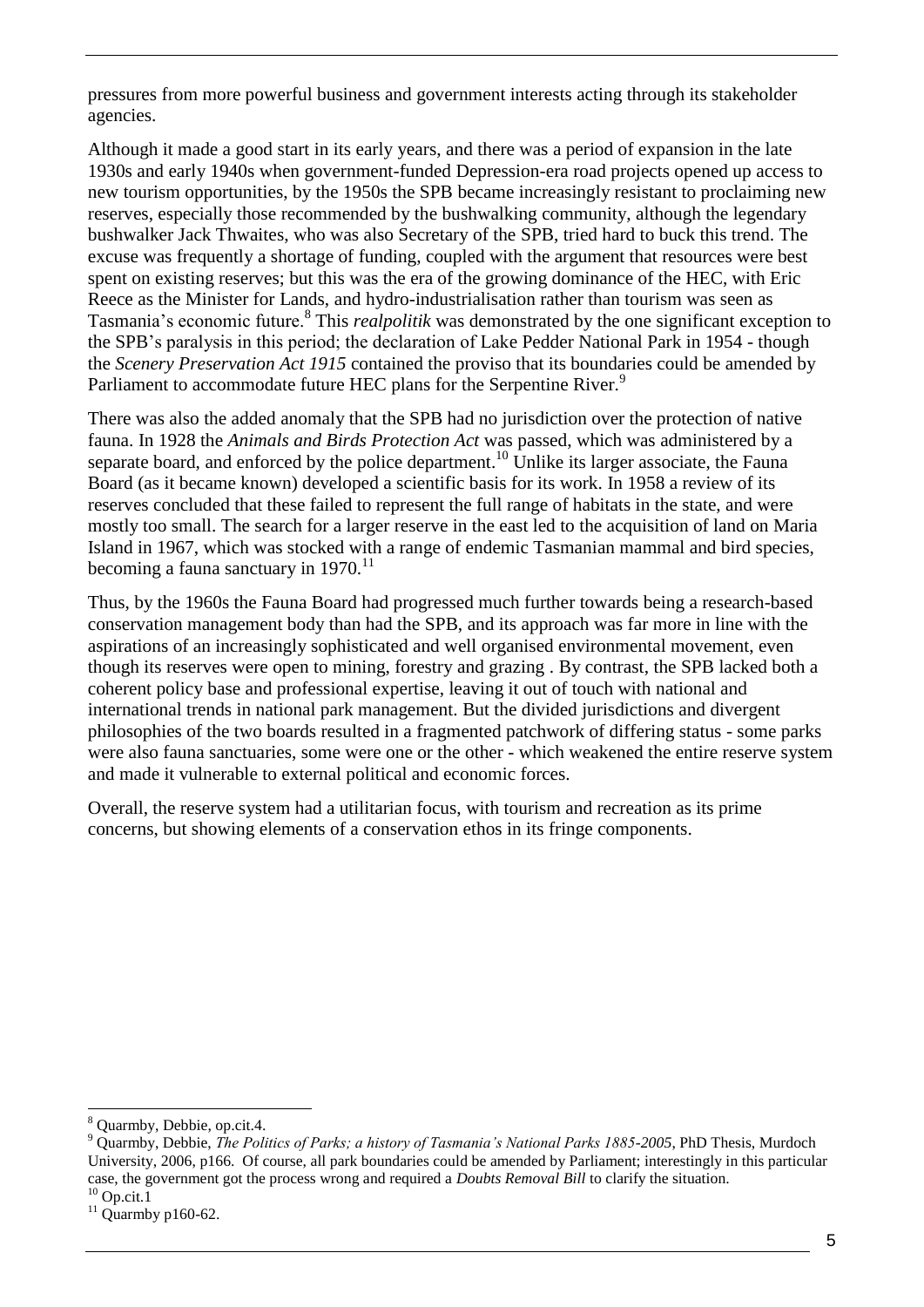pressures from more powerful business and government interests acting through its stakeholder agencies.

Although it made a good start in its early years, and there was a period of expansion in the late 1930s and early 1940s when government-funded Depression-era road projects opened up access to new tourism opportunities, by the 1950s the SPB became increasingly resistant to proclaiming new reserves, especially those recommended by the bushwalking community, although the legendary bushwalker Jack Thwaites, who was also Secretary of the SPB, tried hard to buck this trend. The excuse was frequently a shortage of funding, coupled with the argument that resources were best spent on existing reserves; but this was the era of the growing dominance of the HEC, with Eric Reece as the Minister for Lands, and hydro-industrialisation rather than tourism was seen as Tasmania's economic future.[8] This *realpolitik* was demonstrated by the one significant exception to the SPB's paralysis in this period; the declaration of Lake Pedder National Park in 1954 - though the *Scenery Preservation Act 1915* contained the proviso that its boundaries could be amended by Parliament to accommodate future HEC plans for the Serpentine River.[9]

There was also the added anomaly that the SPB had no jurisdiction over the protection of native fauna. In 1928 the *Animals and Birds Protection Act* was passed, which was administered by a separate board, and enforced by the police department.[10] Unlike its larger associate, the Fauna Board (as it became known) developed a scientific basis for its work. In 1958 a review of its reserves concluded that these failed to represent the full range of habitats in the state, and were mostly too small. The search for a larger reserve in the east led to the acquisition of land on Maria Island in 1967, which was stocked with a range of endemic Tasmanian mammal and bird species, becoming a fauna sanctuary in 1970.[11]

Thus, by the 1960s the Fauna Board had progressed much further towards being a research-based conservation management body than had the SPB, and its approach was far more in line with the aspirations of an increasingly sophisticated and well organised environmental movement, even though its reserves were open to mining, forestry and grazing . By contrast, the SPB lacked both a coherent policy base and professional expertise, leaving it out of touch with national and international trends in national park management. But the divided jurisdictions and divergent philosophies of the two boards resulted in a fragmented patchwork of differing status - some parks were also fauna sanctuaries, some were one or the other - which weakened the entire reserve system and made it vulnerable to external political and economic forces.

Overall, the reserve system had a utilitarian focus, with tourism and recreation as its prime concerns, but showing elements of a conservation ethos in its fringe components.

---

[8] Quarmby, Debbie, op.cit.4.

[9] Quarmby, Debbie, *The Politics of Parks; a history of Tasmania's National Parks 1885-2005*, PhD Thesis, Murdoch University, 2006, p166. Of course, all park boundaries could be amended by Parliament; interestingly in this particular case, the government got the process wrong and required a *Doubts Removal Bill* to clarify the situation.

[10] Op.cit.1

[11] Quarmby p160-62.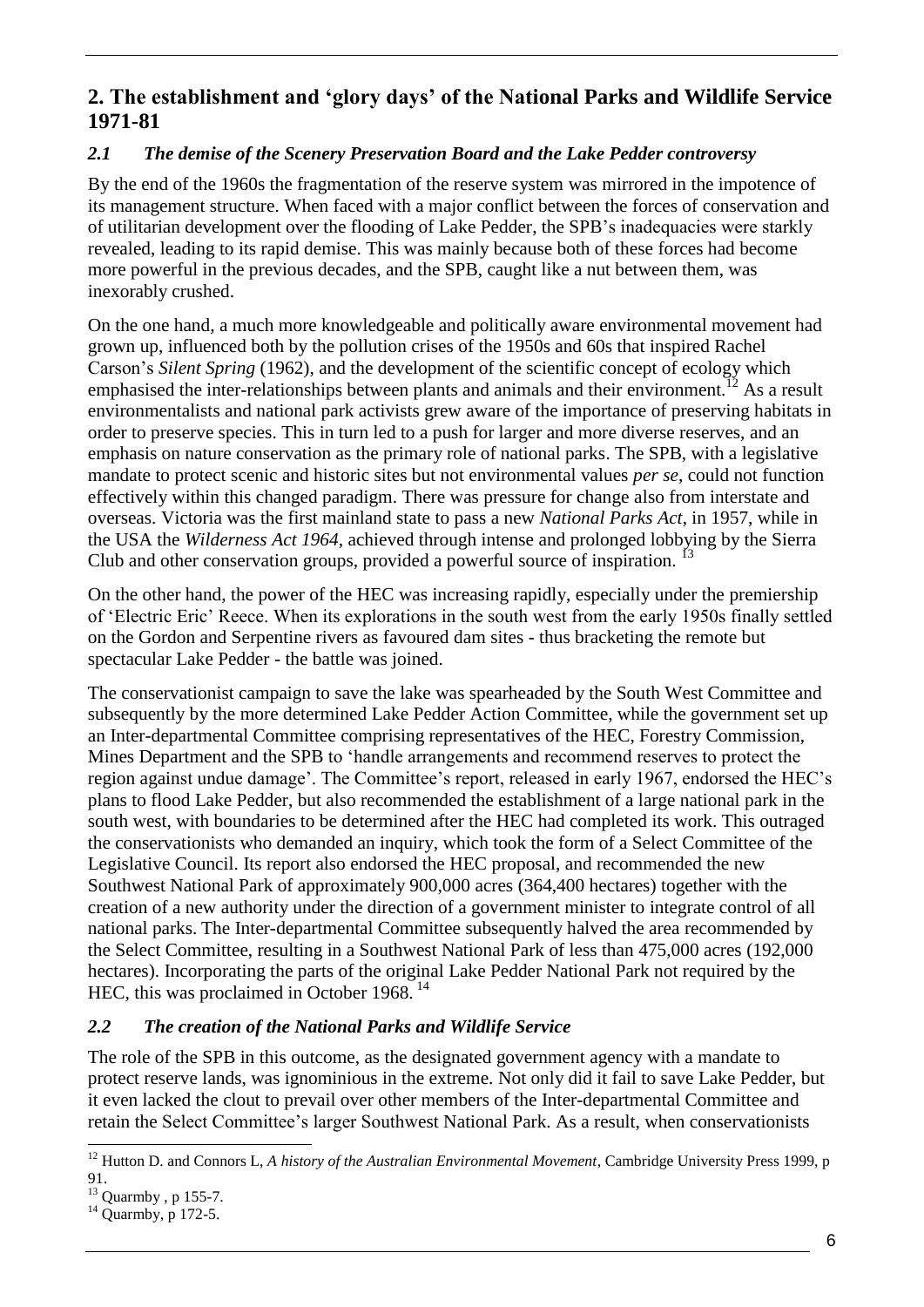## 2. The establishment and 'glory days' of the National Parks and Wildlife Service 1971-81

### *2.1 The demise of the Scenery Preservation Board and the Lake Pedder controversy*

By the end of the 1960s the fragmentation of the reserve system was mirrored in the impotence of its management structure. When faced with a major conflict between the forces of conservation and of utilitarian development over the flooding of Lake Pedder, the SPB's inadequacies were starkly revealed, leading to its rapid demise. This was mainly because both of these forces had become more powerful in the previous decades, and the SPB, caught like a nut between them, was inexorably crushed.

On the one hand, a much more knowledgeable and politically aware environmental movement had grown up, influenced both by the pollution crises of the 1950s and 60s that inspired Rachel Carson's *Silent Spring* (1962), and the development of the scientific concept of ecology which emphasised the inter-relationships between plants and animals and their environment.[12] As a result environmentalists and national park activists grew aware of the importance of preserving habitats in order to preserve species. This in turn led to a push for larger and more diverse reserves, and an emphasis on nature conservation as the primary role of national parks. The SPB, with a legislative mandate to protect scenic and historic sites but not environmental values *per se*, could not function effectively within this changed paradigm. There was pressure for change also from interstate and overseas. Victoria was the first mainland state to pass a new *National Parks Act*, in 1957, while in the USA the *Wilderness Act 1964*, achieved through intense and prolonged lobbying by the Sierra Club and other conservation groups, provided a powerful source of inspiration. [13]

On the other hand, the power of the HEC was increasing rapidly, especially under the premiership of 'Electric Eric' Reece. When its explorations in the south west from the early 1950s finally settled on the Gordon and Serpentine rivers as favoured dam sites - thus bracketing the remote but spectacular Lake Pedder - the battle was joined.

The conservationist campaign to save the lake was spearheaded by the South West Committee and subsequently by the more determined Lake Pedder Action Committee, while the government set up an Inter-departmental Committee comprising representatives of the HEC, Forestry Commission, Mines Department and the SPB to 'handle arrangements and recommend reserves to protect the region against undue damage'. The Committee's report, released in early 1967, endorsed the HEC's plans to flood Lake Pedder, but also recommended the establishment of a large national park in the south west, with boundaries to be determined after the HEC had completed its work. This outraged the conservationists who demanded an inquiry, which took the form of a Select Committee of the Legislative Council. Its report also endorsed the HEC proposal, and recommended the new Southwest National Park of approximately 900,000 acres (364,400 hectares) together with the creation of a new authority under the direction of a government minister to integrate control of all national parks. The Inter-departmental Committee subsequently halved the area recommended by the Select Committee, resulting in a Southwest National Park of less than 475,000 acres (192,000 hectares). Incorporating the parts of the original Lake Pedder National Park not required by the HEC, this was proclaimed in October 1968. [14]

### *2.2 The creation of the National Parks and Wildlife Service*

The role of the SPB in this outcome, as the designated government agency with a mandate to protect reserve lands, was ignominious in the extreme. Not only did it fail to save Lake Pedder, but it even lacked the clout to prevail over other members of the Inter-departmental Committee and retain the Select Committee's larger Southwest National Park. As a result, when conservationists

---

[12] Hutton D. and Connors L, *A history of the Australian Environmental Movement*, Cambridge University Press 1999, p 91.

[13] Quarmby , p 155-7.

[14] Quarmby, p 172-5.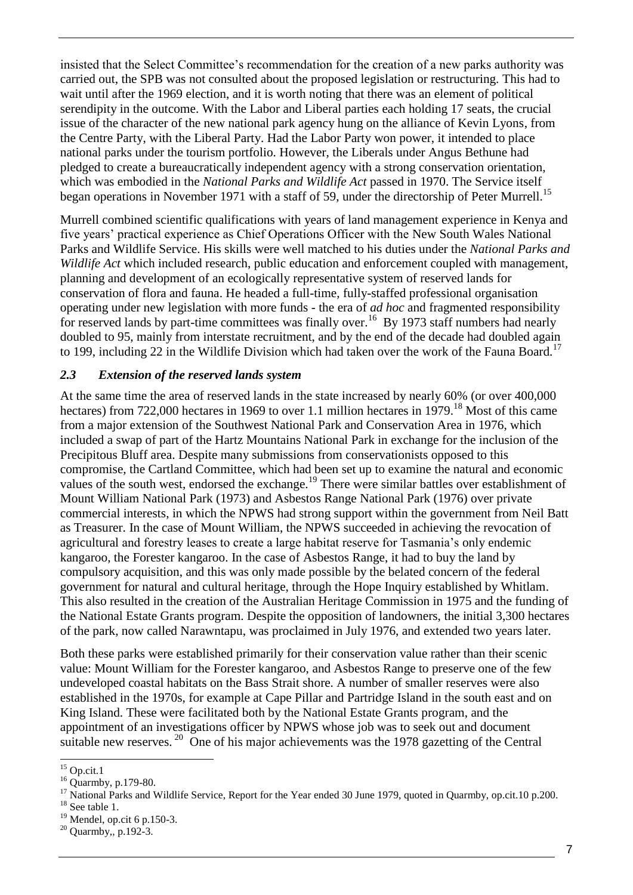insisted that the Select Committee's recommendation for the creation of a new parks authority was carried out, the SPB was not consulted about the proposed legislation or restructuring. This had to wait until after the 1969 election, and it is worth noting that there was an element of political serendipity in the outcome. With the Labor and Liberal parties each holding 17 seats, the crucial issue of the character of the new national park agency hung on the alliance of Kevin Lyons, from the Centre Party, with the Liberal Party. Had the Labor Party won power, it intended to place national parks under the tourism portfolio. However, the Liberals under Angus Bethune had pledged to create a bureaucratically independent agency with a strong conservation orientation, which was embodied in the *National Parks and Wildlife Act* passed in 1970. The Service itself began operations in November 1971 with a staff of 59, under the directorship of Peter Murrell.[15]

Murrell combined scientific qualifications with years of land management experience in Kenya and five years' practical experience as Chief Operations Officer with the New South Wales National Parks and Wildlife Service. His skills were well matched to his duties under the *National Parks and Wildlife Act* which included research, public education and enforcement coupled with management, planning and development of an ecologically representative system of reserved lands for conservation of flora and fauna. He headed a full-time, fully-staffed professional organisation operating under new legislation with more funds - the era of *ad hoc* and fragmented responsibility for reserved lands by part-time committees was finally over.[16] By 1973 staff numbers had nearly doubled to 95, mainly from interstate recruitment, and by the end of the decade had doubled again to 199, including 22 in the Wildlife Division which had taken over the work of the Fauna Board.[17]

### *2.3 Extension of the reserved lands system*

At the same time the area of reserved lands in the state increased by nearly 60% (or over 400,000 hectares) from 722,000 hectares in 1969 to over 1.1 million hectares in 1979.[18] Most of this came from a major extension of the Southwest National Park and Conservation Area in 1976, which included a swap of part of the Hartz Mountains National Park in exchange for the inclusion of the Precipitous Bluff area. Despite many submissions from conservationists opposed to this compromise, the Cartland Committee, which had been set up to examine the natural and economic values of the south west, endorsed the exchange.[19] There were similar battles over establishment of Mount William National Park (1973) and Asbestos Range National Park (1976) over private commercial interests, in which the NPWS had strong support within the government from Neil Batt as Treasurer. In the case of Mount William, the NPWS succeeded in achieving the revocation of agricultural and forestry leases to create a large habitat reserve for Tasmania's only endemic kangaroo, the Forester kangaroo. In the case of Asbestos Range, it had to buy the land by compulsory acquisition, and this was only made possible by the belated concern of the federal government for natural and cultural heritage, through the Hope Inquiry established by Whitlam. This also resulted in the creation of the Australian Heritage Commission in 1975 and the funding of the National Estate Grants program. Despite the opposition of landowners, the initial 3,300 hectares of the park, now called Narawntapu, was proclaimed in July 1976, and extended two years later.

Both these parks were established primarily for their conservation value rather than their scenic value: Mount William for the Forester kangaroo, and Asbestos Range to preserve one of the few undeveloped coastal habitats on the Bass Strait shore. A number of smaller reserves were also established in the 1970s, for example at Cape Pillar and Partridge Island in the south east and on King Island. These were facilitated both by the National Estate Grants program, and the appointment of an investigations officer by NPWS whose job was to seek out and document suitable new reserves.[20] One of his major achievements was the 1978 gazetting of the Central

[15] Op.cit.1

[16] Quarmby, p.179-80.

[17] National Parks and Wildlife Service, Report for the Year ended 30 June 1979, quoted in Quarmby, op.cit.10 p.200.

[18] See table 1.

[19] Mendel, op.cit 6 p.150-3.

[20] Quarmby,, p.192-3.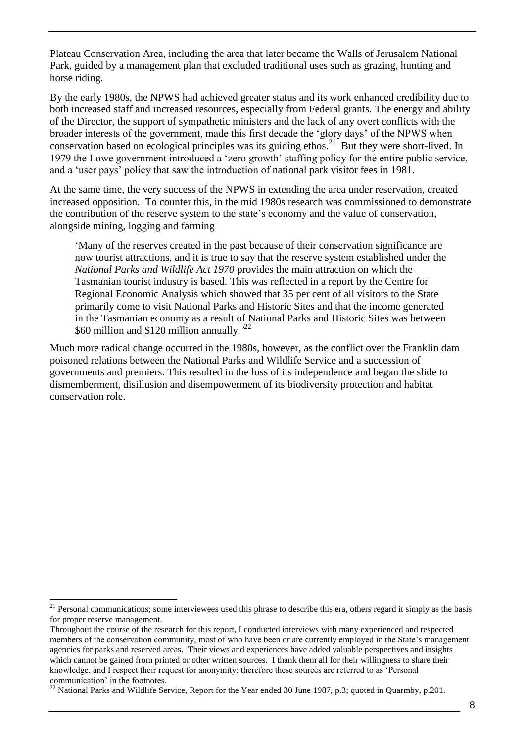Plateau Conservation Area, including the area that later became the Walls of Jerusalem National Park, guided by a management plan that excluded traditional uses such as grazing, hunting and horse riding.

By the early 1980s, the NPWS had achieved greater status and its work enhanced credibility due to both increased staff and increased resources, especially from Federal grants. The energy and ability of the Director, the support of sympathetic ministers and the lack of any overt conflicts with the broader interests of the government, made this first decade the 'glory days' of the NPWS when conservation based on ecological principles was its guiding ethos.[21] But they were short-lived. In 1979 the Lowe government introduced a 'zero growth' staffing policy for the entire public service, and a 'user pays' policy that saw the introduction of national park visitor fees in 1981.

At the same time, the very success of the NPWS in extending the area under reservation, created increased opposition. To counter this, in the mid 1980s research was commissioned to demonstrate the contribution of the reserve system to the state's economy and the value of conservation, alongside mining, logging and farming

> 'Many of the reserves created in the past because of their conservation significance are now tourist attractions, and it is true to say that the reserve system established under the *National Parks and Wildlife Act 1970* provides the main attraction on which the Tasmanian tourist industry is based. This was reflected in a report by the Centre for Regional Economic Analysis which showed that 35 per cent of all visitors to the State primarily come to visit National Parks and Historic Sites and that the income generated in the Tasmanian economy as a result of National Parks and Historic Sites was between \$60 million and \$120 million annually.'[22]

Much more radical change occurred in the 1980s, however, as the conflict over the Franklin dam poisoned relations between the National Parks and Wildlife Service and a succession of governments and premiers. This resulted in the loss of its independence and began the slide to dismemberment, disillusion and disempowerment of its biodiversity protection and habitat conservation role.

---

[21] Personal communications; some interviewees used this phrase to describe this era, others regard it simply as the basis for proper reserve management.

Throughout the course of the research for this report, I conducted interviews with many experienced and respected members of the conservation community, most of who have been or are currently employed in the State's management agencies for parks and reserved areas. Their views and experiences have added valuable perspectives and insights which cannot be gained from printed or other written sources. I thank them all for their willingness to share their knowledge, and I respect their request for anonymity; therefore these sources are referred to as 'Personal communication' in the footnotes.

[22] National Parks and Wildlife Service, Report for the Year ended 30 June 1987, p.3; quoted in Quarmby, p.201.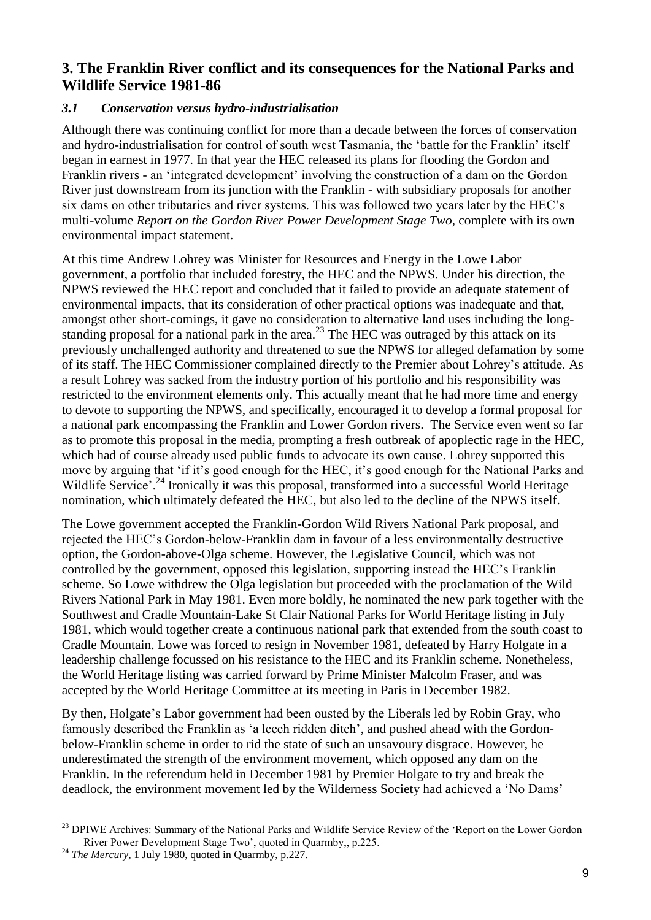## 3. The Franklin River conflict and its consequences for the National Parks and Wildlife Service 1981-86

### *3.1 Conservation versus hydro-industrialisation*

Although there was continuing conflict for more than a decade between the forces of conservation and hydro-industrialisation for control of south west Tasmania, the 'battle for the Franklin' itself began in earnest in 1977. In that year the HEC released its plans for flooding the Gordon and Franklin rivers - an 'integrated development' involving the construction of a dam on the Gordon River just downstream from its junction with the Franklin - with subsidiary proposals for another six dams on other tributaries and river systems. This was followed two years later by the HEC's multi-volume *Report on the Gordon River Power Development Stage Two*, complete with its own environmental impact statement.

At this time Andrew Lohrey was Minister for Resources and Energy in the Lowe Labor government, a portfolio that included forestry, the HEC and the NPWS. Under his direction, the NPWS reviewed the HEC report and concluded that it failed to provide an adequate statement of environmental impacts, that its consideration of other practical options was inadequate and that, amongst other short-comings, it gave no consideration to alternative land uses including the long-standing proposal for a national park in the area.[23] The HEC was outraged by this attack on its previously unchallenged authority and threatened to sue the NPWS for alleged defamation by some of its staff. The HEC Commissioner complained directly to the Premier about Lohrey's attitude. As a result Lohrey was sacked from the industry portion of his portfolio and his responsibility was restricted to the environment elements only. This actually meant that he had more time and energy to devote to supporting the NPWS, and specifically, encouraged it to develop a formal proposal for a national park encompassing the Franklin and Lower Gordon rivers. The Service even went so far as to promote this proposal in the media, prompting a fresh outbreak of apoplectic rage in the HEC, which had of course already used public funds to advocate its own cause. Lohrey supported this move by arguing that 'if it's good enough for the HEC, it's good enough for the National Parks and Wildlife Service'.[24] Ironically it was this proposal, transformed into a successful World Heritage nomination, which ultimately defeated the HEC, but also led to the decline of the NPWS itself.

The Lowe government accepted the Franklin-Gordon Wild Rivers National Park proposal, and rejected the HEC's Gordon-below-Franklin dam in favour of a less environmentally destructive option, the Gordon-above-Olga scheme. However, the Legislative Council, which was not controlled by the government, opposed this legislation, supporting instead the HEC's Franklin scheme. So Lowe withdrew the Olga legislation but proceeded with the proclamation of the Wild Rivers National Park in May 1981. Even more boldly, he nominated the new park together with the Southwest and Cradle Mountain-Lake St Clair National Parks for World Heritage listing in July 1981, which would together create a continuous national park that extended from the south coast to Cradle Mountain. Lowe was forced to resign in November 1981, defeated by Harry Holgate in a leadership challenge focussed on his resistance to the HEC and its Franklin scheme. Nonetheless, the World Heritage listing was carried forward by Prime Minister Malcolm Fraser, and was accepted by the World Heritage Committee at its meeting in Paris in December 1982.

By then, Holgate's Labor government had been ousted by the Liberals led by Robin Gray, who famously described the Franklin as 'a leech ridden ditch', and pushed ahead with the Gordon-below-Franklin scheme in order to rid the state of such an unsavoury disgrace. However, he underestimated the strength of the environment movement, which opposed any dam on the Franklin. In the referendum held in December 1981 by Premier Holgate to try and break the deadlock, the environment movement led by the Wilderness Society had achieved a 'No Dams'

[23] DPIWE Archives: Summary of the National Parks and Wildlife Service Review of the 'Report on the Lower Gordon River Power Development Stage Two', quoted in Quarmby,, p.225.

[24] *The Mercury*, 1 July 1980, quoted in Quarmby, p.227.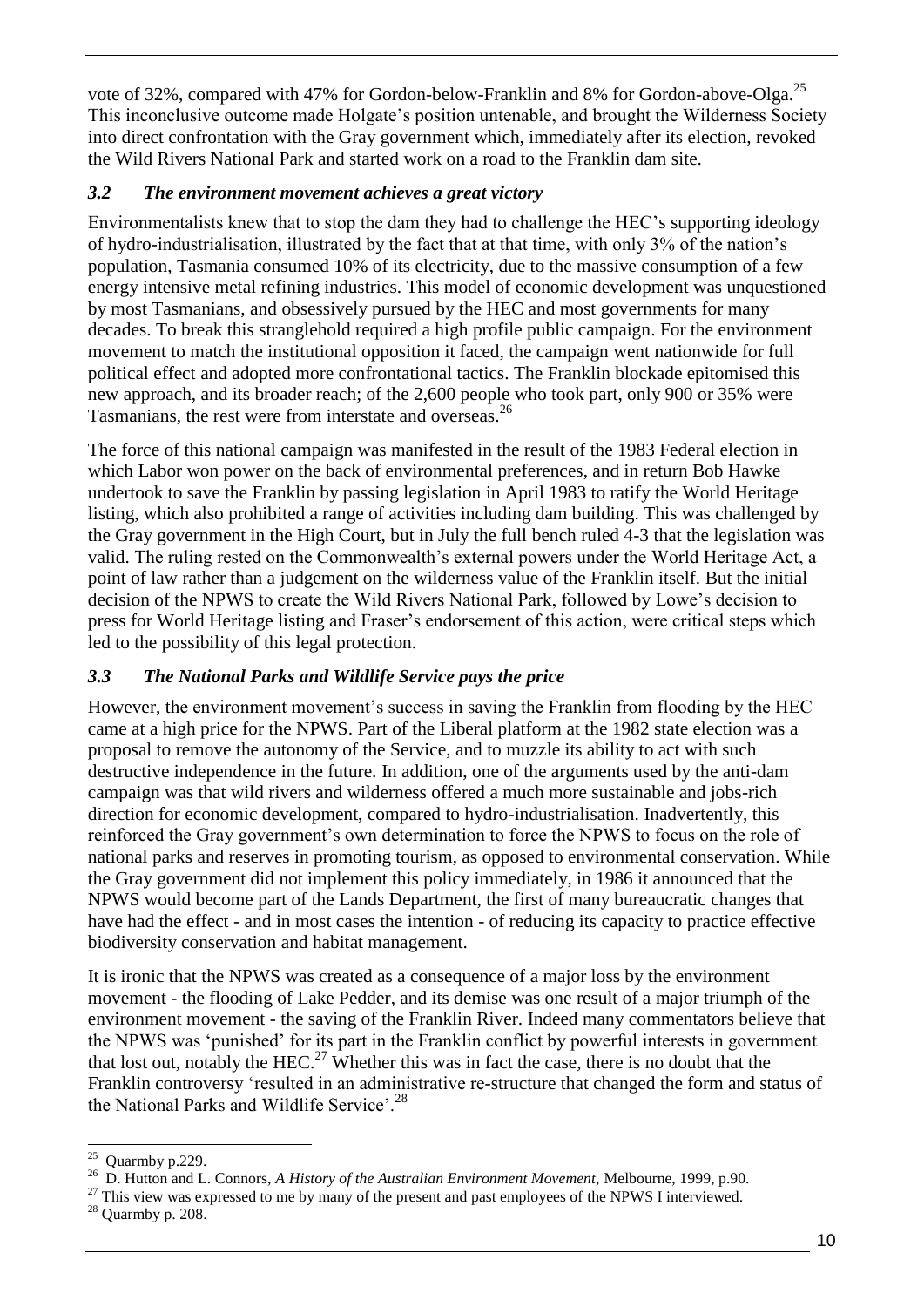vote of 32%, compared with 47% for Gordon-below-Franklin and 8% for Gordon-above-Olga.[25] This inconclusive outcome made Holgate's position untenable, and brought the Wilderness Society into direct confrontation with the Gray government which, immediately after its election, revoked the Wild Rivers National Park and started work on a road to the Franklin dam site.

### *3.2 The environment movement achieves a great victory*

Environmentalists knew that to stop the dam they had to challenge the HEC's supporting ideology of hydro-industrialisation, illustrated by the fact that at that time, with only 3% of the nation's population, Tasmania consumed 10% of its electricity, due to the massive consumption of a few energy intensive metal refining industries. This model of economic development was unquestioned by most Tasmanians, and obsessively pursued by the HEC and most governments for many decades. To break this stranglehold required a high profile public campaign. For the environment movement to match the institutional opposition it faced, the campaign went nationwide for full political effect and adopted more confrontational tactics. The Franklin blockade epitomised this new approach, and its broader reach; of the 2,600 people who took part, only 900 or 35% were Tasmanians, the rest were from interstate and overseas.[26]

The force of this national campaign was manifested in the result of the 1983 Federal election in which Labor won power on the back of environmental preferences, and in return Bob Hawke undertook to save the Franklin by passing legislation in April 1983 to ratify the World Heritage listing, which also prohibited a range of activities including dam building. This was challenged by the Gray government in the High Court, but in July the full bench ruled 4-3 that the legislation was valid. The ruling rested on the Commonwealth's external powers under the World Heritage Act, a point of law rather than a judgement on the wilderness value of the Franklin itself. But the initial decision of the NPWS to create the Wild Rivers National Park, followed by Lowe's decision to press for World Heritage listing and Fraser's endorsement of this action, were critical steps which led to the possibility of this legal protection.

### *3.3 The National Parks and Wildlife Service pays the price*

However, the environment movement's success in saving the Franklin from flooding by the HEC came at a high price for the NPWS. Part of the Liberal platform at the 1982 state election was a proposal to remove the autonomy of the Service, and to muzzle its ability to act with such destructive independence in the future. In addition, one of the arguments used by the anti-dam campaign was that wild rivers and wilderness offered a much more sustainable and jobs-rich direction for economic development, compared to hydro-industrialisation. Inadvertently, this reinforced the Gray government's own determination to force the NPWS to focus on the role of national parks and reserves in promoting tourism, as opposed to environmental conservation. While the Gray government did not implement this policy immediately, in 1986 it announced that the NPWS would become part of the Lands Department, the first of many bureaucratic changes that have had the effect - and in most cases the intention - of reducing its capacity to practice effective biodiversity conservation and habitat management.

It is ironic that the NPWS was created as a consequence of a major loss by the environment movement - the flooding of Lake Pedder, and its demise was one result of a major triumph of the environment movement - the saving of the Franklin River. Indeed many commentators believe that the NPWS was 'punished' for its part in the Franklin conflict by powerful interests in government that lost out, notably the HEC.[27] Whether this was in fact the case, there is no doubt that the Franklin controversy 'resulted in an administrative re-structure that changed the form and status of the National Parks and Wildlife Service'.[28]

---

[25] Quarmby p.229.

[26] D. Hutton and L. Connors, *A History of the Australian Environment Movement*, Melbourne, 1999, p.90.

[27] This view was expressed to me by many of the present and past employees of the NPWS I interviewed.

[28] Quarmby p. 208.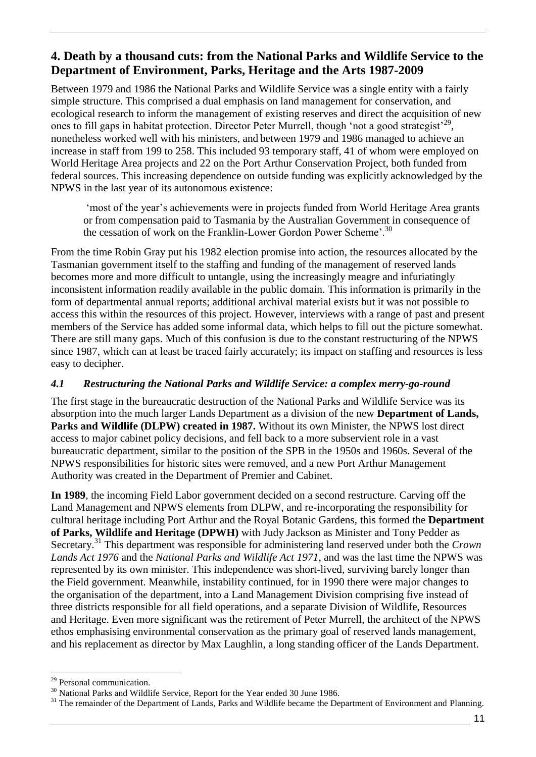## 4. Death by a thousand cuts: from the National Parks and Wildlife Service to the Department of Environment, Parks, Heritage and the Arts 1987-2009

Between 1979 and 1986 the National Parks and Wildlife Service was a single entity with a fairly simple structure. This comprised a dual emphasis on land management for conservation, and ecological research to inform the management of existing reserves and direct the acquisition of new ones to fill gaps in habitat protection. Director Peter Murrell, though 'not a good strategist'[29], nonetheless worked well with his ministers, and between 1979 and 1986 managed to achieve an increase in staff from 199 to 258. This included 93 temporary staff, 41 of whom were employed on World Heritage Area projects and 22 on the Port Arthur Conservation Project, both funded from federal sources. This increasing dependence on outside funding was explicitly acknowledged by the NPWS in the last year of its autonomous existence:

> 'most of the year's achievements were in projects funded from World Heritage Area grants or from compensation paid to Tasmania by the Australian Government in consequence of the cessation of work on the Franklin-Lower Gordon Power Scheme'.[30]

From the time Robin Gray put his 1982 election promise into action, the resources allocated by the Tasmanian government itself to the staffing and funding of the management of reserved lands becomes more and more difficult to untangle, using the increasingly meagre and infuriatingly inconsistent information readily available in the public domain. This information is primarily in the form of departmental annual reports; additional archival material exists but it was not possible to access this within the resources of this project. However, interviews with a range of past and present members of the Service has added some informal data, which helps to fill out the picture somewhat. There are still many gaps. Much of this confusion is due to the constant restructuring of the NPWS since 1987, which can at least be traced fairly accurately; its impact on staffing and resources is less easy to decipher.

### *4.1 Restructuring the National Parks and Wildlife Service: a complex merry-go-round*

The first stage in the bureaucratic destruction of the National Parks and Wildlife Service was its absorption into the much larger Lands Department as a division of the new **Department of Lands, Parks and Wildlife (DLPW) created in 1987.** Without its own Minister, the NPWS lost direct access to major cabinet policy decisions, and fell back to a more subservient role in a vast bureaucratic department, similar to the position of the SPB in the 1950s and 1960s. Several of the NPWS responsibilities for historic sites were removed, and a new Port Arthur Management Authority was created in the Department of Premier and Cabinet.

**In 1989**, the incoming Field Labor government decided on a second restructure. Carving off the Land Management and NPWS elements from DLPW, and re-incorporating the responsibility for cultural heritage including Port Arthur and the Royal Botanic Gardens, this formed the **Department of Parks, Wildlife and Heritage (DPWH)** with Judy Jackson as Minister and Tony Pedder as Secretary.[31] This department was responsible for administering land reserved under both the *Crown Lands Act 1976* and the *National Parks and Wildlife Act 1971*, and was the last time the NPWS was represented by its own minister. This independence was short-lived, surviving barely longer than the Field government. Meanwhile, instability continued, for in 1990 there were major changes to the organisation of the department, into a Land Management Division comprising five instead of three districts responsible for all field operations, and a separate Division of Wildlife, Resources and Heritage. Even more significant was the retirement of Peter Murrell, the architect of the NPWS ethos emphasising environmental conservation as the primary goal of reserved lands management, and his replacement as director by Max Laughlin, a long standing officer of the Lands Department.

---

[29] Personal communication.

[30] National Parks and Wildlife Service, Report for the Year ended 30 June 1986.

[31] The remainder of the Department of Lands, Parks and Wildlife became the Department of Environment and Planning.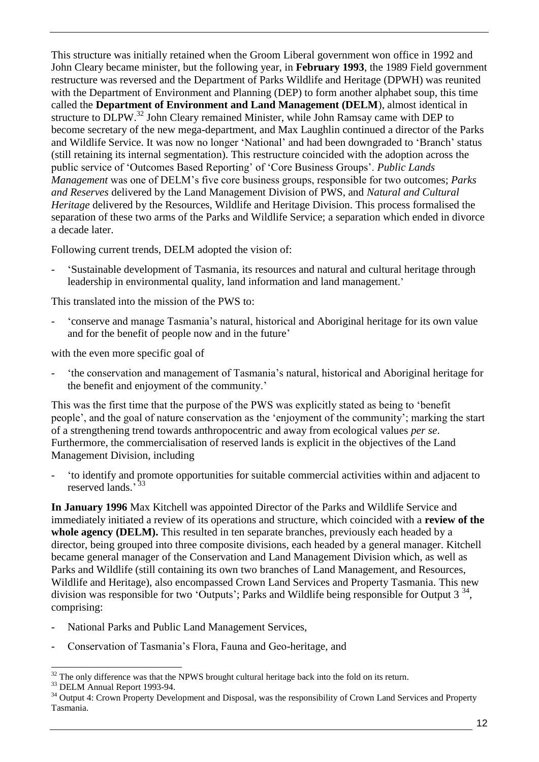This structure was initially retained when the Groom Liberal government won office in 1992 and John Cleary became minister, but the following year, in **February 1993**, the 1989 Field government restructure was reversed and the Department of Parks Wildlife and Heritage (DPWH) was reunited with the Department of Environment and Planning (DEP) to form another alphabet soup, this time called the **Department of Environment and Land Management (DELM**), almost identical in structure to DLPW.[32] John Cleary remained Minister, while John Ramsay came with DEP to become secretary of the new mega-department, and Max Laughlin continued a director of the Parks and Wildlife Service. It was now no longer 'National' and had been downgraded to 'Branch' status (still retaining its internal segmentation). This restructure coincided with the adoption across the public service of 'Outcomes Based Reporting' of 'Core Business Groups'. *Public Lands Management* was one of DELM's five core business groups, responsible for two outcomes; *Parks and Reserves* delivered by the Land Management Division of PWS, and *Natural and Cultural Heritage* delivered by the Resources, Wildlife and Heritage Division. This process formalised the separation of these two arms of the Parks and Wildlife Service; a separation which ended in divorce a decade later.

Following current trends, DELM adopted the vision of:

- 'Sustainable development of Tasmania, its resources and natural and cultural heritage through leadership in environmental quality, land information and land management.'

This translated into the mission of the PWS to:

- 'conserve and manage Tasmania's natural, historical and Aboriginal heritage for its own value and for the benefit of people now and in the future'

with the even more specific goal of

- 'the conservation and management of Tasmania's natural, historical and Aboriginal heritage for the benefit and enjoyment of the community.'

This was the first time that the purpose of the PWS was explicitly stated as being to 'benefit people', and the goal of nature conservation as the 'enjoyment of the community'; marking the start of a strengthening trend towards anthropocentric and away from ecological values *per se*. Furthermore, the commercialisation of reserved lands is explicit in the objectives of the Land Management Division, including

- 'to identify and promote opportunities for suitable commercial activities within and adjacent to reserved lands.'[33]

**In January 1996** Max Kitchell was appointed Director of the Parks and Wildlife Service and immediately initiated a review of its operations and structure, which coincided with a **review of the whole agency (DELM).** This resulted in ten separate branches, previously each headed by a director, being grouped into three composite divisions, each headed by a general manager. Kitchell became general manager of the Conservation and Land Management Division which, as well as Parks and Wildlife (still containing its own two branches of Land Management, and Resources, Wildlife and Heritage), also encompassed Crown Land Services and Property Tasmania. This new division was responsible for two 'Outputs'; Parks and Wildlife being responsible for Output 3 [34], comprising:

- National Parks and Public Land Management Services,
- Conservation of Tasmania's Flora, Fauna and Geo-heritage, and

---

[32] The only difference was that the NPWS brought cultural heritage back into the fold on its return.

[33] DELM Annual Report 1993-94.

[34] Output 4: Crown Property Development and Disposal, was the responsibility of Crown Land Services and Property Tasmania.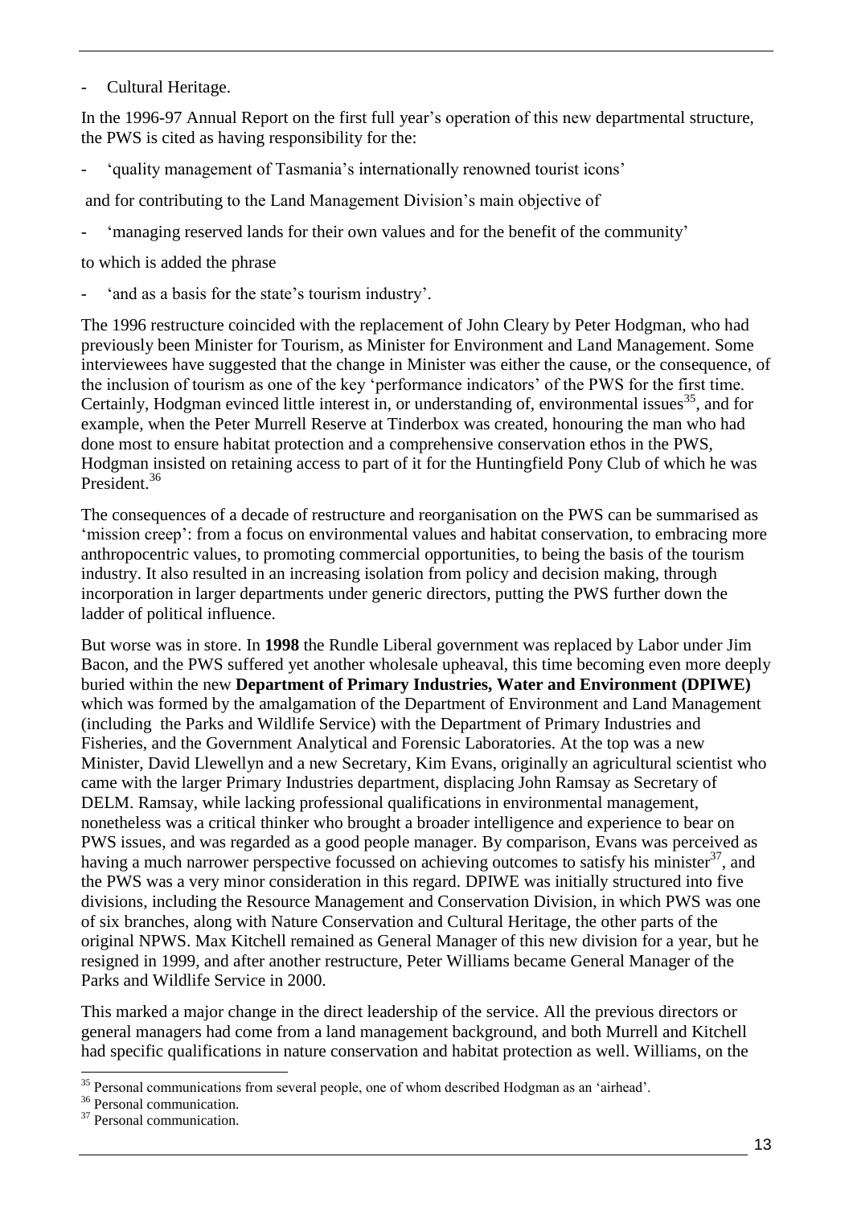- Cultural Heritage.

In the 1996-97 Annual Report on the first full year's operation of this new departmental structure, the PWS is cited as having responsibility for the:

- 'quality management of Tasmania's internationally renowned tourist icons'

and for contributing to the Land Management Division's main objective of

- 'managing reserved lands for their own values and for the benefit of the community'

to which is added the phrase

- 'and as a basis for the state's tourism industry'.

The 1996 restructure coincided with the replacement of John Cleary by Peter Hodgman, who had previously been Minister for Tourism, as Minister for Environment and Land Management. Some interviewees have suggested that the change in Minister was either the cause, or the consequence, of the inclusion of tourism as one of the key 'performance indicators' of the PWS for the first time. Certainly, Hodgman evinced little interest in, or understanding of, environmental issues[35], and for example, when the Peter Murrell Reserve at Tinderbox was created, honouring the man who had done most to ensure habitat protection and a comprehensive conservation ethos in the PWS, Hodgman insisted on retaining access to part of it for the Huntingfield Pony Club of which he was President.[36]

The consequences of a decade of restructure and reorganisation on the PWS can be summarised as 'mission creep': from a focus on environmental values and habitat conservation, to embracing more anthropocentric values, to promoting commercial opportunities, to being the basis of the tourism industry. It also resulted in an increasing isolation from policy and decision making, through incorporation in larger departments under generic directors, putting the PWS further down the ladder of political influence.

But worse was in store. In **1998** the Rundle Liberal government was replaced by Labor under Jim Bacon, and the PWS suffered yet another wholesale upheaval, this time becoming even more deeply buried within the new **Department of Primary Industries, Water and Environment (DPIWE)** which was formed by the amalgamation of the Department of Environment and Land Management (including the Parks and Wildlife Service) with the Department of Primary Industries and Fisheries, and the Government Analytical and Forensic Laboratories. At the top was a new Minister, David Llewellyn and a new Secretary, Kim Evans, originally an agricultural scientist who came with the larger Primary Industries department, displacing John Ramsay as Secretary of DELM. Ramsay, while lacking professional qualifications in environmental management, nonetheless was a critical thinker who brought a broader intelligence and experience to bear on PWS issues, and was regarded as a good people manager. By comparison, Evans was perceived as having a much narrower perspective focussed on achieving outcomes to satisfy his minister[37], and the PWS was a very minor consideration in this regard. DPIWE was initially structured into five divisions, including the Resource Management and Conservation Division, in which PWS was one of six branches, along with Nature Conservation and Cultural Heritage, the other parts of the original NPWS. Max Kitchell remained as General Manager of this new division for a year, but he resigned in 1999, and after another restructure, Peter Williams became General Manager of the Parks and Wildlife Service in 2000.

This marked a major change in the direct leadership of the service. All the previous directors or general managers had come from a land management background, and both Murrell and Kitchell had specific qualifications in nature conservation and habitat protection as well. Williams, on the

---

[35] Personal communications from several people, one of whom described Hodgman as an 'airhead'.

[36] Personal communication.

[37] Personal communication.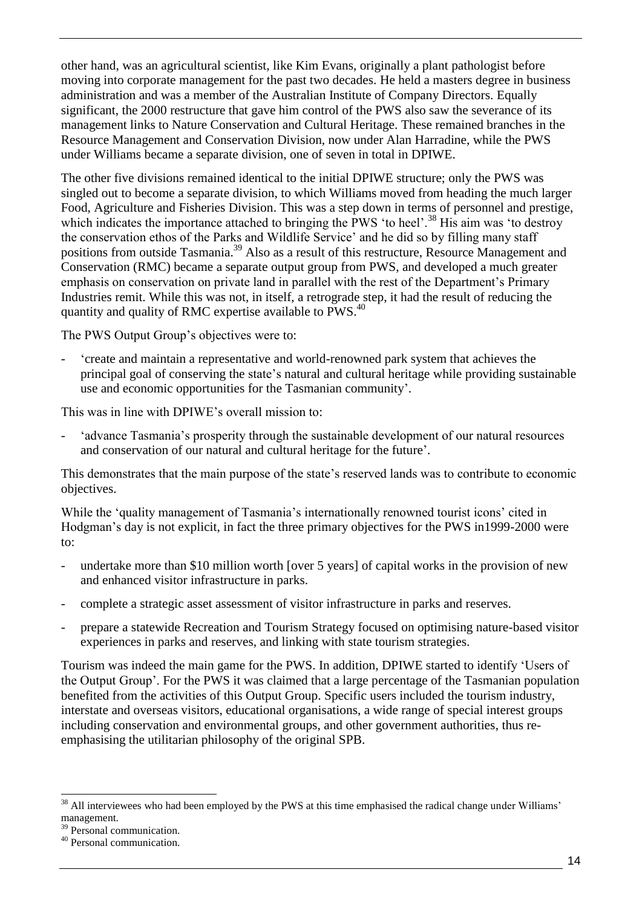other hand, was an agricultural scientist, like Kim Evans, originally a plant pathologist before moving into corporate management for the past two decades. He held a masters degree in business administration and was a member of the Australian Institute of Company Directors. Equally significant, the 2000 restructure that gave him control of the PWS also saw the severance of its management links to Nature Conservation and Cultural Heritage. These remained branches in the Resource Management and Conservation Division, now under Alan Harradine, while the PWS under Williams became a separate division, one of seven in total in DPIWE.

The other five divisions remained identical to the initial DPIWE structure; only the PWS was singled out to become a separate division, to which Williams moved from heading the much larger Food, Agriculture and Fisheries Division. This was a step down in terms of personnel and prestige, which indicates the importance attached to bringing the PWS 'to heel'.[38] His aim was 'to destroy the conservation ethos of the Parks and Wildlife Service' and he did so by filling many staff positions from outside Tasmania.[39] Also as a result of this restructure, Resource Management and Conservation (RMC) became a separate output group from PWS, and developed a much greater emphasis on conservation on private land in parallel with the rest of the Department's Primary Industries remit. While this was not, in itself, a retrograde step, it had the result of reducing the quantity and quality of RMC expertise available to PWS.[40]

The PWS Output Group's objectives were to:

- 'create and maintain a representative and world-renowned park system that achieves the principal goal of conserving the state's natural and cultural heritage while providing sustainable use and economic opportunities for the Tasmanian community'.

This was in line with DPIWE's overall mission to:

- 'advance Tasmania's prosperity through the sustainable development of our natural resources and conservation of our natural and cultural heritage for the future'.

This demonstrates that the main purpose of the state's reserved lands was to contribute to economic objectives.

While the 'quality management of Tasmania's internationally renowned tourist icons' cited in Hodgman's day is not explicit, in fact the three primary objectives for the PWS in1999-2000 were to:

- undertake more than $10 million worth [over 5 years] of capital works in the provision of new and enhanced visitor infrastructure in parks.
- complete a strategic asset assessment of visitor infrastructure in parks and reserves.
- prepare a statewide Recreation and Tourism Strategy focused on optimising nature-based visitor experiences in parks and reserves, and linking with state tourism strategies.

Tourism was indeed the main game for the PWS. In addition, DPIWE started to identify 'Users of the Output Group'. For the PWS it was claimed that a large percentage of the Tasmanian population benefited from the activities of this Output Group. Specific users included the tourism industry, interstate and overseas visitors, educational organisations, a wide range of special interest groups including conservation and environmental groups, and other government authorities, thus re-emphasising the utilitarian philosophy of the original SPB.

---

[38] All interviewees who had been employed by the PWS at this time emphasised the radical change under Williams' management.

[39] Personal communication.

[40] Personal communication.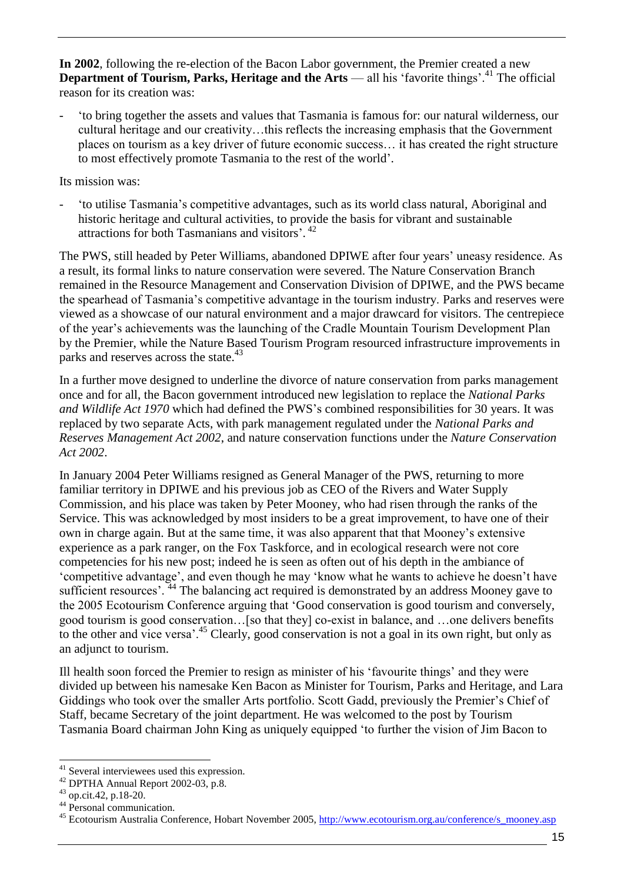**In 2002**, following the re-election of the Bacon Labor government, the Premier created a new **Department of Tourism, Parks, Heritage and the Arts** — all his 'favorite things'.[41] The official reason for its creation was:

- 'to bring together the assets and values that Tasmania is famous for: our natural wilderness, our cultural heritage and our creativity…this reflects the increasing emphasis that the Government places on tourism as a key driver of future economic success… it has created the right structure to most effectively promote Tasmania to the rest of the world'.

Its mission was:

- 'to utilise Tasmania's competitive advantages, such as its world class natural, Aboriginal and historic heritage and cultural activities, to provide the basis for vibrant and sustainable attractions for both Tasmanians and visitors'. [42]

The PWS, still headed by Peter Williams, abandoned DPIWE after four years' uneasy residence. As a result, its formal links to nature conservation were severed. The Nature Conservation Branch remained in the Resource Management and Conservation Division of DPIWE, and the PWS became the spearhead of Tasmania's competitive advantage in the tourism industry. Parks and reserves were viewed as a showcase of our natural environment and a major drawcard for visitors. The centrepiece of the year's achievements was the launching of the Cradle Mountain Tourism Development Plan by the Premier, while the Nature Based Tourism Program resourced infrastructure improvements in parks and reserves across the state.[43]

In a further move designed to underline the divorce of nature conservation from parks management once and for all, the Bacon government introduced new legislation to replace the *National Parks and Wildlife Act 1970* which had defined the PWS's combined responsibilities for 30 years. It was replaced by two separate Acts, with park management regulated under the *National Parks and Reserves Management Act 2002*, and nature conservation functions under the *Nature Conservation Act 2002*.

In January 2004 Peter Williams resigned as General Manager of the PWS, returning to more familiar territory in DPIWE and his previous job as CEO of the Rivers and Water Supply Commission, and his place was taken by Peter Mooney, who had risen through the ranks of the Service. This was acknowledged by most insiders to be a great improvement, to have one of their own in charge again. But at the same time, it was also apparent that that Mooney's extensive experience as a park ranger, on the Fox Taskforce, and in ecological research were not core competencies for his new post; indeed he is seen as often out of his depth in the ambiance of 'competitive advantage', and even though he may 'know what he wants to achieve he doesn't have sufficient resources'. [44] The balancing act required is demonstrated by an address Mooney gave to the 2005 Ecotourism Conference arguing that 'Good conservation is good tourism and conversely, good tourism is good conservation…[so that they] co-exist in balance, and …one delivers benefits to the other and vice versa'.[45] Clearly, good conservation is not a goal in its own right, but only as an adjunct to tourism.

Ill health soon forced the Premier to resign as minister of his 'favourite things' and they were divided up between his namesake Ken Bacon as Minister for Tourism, Parks and Heritage, and Lara Giddings who took over the smaller Arts portfolio. Scott Gadd, previously the Premier's Chief of Staff, became Secretary of the joint department. He was welcomed to the post by Tourism Tasmania Board chairman John King as uniquely equipped 'to further the vision of Jim Bacon to

---

[41] Several interviewees used this expression.

[42] DPTHA Annual Report 2002-03, p.8.

[43] op.cit.42, p.18-20.

[44] Personal communication.

[45] Ecotourism Australia Conference, Hobart November 2005, http://www.ecotourism.org.au/conference/s_mooney.asp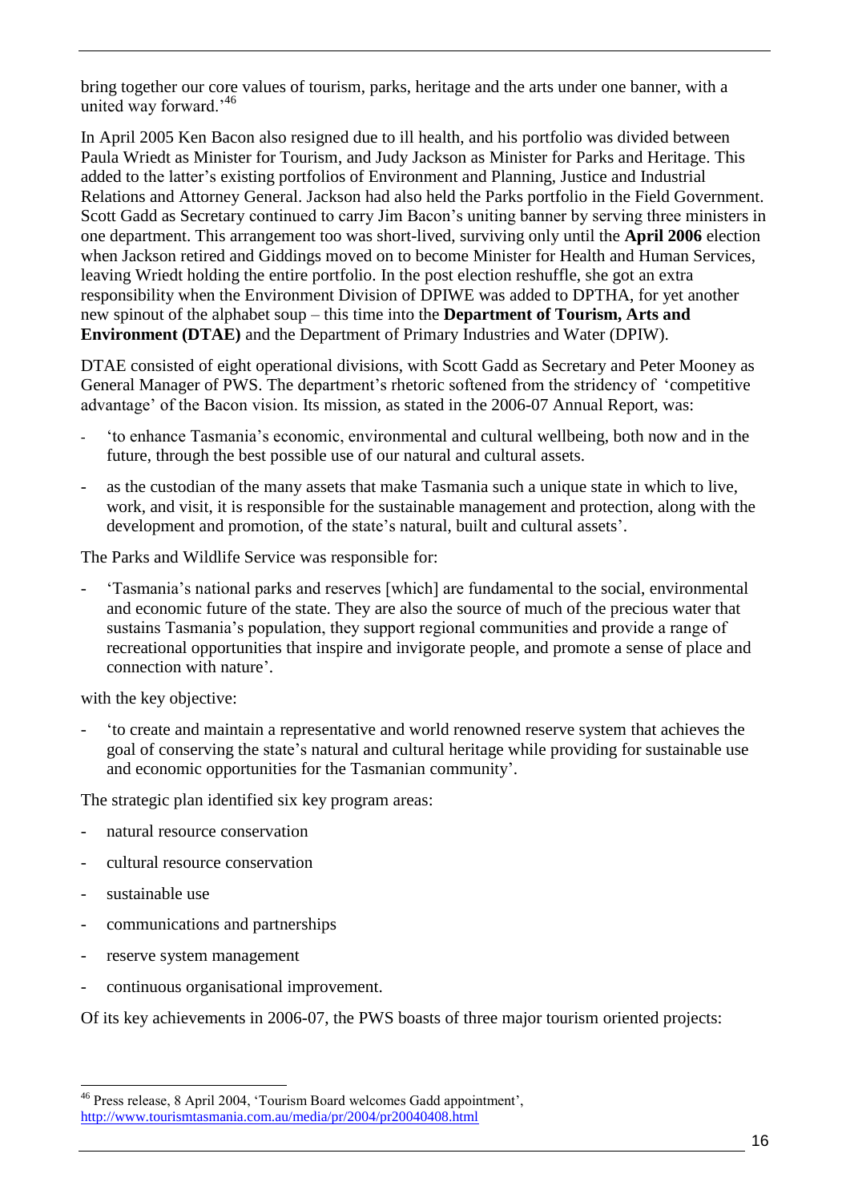bring together our core values of tourism, parks, heritage and the arts under one banner, with a united way forward.'[46]

In April 2005 Ken Bacon also resigned due to ill health, and his portfolio was divided between Paula Wriedt as Minister for Tourism, and Judy Jackson as Minister for Parks and Heritage. This added to the latter's existing portfolios of Environment and Planning, Justice and Industrial Relations and Attorney General. Jackson had also held the Parks portfolio in the Field Government. Scott Gadd as Secretary continued to carry Jim Bacon's uniting banner by serving three ministers in one department. This arrangement too was short-lived, surviving only until the **April 2006** election when Jackson retired and Giddings moved on to become Minister for Health and Human Services, leaving Wriedt holding the entire portfolio. In the post election reshuffle, she got an extra responsibility when the Environment Division of DPIWE was added to DPTHA, for yet another new spinout of the alphabet soup – this time into the **Department of Tourism, Arts and Environment (DTAE)** and the Department of Primary Industries and Water (DPIW).

DTAE consisted of eight operational divisions, with Scott Gadd as Secretary and Peter Mooney as General Manager of PWS. The department's rhetoric softened from the stridency of 'competitive advantage' of the Bacon vision. Its mission, as stated in the 2006-07 Annual Report, was:

- 'to enhance Tasmania's economic, environmental and cultural wellbeing, both now and in the future, through the best possible use of our natural and cultural assets.
- as the custodian of the many assets that make Tasmania such a unique state in which to live, work, and visit, it is responsible for the sustainable management and protection, along with the development and promotion, of the state's natural, built and cultural assets'.

The Parks and Wildlife Service was responsible for:

- 'Tasmania's national parks and reserves [which] are fundamental to the social, environmental and economic future of the state. They are also the source of much of the precious water that sustains Tasmania's population, they support regional communities and provide a range of recreational opportunities that inspire and invigorate people, and promote a sense of place and connection with nature'.

with the key objective:

- 'to create and maintain a representative and world renowned reserve system that achieves the goal of conserving the state's natural and cultural heritage while providing for sustainable use and economic opportunities for the Tasmanian community'.

The strategic plan identified six key program areas:

- natural resource conservation
- cultural resource conservation
- sustainable use
- communications and partnerships
- reserve system management
- continuous organisational improvement.

Of its key achievements in 2006-07, the PWS boasts of three major tourism oriented projects:

---

[46] Press release, 8 April 2004, 'Tourism Board welcomes Gadd appointment', http://www.tourismtasmania.com.au/media/pr/2004/pr20040408.html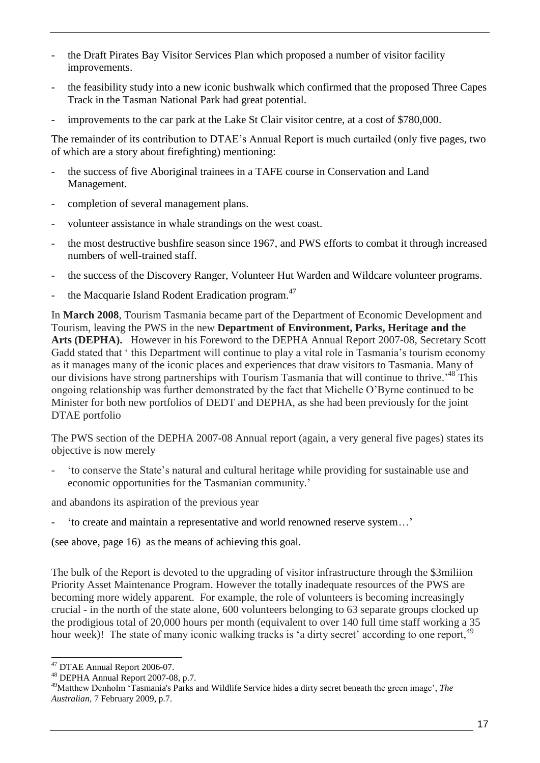- the Draft Pirates Bay Visitor Services Plan which proposed a number of visitor facility improvements.
- the feasibility study into a new iconic bushwalk which confirmed that the proposed Three Capes Track in the Tasman National Park had great potential.
- improvements to the car park at the Lake St Clair visitor centre, at a cost of $780,000.

The remainder of its contribution to DTAE's Annual Report is much curtailed (only five pages, two of which are a story about firefighting) mentioning:

- the success of five Aboriginal trainees in a TAFE course in Conservation and Land Management.
- completion of several management plans.
- volunteer assistance in whale strandings on the west coast.
- the most destructive bushfire season since 1967, and PWS efforts to combat it through increased numbers of well-trained staff.
- the success of the Discovery Ranger, Volunteer Hut Warden and Wildcare volunteer programs.
- the Macquarie Island Rodent Eradication program.[47]

In **March 2008**, Tourism Tasmania became part of the Department of Economic Development and Tourism, leaving the PWS in the new **Department of Environment, Parks, Heritage and the Arts (DEPHA).** However in his Foreword to the DEPHA Annual Report 2007-08, Secretary Scott Gadd stated that ' this Department will continue to play a vital role in Tasmania's tourism economy as it manages many of the iconic places and experiences that draw visitors to Tasmania. Many of our divisions have strong partnerships with Tourism Tasmania that will continue to thrive.'[48] This ongoing relationship was further demonstrated by the fact that Michelle O'Byrne continued to be Minister for both new portfolios of DEDT and DEPHA, as she had been previously for the joint DTAE portfolio

The PWS section of the DEPHA 2007-08 Annual report (again, a very general five pages) states its objective is now merely

- 'to conserve the State's natural and cultural heritage while providing for sustainable use and economic opportunities for the Tasmanian community.'

and abandons its aspiration of the previous year

- 'to create and maintain a representative and world renowned reserve system…'

(see above, page 16) as the means of achieving this goal.

The bulk of the Report is devoted to the upgrading of visitor infrastructure through the $3miliion Priority Asset Maintenance Program. However the totally inadequate resources of the PWS are becoming more widely apparent. For example, the role of volunteers is becoming increasingly crucial - in the north of the state alone, 600 volunteers belonging to 63 separate groups clocked up the prodigious total of 20,000 hours per month (equivalent to over 140 full time staff working a 35 hour week)! The state of many iconic walking tracks is 'a dirty secret' according to one report,[49]

---

[47] DTAE Annual Report 2006-07.

[48] DEPHA Annual Report 2007-08, p.7.

[49] Matthew Denholm 'Tasmania's Parks and Wildlife Service hides a dirty secret beneath the green image', *The Australian*, 7 February 2009, p.7.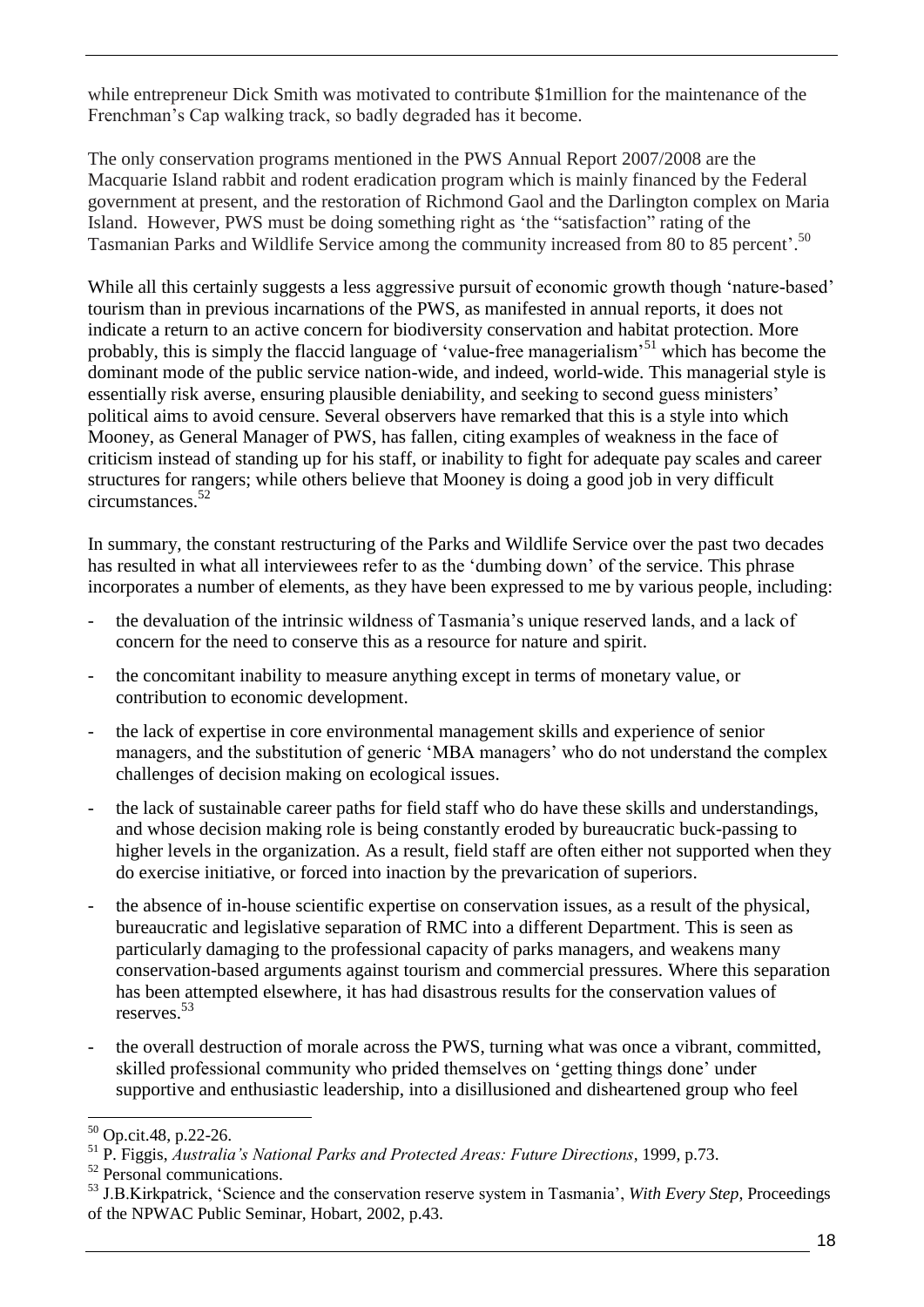while entrepreneur Dick Smith was motivated to contribute $1million for the maintenance of the Frenchman's Cap walking track, so badly degraded has it become.

The only conservation programs mentioned in the PWS Annual Report 2007/2008 are the Macquarie Island rabbit and rodent eradication program which is mainly financed by the Federal government at present, and the restoration of Richmond Gaol and the Darlington complex on Maria Island. However, PWS must be doing something right as 'the "satisfaction" rating of the Tasmanian Parks and Wildlife Service among the community increased from 80 to 85 percent'.[50]

While all this certainly suggests a less aggressive pursuit of economic growth though 'nature-based' tourism than in previous incarnations of the PWS, as manifested in annual reports, it does not indicate a return to an active concern for biodiversity conservation and habitat protection. More probably, this is simply the flaccid language of 'value-free managerialism'[51] which has become the dominant mode of the public service nation-wide, and indeed, world-wide. This managerial style is essentially risk averse, ensuring plausible deniability, and seeking to second guess ministers' political aims to avoid censure. Several observers have remarked that this is a style into which Mooney, as General Manager of PWS, has fallen, citing examples of weakness in the face of criticism instead of standing up for his staff, or inability to fight for adequate pay scales and career structures for rangers; while others believe that Mooney is doing a good job in very difficult circumstances.[52]

In summary, the constant restructuring of the Parks and Wildlife Service over the past two decades has resulted in what all interviewees refer to as the 'dumbing down' of the service. This phrase incorporates a number of elements, as they have been expressed to me by various people, including:

- the devaluation of the intrinsic wildness of Tasmania's unique reserved lands, and a lack of concern for the need to conserve this as a resource for nature and spirit.
- the concomitant inability to measure anything except in terms of monetary value, or contribution to economic development.
- the lack of expertise in core environmental management skills and experience of senior managers, and the substitution of generic 'MBA managers' who do not understand the complex challenges of decision making on ecological issues.
- the lack of sustainable career paths for field staff who do have these skills and understandings, and whose decision making role is being constantly eroded by bureaucratic buck-passing to higher levels in the organization. As a result, field staff are often either not supported when they do exercise initiative, or forced into inaction by the prevarication of superiors.
- the absence of in-house scientific expertise on conservation issues, as a result of the physical, bureaucratic and legislative separation of RMC into a different Department. This is seen as particularly damaging to the professional capacity of parks managers, and weakens many conservation-based arguments against tourism and commercial pressures. Where this separation has been attempted elsewhere, it has had disastrous results for the conservation values of reserves.[53]
- the overall destruction of morale across the PWS, turning what was once a vibrant, committed, skilled professional community who prided themselves on 'getting things done' under supportive and enthusiastic leadership, into a disillusioned and disheartened group who feel

---

[50] Op.cit.48, p.22-26.

[51] P. Figgis, *Australia's National Parks and Protected Areas: Future Directions*, 1999, p.73.

[52] Personal communications.

[53] J.B.Kirkpatrick, 'Science and the conservation reserve system in Tasmania', *With Every Step*, Proceedings of the NPWAC Public Seminar, Hobart, 2002, p.43.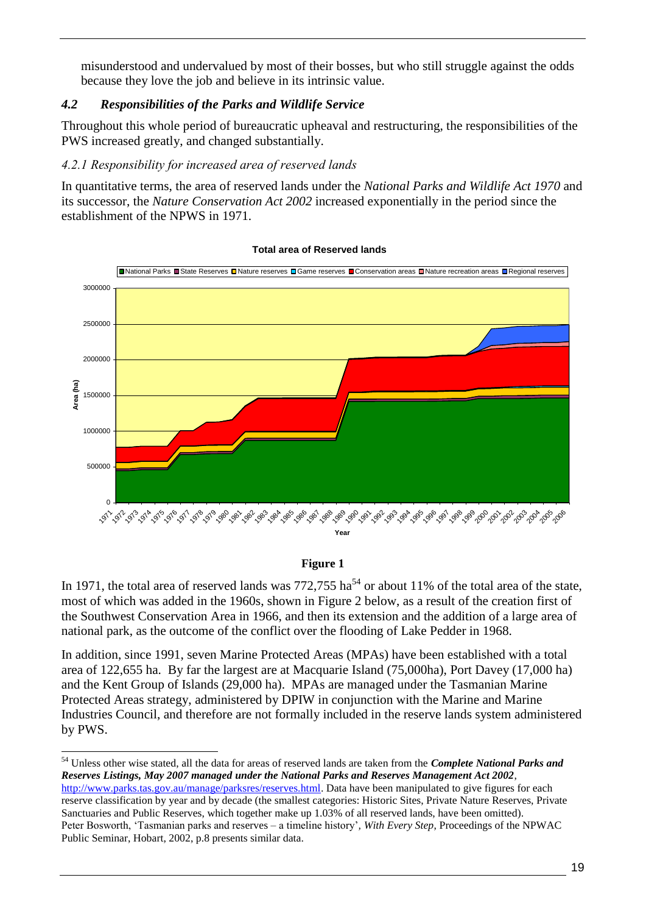misunderstood and undervalued by most of their bosses, but who still struggle against the odds because they love the job and believe in its intrinsic value.

### *4.2 Responsibilities of the Parks and Wildlife Service*

Throughout this whole period of bureaucratic upheaval and restructuring, the responsibilities of the PWS increased greatly, and changed substantially.

#### *4.2.1 Responsibility for increased area of reserved lands*

In quantitative terms, the area of reserved lands under the *National Parks and Wildlife Act 1970* and its successor, the *Nature Conservation Act 2002* increased exponentially in the period since the establishment of the NPWS in 1971.

**Total area of Reserved lands**

**Figure 1**

In 1971, the total area of reserved lands was 772,755 ha[54] or about 11% of the total area of the state, most of which was added in the 1960s, shown in Figure 2 below, as a result of the creation first of the Southwest Conservation Area in 1966, and then its extension and the addition of a large area of national park, as the outcome of the conflict over the flooding of Lake Pedder in 1968.

In addition, since 1991, seven Marine Protected Areas (MPAs) have been established with a total area of 122,655 ha. By far the largest are at Macquarie Island (75,000ha), Port Davey (17,000 ha) and the Kent Group of Islands (29,000 ha). MPAs are managed under the Tasmanian Marine Protected Areas strategy, administered by DPIW in conjunction with the Marine and Marine Industries Council, and therefore are not formally included in the reserve lands system administered by PWS.

---

[54] Unless other wise stated, all the data for areas of reserved lands are taken from the ***Complete National Parks and Reserves Listings, May 2007 managed under the National Parks and Reserves Management Act 2002***, http://www.parks.tas.gov.au/manage/parksres/reserves.html. Data have been manipulated to give figures for each reserve classification by year and by decade (the smallest categories: Historic Sites, Private Nature Reserves, Private Sanctuaries and Public Reserves, which together make up 1.03% of all reserved lands, have been omitted). Peter Bosworth, 'Tasmanian parks and reserves – a timeline history', *With Every Step*, Proceedings of the NPWAC Public Seminar, Hobart, 2002, p.8 presents similar data.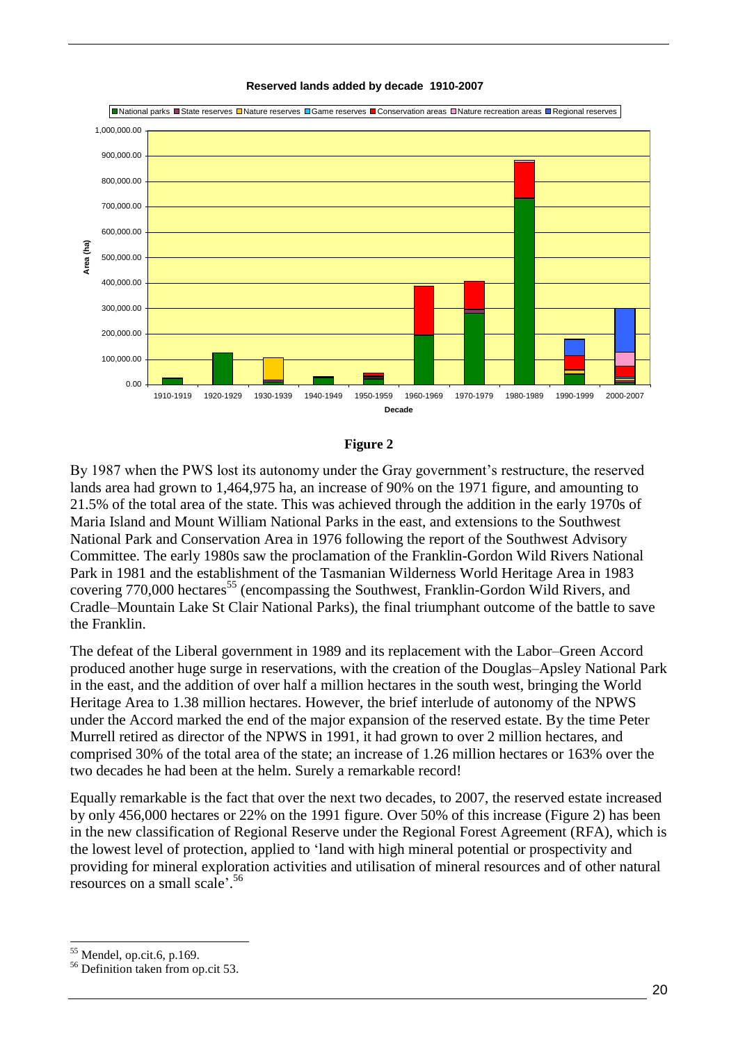**Reserved lands added by decade 1910-2007**

**Figure 2**

By 1987 when the PWS lost its autonomy under the Gray government's restructure, the reserved lands area had grown to 1,464,975 ha, an increase of 90% on the 1971 figure, and amounting to 21.5% of the total area of the state. This was achieved through the addition in the early 1970s of Maria Island and Mount William National Parks in the east, and extensions to the Southwest National Park and Conservation Area in 1976 following the report of the Southwest Advisory Committee. The early 1980s saw the proclamation of the Franklin-Gordon Wild Rivers National Park in 1981 and the establishment of the Tasmanian Wilderness World Heritage Area in 1983 covering 770,000 hectares[55] (encompassing the Southwest, Franklin-Gordon Wild Rivers, and Cradle–Mountain Lake St Clair National Parks), the final triumphant outcome of the battle to save the Franklin.

The defeat of the Liberal government in 1989 and its replacement with the Labor–Green Accord produced another huge surge in reservations, with the creation of the Douglas–Apsley National Park in the east, and the addition of over half a million hectares in the south west, bringing the World Heritage Area to 1.38 million hectares. However, the brief interlude of autonomy of the NPWS under the Accord marked the end of the major expansion of the reserved estate. By the time Peter Murrell retired as director of the NPWS in 1991, it had grown to over 2 million hectares, and comprised 30% of the total area of the state; an increase of 1.26 million hectares or 163% over the two decades he had been at the helm. Surely a remarkable record!

Equally remarkable is the fact that over the next two decades, to 2007, the reserved estate increased by only 456,000 hectares or 22% on the 1991 figure. Over 50% of this increase (Figure 2) has been in the new classification of Regional Reserve under the Regional Forest Agreement (RFA), which is the lowest level of protection, applied to 'land with high mineral potential or prospectivity and providing for mineral exploration activities and utilisation of mineral resources and of other natural resources on a small scale'.[56]

---

[55] Mendel, op.cit.6, p.169.

[56] Definition taken from op.cit 53.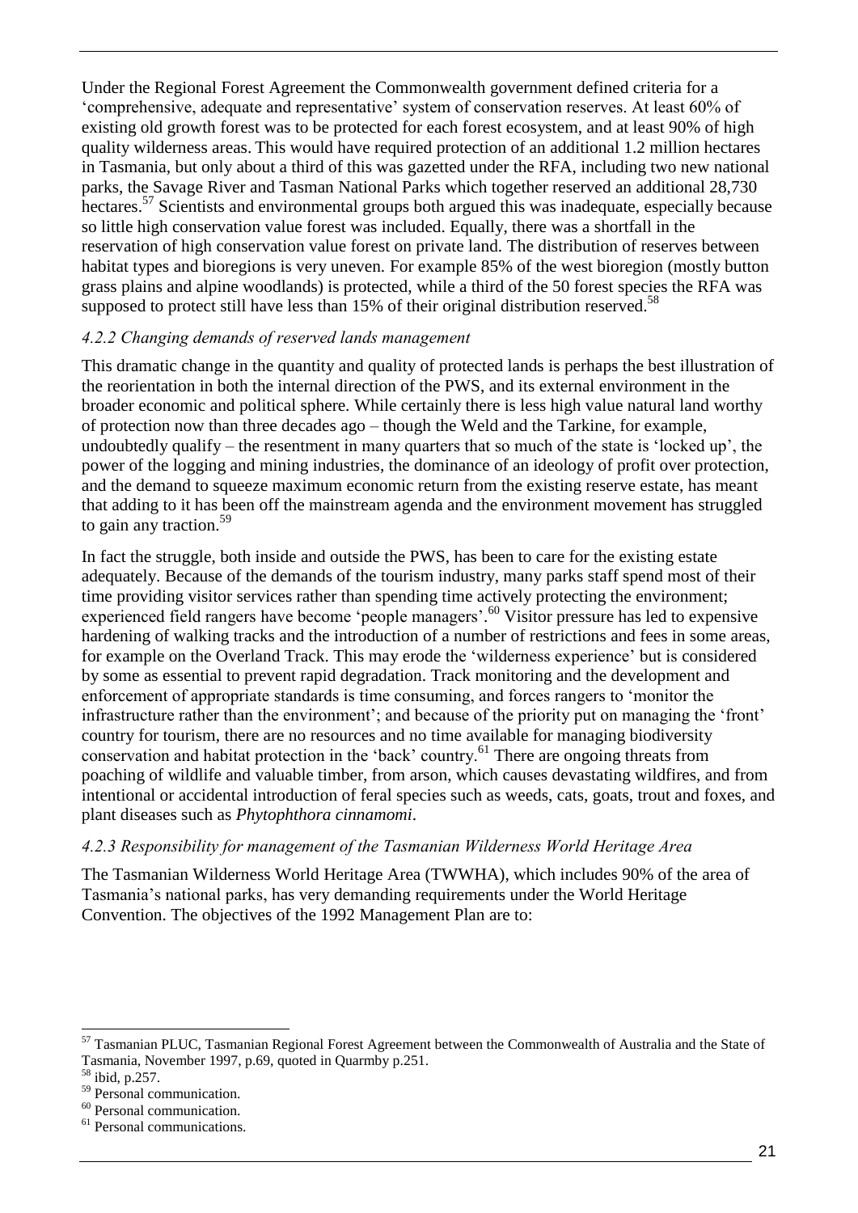Under the Regional Forest Agreement the Commonwealth government defined criteria for a 'comprehensive, adequate and representative' system of conservation reserves. At least 60% of existing old growth forest was to be protected for each forest ecosystem, and at least 90% of high quality wilderness areas. This would have required protection of an additional 1.2 million hectares in Tasmania, but only about a third of this was gazetted under the RFA, including two new national parks, the Savage River and Tasman National Parks which together reserved an additional 28,730 hectares.[57] Scientists and environmental groups both argued this was inadequate, especially because so little high conservation value forest was included. Equally, there was a shortfall in the reservation of high conservation value forest on private land. The distribution of reserves between habitat types and bioregions is very uneven. For example 85% of the west bioregion (mostly button grass plains and alpine woodlands) is protected, while a third of the 50 forest species the RFA was supposed to protect still have less than 15% of their original distribution reserved.[58]

#### *4.2.2 Changing demands of reserved lands management*

This dramatic change in the quantity and quality of protected lands is perhaps the best illustration of the reorientation in both the internal direction of the PWS, and its external environment in the broader economic and political sphere. While certainly there is less high value natural land worthy of protection now than three decades ago – though the Weld and the Tarkine, for example, undoubtedly qualify – the resentment in many quarters that so much of the state is 'locked up', the power of the logging and mining industries, the dominance of an ideology of profit over protection, and the demand to squeeze maximum economic return from the existing reserve estate, has meant that adding to it has been off the mainstream agenda and the environment movement has struggled to gain any traction.[59]

In fact the struggle, both inside and outside the PWS, has been to care for the existing estate adequately. Because of the demands of the tourism industry, many parks staff spend most of their time providing visitor services rather than spending time actively protecting the environment; experienced field rangers have become 'people managers'.[60] Visitor pressure has led to expensive hardening of walking tracks and the introduction of a number of restrictions and fees in some areas, for example on the Overland Track. This may erode the 'wilderness experience' but is considered by some as essential to prevent rapid degradation. Track monitoring and the development and enforcement of appropriate standards is time consuming, and forces rangers to 'monitor the infrastructure rather than the environment'; and because of the priority put on managing the 'front' country for tourism, there are no resources and no time available for managing biodiversity conservation and habitat protection in the 'back' country.[61] There are ongoing threats from poaching of wildlife and valuable timber, from arson, which causes devastating wildfires, and from intentional or accidental introduction of feral species such as weeds, cats, goats, trout and foxes, and plant diseases such as *Phytophthora cinnamomi*.

#### *4.2.3 Responsibility for management of the Tasmanian Wilderness World Heritage Area*

The Tasmanian Wilderness World Heritage Area (TWWHA), which includes 90% of the area of Tasmania's national parks, has very demanding requirements under the World Heritage Convention. The objectives of the 1992 Management Plan are to:

---

[57] Tasmanian PLUC, Tasmanian Regional Forest Agreement between the Commonwealth of Australia and the State of Tasmania, November 1997, p.69, quoted in Quarmby p.251.

[58] ibid, p.257.

[59] Personal communication.

[60] Personal communication.

[61] Personal communications.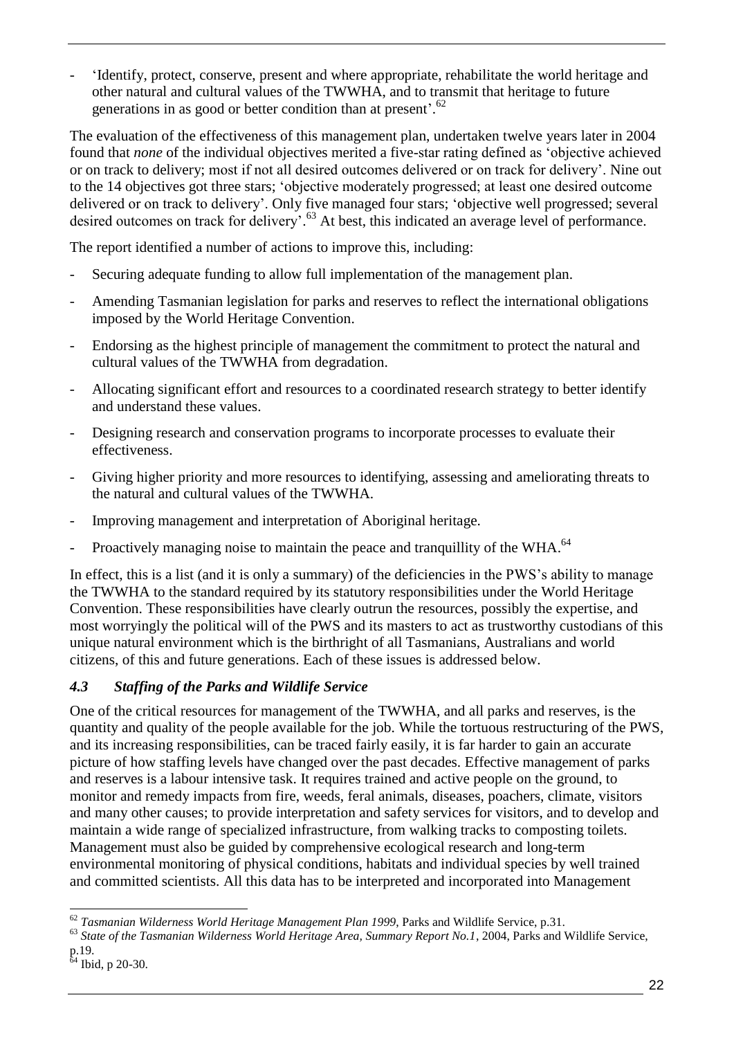- 'Identify, protect, conserve, present and where appropriate, rehabilitate the world heritage and other natural and cultural values of the TWWHA, and to transmit that heritage to future generations in as good or better condition than at present'.[62]

The evaluation of the effectiveness of this management plan, undertaken twelve years later in 2004 found that *none* of the individual objectives merited a five-star rating defined as 'objective achieved or on track to delivery; most if not all desired outcomes delivered or on track for delivery'. Nine out to the 14 objectives got three stars; 'objective moderately progressed; at least one desired outcome delivered or on track to delivery'. Only five managed four stars; 'objective well progressed; several desired outcomes on track for delivery'.[63] At best, this indicated an average level of performance.

The report identified a number of actions to improve this, including:

- Securing adequate funding to allow full implementation of the management plan.
- Amending Tasmanian legislation for parks and reserves to reflect the international obligations imposed by the World Heritage Convention.
- Endorsing as the highest principle of management the commitment to protect the natural and cultural values of the TWWHA from degradation.
- Allocating significant effort and resources to a coordinated research strategy to better identify and understand these values.
- Designing research and conservation programs to incorporate processes to evaluate their effectiveness.
- Giving higher priority and more resources to identifying, assessing and ameliorating threats to the natural and cultural values of the TWWHA.
- Improving management and interpretation of Aboriginal heritage.
- Proactively managing noise to maintain the peace and tranquillity of the WHA.[64]

In effect, this is a list (and it is only a summary) of the deficiencies in the PWS's ability to manage the TWWHA to the standard required by its statutory responsibilities under the World Heritage Convention. These responsibilities have clearly outrun the resources, possibly the expertise, and most worryingly the political will of the PWS and its masters to act as trustworthy custodians of this unique natural environment which is the birthright of all Tasmanians, Australians and world citizens, of this and future generations. Each of these issues is addressed below.

### *4.3 Staffing of the Parks and Wildlife Service*

One of the critical resources for management of the TWWHA, and all parks and reserves, is the quantity and quality of the people available for the job. While the tortuous restructuring of the PWS, and its increasing responsibilities, can be traced fairly easily, it is far harder to gain an accurate picture of how staffing levels have changed over the past decades. Effective management of parks and reserves is a labour intensive task. It requires trained and active people on the ground, to monitor and remedy impacts from fire, weeds, feral animals, diseases, poachers, climate, visitors and many other causes; to provide interpretation and safety services for visitors, and to develop and maintain a wide range of specialized infrastructure, from walking tracks to composting toilets. Management must also be guided by comprehensive ecological research and long-term environmental monitoring of physical conditions, habitats and individual species by well trained and committed scientists. All this data has to be interpreted and incorporated into Management

---

[62] *Tasmanian Wilderness World Heritage Management Plan 1999*, Parks and Wildlife Service, p.31.

[63] *State of the Tasmanian Wilderness World Heritage Area, Summary Report No.1*, 2004, Parks and Wildlife Service, p.19.

[64] Ibid, p 20-30.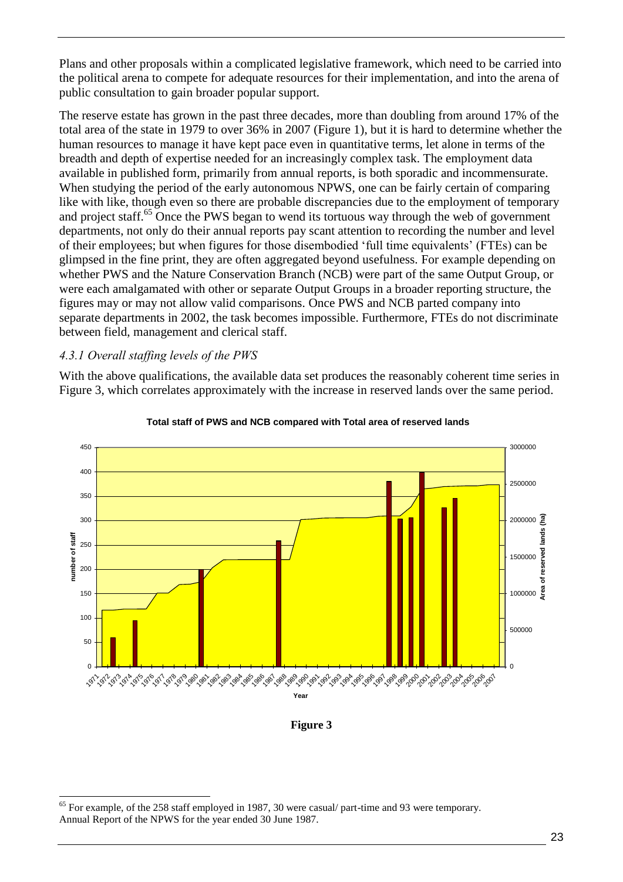Plans and other proposals within a complicated legislative framework, which need to be carried into the political arena to compete for adequate resources for their implementation, and into the arena of public consultation to gain broader popular support.

The reserve estate has grown in the past three decades, more than doubling from around 17% of the total area of the state in 1979 to over 36% in 2007 (Figure 1), but it is hard to determine whether the human resources to manage it have kept pace even in quantitative terms, let alone in terms of the breadth and depth of expertise needed for an increasingly complex task. The employment data available in published form, primarily from annual reports, is both sporadic and incommensurate. When studying the period of the early autonomous NPWS, one can be fairly certain of comparing like with like, though even so there are probable discrepancies due to the employment of temporary and project staff.[65] Once the PWS began to wend its tortuous way through the web of government departments, not only do their annual reports pay scant attention to recording the number and level of their employees; but when figures for those disembodied 'full time equivalents' (FTEs) can be glimpsed in the fine print, they are often aggregated beyond usefulness. For example depending on whether PWS and the Nature Conservation Branch (NCB) were part of the same Output Group, or were each amalgamated with other or separate Output Groups in a broader reporting structure, the figures may or may not allow valid comparisons. Once PWS and NCB parted company into separate departments in 2002, the task becomes impossible. Furthermore, FTEs do not discriminate between field, management and clerical staff.

### *4.3.1 Overall staffing levels of the PWS*

With the above qualifications, the available data set produces the reasonably coherent time series in Figure 3, which correlates approximately with the increase in reserved lands over the same period.

**Total staff of PWS and NCB compared with Total area of reserved lands**

**Figure 3**

---

[65] For example, of the 258 staff employed in 1987, 30 were casual/ part-time and 93 were temporary. Annual Report of the NPWS for the year ended 30 June 1987.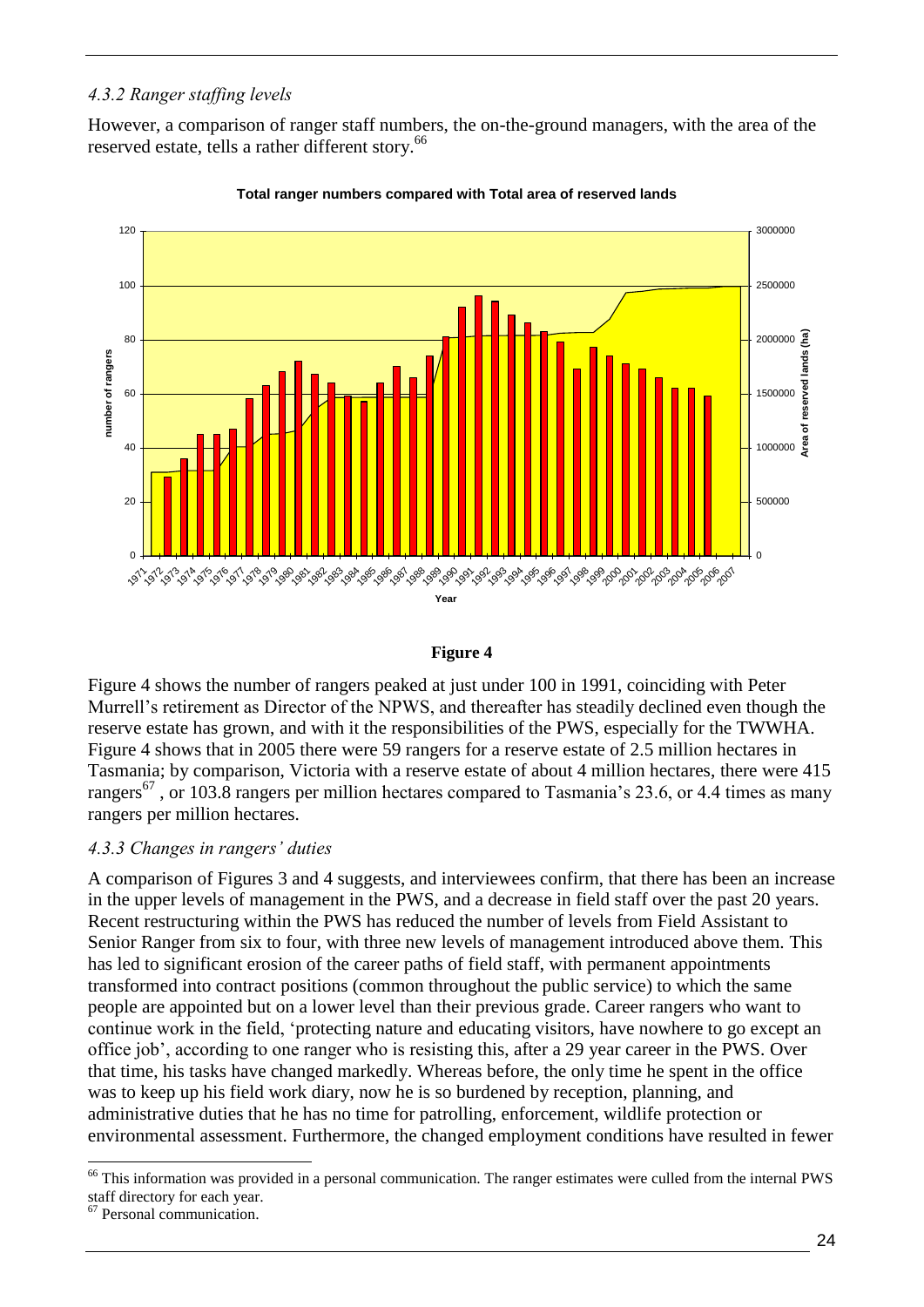### *4.3.2 Ranger staffing levels*

However, a comparison of ranger staff numbers, the on-the-ground managers, with the area of the reserved estate, tells a rather different story.[66]

**Total ranger numbers compared with Total area of reserved lands**

**Figure 4**

Figure 4 shows the number of rangers peaked at just under 100 in 1991, coinciding with Peter Murrell's retirement as Director of the NPWS, and thereafter has steadily declined even though the reserve estate has grown, and with it the responsibilities of the PWS, especially for the TWWHA. Figure 4 shows that in 2005 there were 59 rangers for a reserve estate of 2.5 million hectares in Tasmania; by comparison, Victoria with a reserve estate of about 4 million hectares, there were 415 rangers[67] , or 103.8 rangers per million hectares compared to Tasmania's 23.6, or 4.4 times as many rangers per million hectares.

### *4.3.3 Changes in rangers' duties*

A comparison of Figures 3 and 4 suggests, and interviewees confirm, that there has been an increase in the upper levels of management in the PWS, and a decrease in field staff over the past 20 years. Recent restructuring within the PWS has reduced the number of levels from Field Assistant to Senior Ranger from six to four, with three new levels of management introduced above them. This has led to significant erosion of the career paths of field staff, with permanent appointments transformed into contract positions (common throughout the public service) to which the same people are appointed but on a lower level than their previous grade. Career rangers who want to continue work in the field, 'protecting nature and educating visitors, have nowhere to go except an office job', according to one ranger who is resisting this, after a 29 year career in the PWS. Over that time, his tasks have changed markedly. Whereas before, the only time he spent in the office was to keep up his field work diary, now he is so burdened by reception, planning, and administrative duties that he has no time for patrolling, enforcement, wildlife protection or environmental assessment. Furthermore, the changed employment conditions have resulted in fewer

[66] This information was provided in a personal communication. The ranger estimates were culled from the internal PWS staff directory for each year.

[67] Personal communication.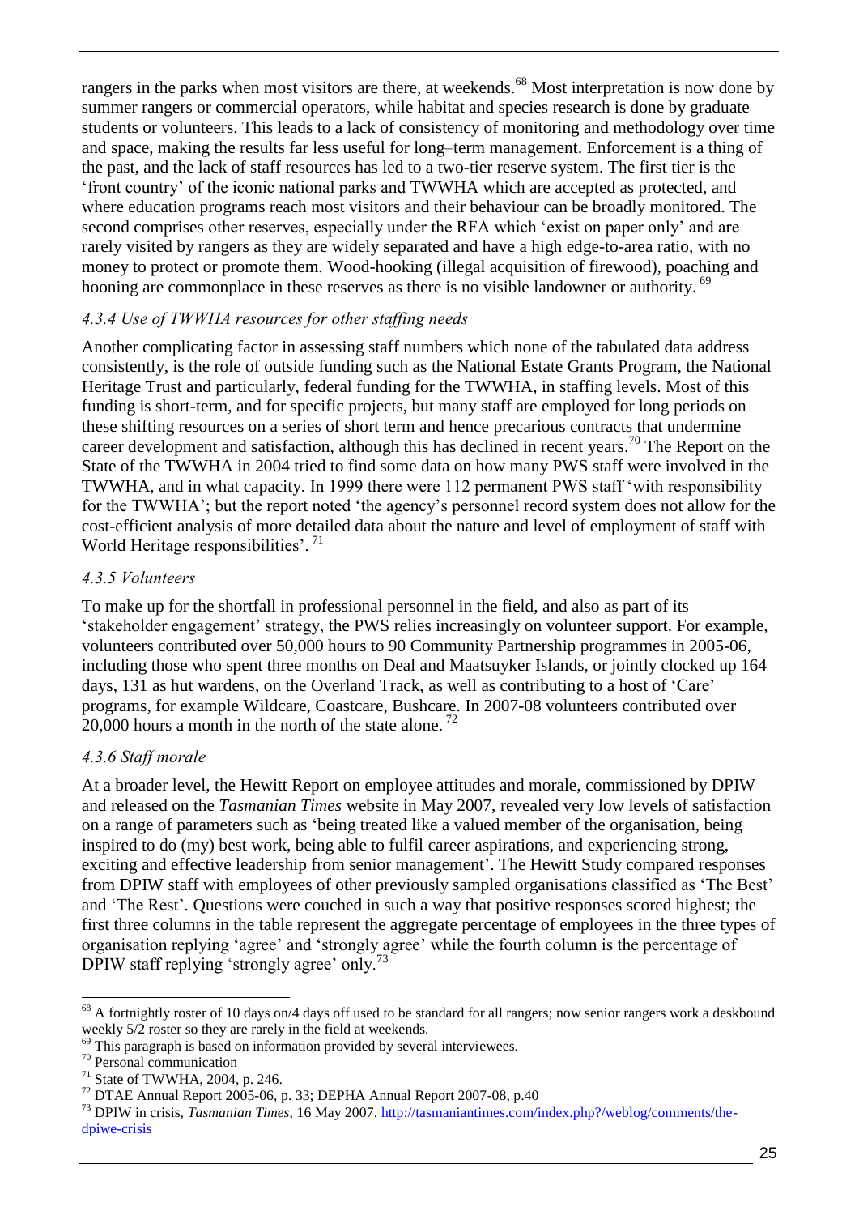rangers in the parks when most visitors are there, at weekends.[68] Most interpretation is now done by summer rangers or commercial operators, while habitat and species research is done by graduate students or volunteers. This leads to a lack of consistency of monitoring and methodology over time and space, making the results far less useful for long–term management. Enforcement is a thing of the past, and the lack of staff resources has led to a two-tier reserve system. The first tier is the 'front country' of the iconic national parks and TWWHA which are accepted as protected, and where education programs reach most visitors and their behaviour can be broadly monitored. The second comprises other reserves, especially under the RFA which 'exist on paper only' and are rarely visited by rangers as they are widely separated and have a high edge-to-area ratio, with no money to protect or promote them. Wood-hooking (illegal acquisition of firewood), poaching and hooning are commonplace in these reserves as there is no visible landowner or authority.[69]

#### *4.3.4 Use of TWWHA resources for other staffing needs*

Another complicating factor in assessing staff numbers which none of the tabulated data address consistently, is the role of outside funding such as the National Estate Grants Program, the National Heritage Trust and particularly, federal funding for the TWWHA, in staffing levels. Most of this funding is short-term, and for specific projects, but many staff are employed for long periods on these shifting resources on a series of short term and hence precarious contracts that undermine career development and satisfaction, although this has declined in recent years.[70] The Report on the State of the TWWHA in 2004 tried to find some data on how many PWS staff were involved in the TWWHA, and in what capacity. In 1999 there were 112 permanent PWS staff 'with responsibility for the TWWHA'; but the report noted 'the agency's personnel record system does not allow for the cost-efficient analysis of more detailed data about the nature and level of employment of staff with World Heritage responsibilities'.[71]

#### *4.3.5 Volunteers*

To make up for the shortfall in professional personnel in the field, and also as part of its 'stakeholder engagement' strategy, the PWS relies increasingly on volunteer support. For example, volunteers contributed over 50,000 hours to 90 Community Partnership programmes in 2005-06, including those who spent three months on Deal and Maatsuyker Islands, or jointly clocked up 164 days, 131 as hut wardens, on the Overland Track, as well as contributing to a host of 'Care' programs, for example Wildcare, Coastcare, Bushcare. In 2007-08 volunteers contributed over 20,000 hours a month in the north of the state alone.[72]

#### *4.3.6 Staff morale*

At a broader level, the Hewitt Report on employee attitudes and morale, commissioned by DPIW and released on the *Tasmanian Times* website in May 2007, revealed very low levels of satisfaction on a range of parameters such as 'being treated like a valued member of the organisation, being inspired to do (my) best work, being able to fulfil career aspirations, and experiencing strong, exciting and effective leadership from senior management'. The Hewitt Study compared responses from DPIW staff with employees of other previously sampled organisations classified as 'The Best' and 'The Rest'. Questions were couched in such a way that positive responses scored highest; the first three columns in the table represent the aggregate percentage of employees in the three types of organisation replying 'agree' and 'strongly agree' while the fourth column is the percentage of DPIW staff replying 'strongly agree' only.[73]

---

[68] A fortnightly roster of 10 days on/4 days off used to be standard for all rangers; now senior rangers work a deskbound weekly 5/2 roster so they are rarely in the field at weekends.

[69] This paragraph is based on information provided by several interviewees.

[70] Personal communication

[71] State of TWWHA, 2004, p. 246.

[72] DTAE Annual Report 2005-06, p. 33; DEPHA Annual Report 2007-08, p.40

[73] DPIW in crisis, *Tasmanian Times*, 16 May 2007. http://tasmaniantimes.com/index.php?/weblog/comments/the-dpiwe-crisis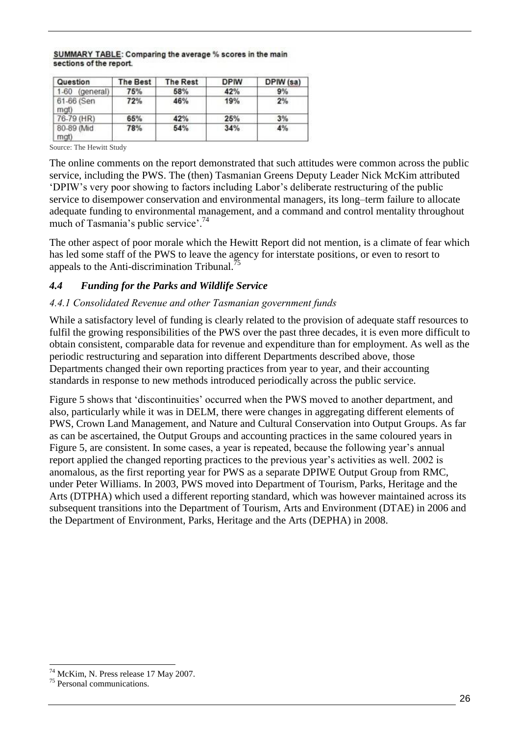**SUMMARY TABLE**: Comparing the average % scores in the main sections of the report.

| Question | The Best | The Rest | DPIW | DPIW (sa) |
|---|---|---|---|---|
| 1-60 (general) | 75% | 58% | 42% | 9% |
| 61-66 (Sen mgt) | 72% | 46% | 19% | 2% |
| 76-79 (HR) | 65% | 42% | 25% | 3% |
| 80-89 (Mid mgt) | 78% | 54% | 34% | 4% |

Source: The Hewitt Study

The online comments on the report demonstrated that such attitudes were common across the public service, including the PWS. The (then) Tasmanian Greens Deputy Leader Nick McKim attributed 'DPIW's very poor showing to factors including Labor's deliberate restructuring of the public service to disempower conservation and environmental managers, its long–term failure to allocate adequate funding to environmental management, and a command and control mentality throughout much of Tasmania's public service'.[74]

The other aspect of poor morale which the Hewitt Report did not mention, is a climate of fear which has led some staff of the PWS to leave the agency for interstate positions, or even to resort to appeals to the Anti-discrimination Tribunal.[75]

### *4.4 Funding for the Parks and Wildlife Service*

#### *4.4.1 Consolidated Revenue and other Tasmanian government funds*

While a satisfactory level of funding is clearly related to the provision of adequate staff resources to fulfil the growing responsibilities of the PWS over the past three decades, it is even more difficult to obtain consistent, comparable data for revenue and expenditure than for employment. As well as the periodic restructuring and separation into different Departments described above, those Departments changed their own reporting practices from year to year, and their accounting standards in response to new methods introduced periodically across the public service.

Figure 5 shows that 'discontinuities' occurred when the PWS moved to another department, and also, particularly while it was in DELM, there were changes in aggregating different elements of PWS, Crown Land Management, and Nature and Cultural Conservation into Output Groups. As far as can be ascertained, the Output Groups and accounting practices in the same coloured years in Figure 5, are consistent. In some cases, a year is repeated, because the following year's annual report applied the changed reporting practices to the previous year's activities as well. 2002 is anomalous, as the first reporting year for PWS as a separate DPIWE Output Group from RMC, under Peter Williams. In 2003, PWS moved into Department of Tourism, Parks, Heritage and the Arts (DTPHA) which used a different reporting standard, which was however maintained across its subsequent transitions into the Department of Tourism, Arts and Environment (DTAE) in 2006 and the Department of Environment, Parks, Heritage and the Arts (DEPHA) in 2008.

[74] McKim, N. Press release 17 May 2007.

[75] Personal communications.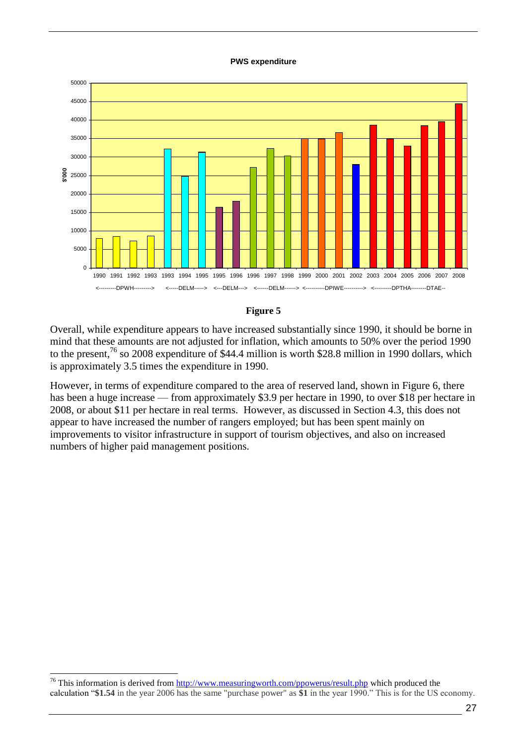**PWS expenditure**

**Figure 5**

Overall, while expenditure appears to have increased substantially since 1990, it should be borne in mind that these amounts are not adjusted for inflation, which amounts to 50% over the period 1990 to the present,[76] so 2008 expenditure of \$44.4 million is worth \$28.8 million in 1990 dollars, which is approximately 3.5 times the expenditure in 1990.

However, in terms of expenditure compared to the area of reserved land, shown in Figure 6, there has been a huge increase — from approximately \$3.9 per hectare in 1990, to over \$18 per hectare in 2008, or about \$11 per hectare in real terms. However, as discussed in Section 4.3, this does not appear to have increased the number of rangers employed; but has been spent mainly on improvements to visitor infrastructure in support of tourism objectives, and also on increased numbers of higher paid management positions.

[76] This information is derived from http://www.measuringworth.com/ppowerus/result.php which produced the calculation "**\$1.54** in the year 2006 has the same "purchase power" as **\$1** in the year 1990." This is for the US economy.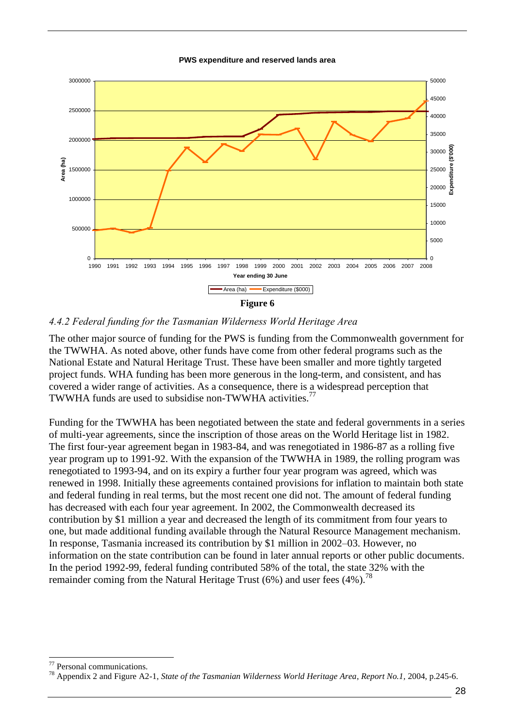**PWS expenditure and reserved lands area**

Figure 6

### *4.4.2 Federal funding for the Tasmanian Wilderness World Heritage Area*

The other major source of funding for the PWS is funding from the Commonwealth government for the TWWHA. As noted above, other funds have come from other federal programs such as the National Estate and Natural Heritage Trust. These have been smaller and more tightly targeted project funds. WHA funding has been more generous in the long-term, and consistent, and has covered a wider range of activities. As a consequence, there is a widespread perception that TWWHA funds are used to subsidise non-TWWHA activities.[77]

Funding for the TWWHA has been negotiated between the state and federal governments in a series of multi-year agreements, since the inscription of those areas on the World Heritage list in 1982. The first four-year agreement began in 1983-84, and was renegotiated in 1986-87 as a rolling five year program up to 1991-92. With the expansion of the TWWHA in 1989, the rolling program was renegotiated to 1993-94, and on its expiry a further four year program was agreed, which was renewed in 1998. Initially these agreements contained provisions for inflation to maintain both state and federal funding in real terms, but the most recent one did not. The amount of federal funding has decreased with each four year agreement. In 2002, the Commonwealth decreased its contribution by $1 million a year and decreased the length of its commitment from four years to one, but made additional funding available through the Natural Resource Management mechanism. In response, Tasmania increased its contribution by $1 million in 2002–03. However, no information on the state contribution can be found in later annual reports or other public documents. In the period 1992-99, federal funding contributed 58% of the total, the state 32% with the remainder coming from the Natural Heritage Trust (6%) and user fees (4%).[78]

---

[77] Personal communications.

[78] Appendix 2 and Figure A2-1, *State of the Tasmanian Wilderness World Heritage Area*, *Report No.1*, 2004, p.245-6.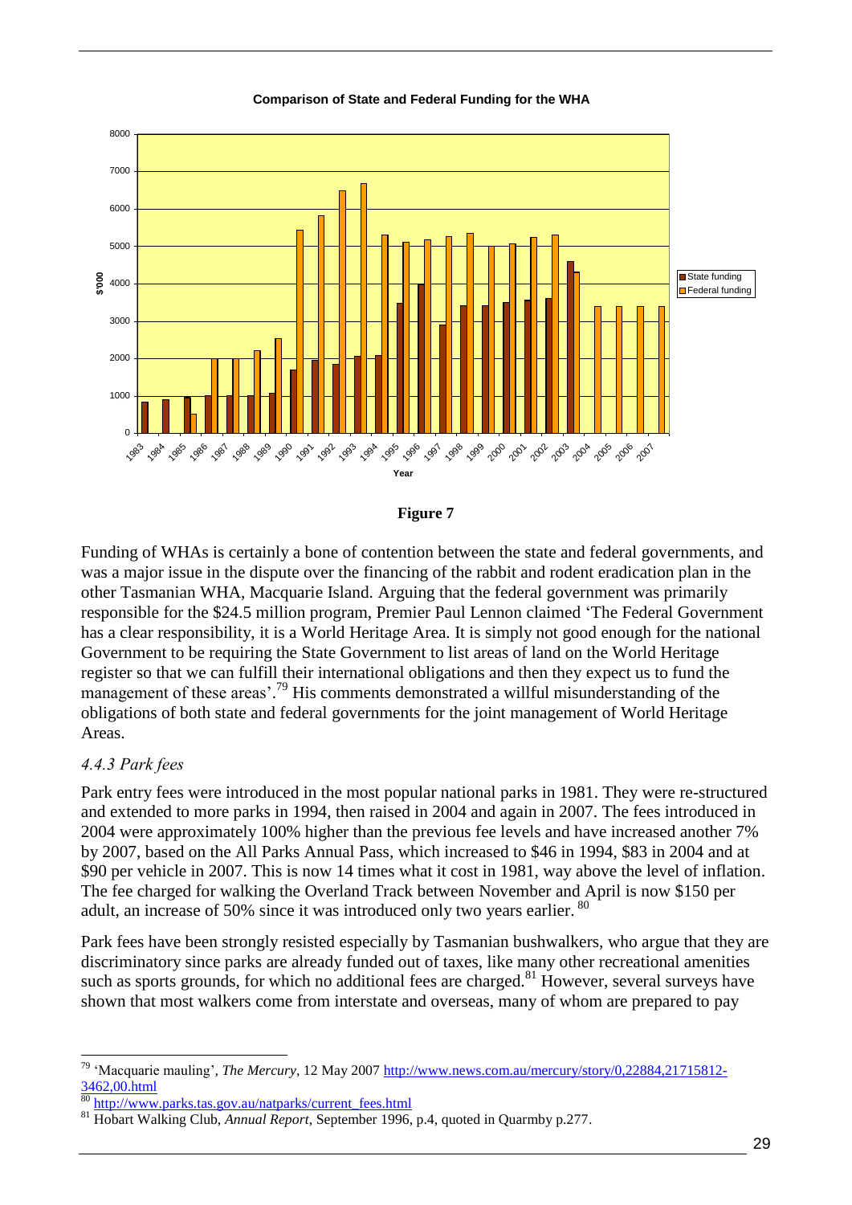**Comparison of State and Federal Funding for the WHA**

**Figure 7**

Funding of WHAs is certainly a bone of contention between the state and federal governments, and was a major issue in the dispute over the financing of the rabbit and rodent eradication plan in the other Tasmanian WHA, Macquarie Island. Arguing that the federal government was primarily responsible for the $24.5 million program, Premier Paul Lennon claimed 'The Federal Government has a clear responsibility, it is a World Heritage Area. It is simply not good enough for the national Government to be requiring the State Government to list areas of land on the World Heritage register so that we can fulfill their international obligations and then they expect us to fund the management of these areas'.[79] His comments demonstrated a willful misunderstanding of the obligations of both state and federal governments for the joint management of World Heritage Areas.

### *4.4.3 Park fees*

Park entry fees were introduced in the most popular national parks in 1981. They were re-structured and extended to more parks in 1994, then raised in 2004 and again in 2007. The fees introduced in 2004 were approximately 100% higher than the previous fee levels and have increased another 7% by 2007, based on the All Parks Annual Pass, which increased to $46 in 1994, $83 in 2004 and at $90 per vehicle in 2007. This is now 14 times what it cost in 1981, way above the level of inflation. The fee charged for walking the Overland Track between November and April is now $150 per adult, an increase of 50% since it was introduced only two years earlier.[80]

Park fees have been strongly resisted especially by Tasmanian bushwalkers, who argue that they are discriminatory since parks are already funded out of taxes, like many other recreational amenities such as sports grounds, for which no additional fees are charged.[81] However, several surveys have shown that most walkers come from interstate and overseas, many of whom are prepared to pay

---

[79] 'Macquarie mauling', *The Mercury*, 12 May 2007 http://www.news.com.au/mercury/story/0,22884,21715812-3462,00.html

[80] http://www.parks.tas.gov.au/natparks/current_fees.html

[81] Hobart Walking Club, *Annual Report*, September 1996, p.4, quoted in Quarmby p.277.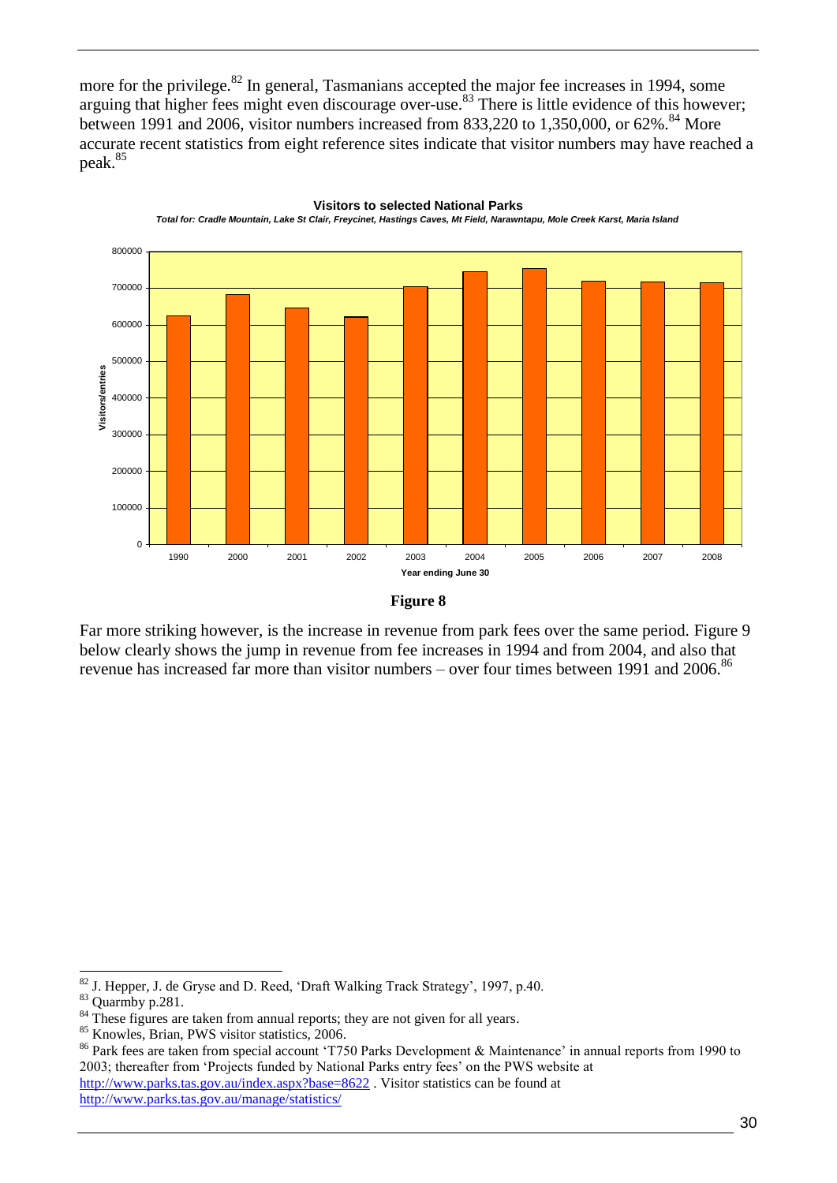more for the privilege.[82] In general, Tasmanians accepted the major fee increases in 1994, some arguing that higher fees might even discourage over-use.[83] There is little evidence of this however; between 1991 and 2006, visitor numbers increased from 833,220 to 1,350,000, or 62%.[84] More accurate recent statistics from eight reference sites indicate that visitor numbers may have reached a peak.[85]

**Visitors to selected National Parks**

*Total for: Cradle Mountain, Lake St Clair, Freycinet, Hastings Caves, Mt Field, Narawntapu, Mole Creek Karst, Maria Island*

Visitors/entries

Year ending June 30

| 1990 | 2000 | 2001 | 2002 | 2003 | 2004 | 2005 | 2006 | 2007 | 2008 |
|---|---|---|---|---|---|---|---|---|---|

**Figure 8**

Far more striking however, is the increase in revenue from park fees over the same period. Figure 9 below clearly shows the jump in revenue from fee increases in 1994 and from 2004, and also that revenue has increased far more than visitor numbers – over four times between 1991 and 2006.[86]

[82] J. Hepper, J. de Gryse and D. Reed, 'Draft Walking Track Strategy', 1997, p.40.

[83] Quarmby p.281.

[84] These figures are taken from annual reports; they are not given for all years.

[85] Knowles, Brian, PWS visitor statistics, 2006.

[86] Park fees are taken from special account 'T750 Parks Development & Maintenance' in annual reports from 1990 to 2003; thereafter from 'Projects funded by National Parks entry fees' on the PWS website at http://www.parks.tas.gov.au/index.aspx?base=8622 . Visitor statistics can be found at http://www.parks.tas.gov.au/manage/statistics/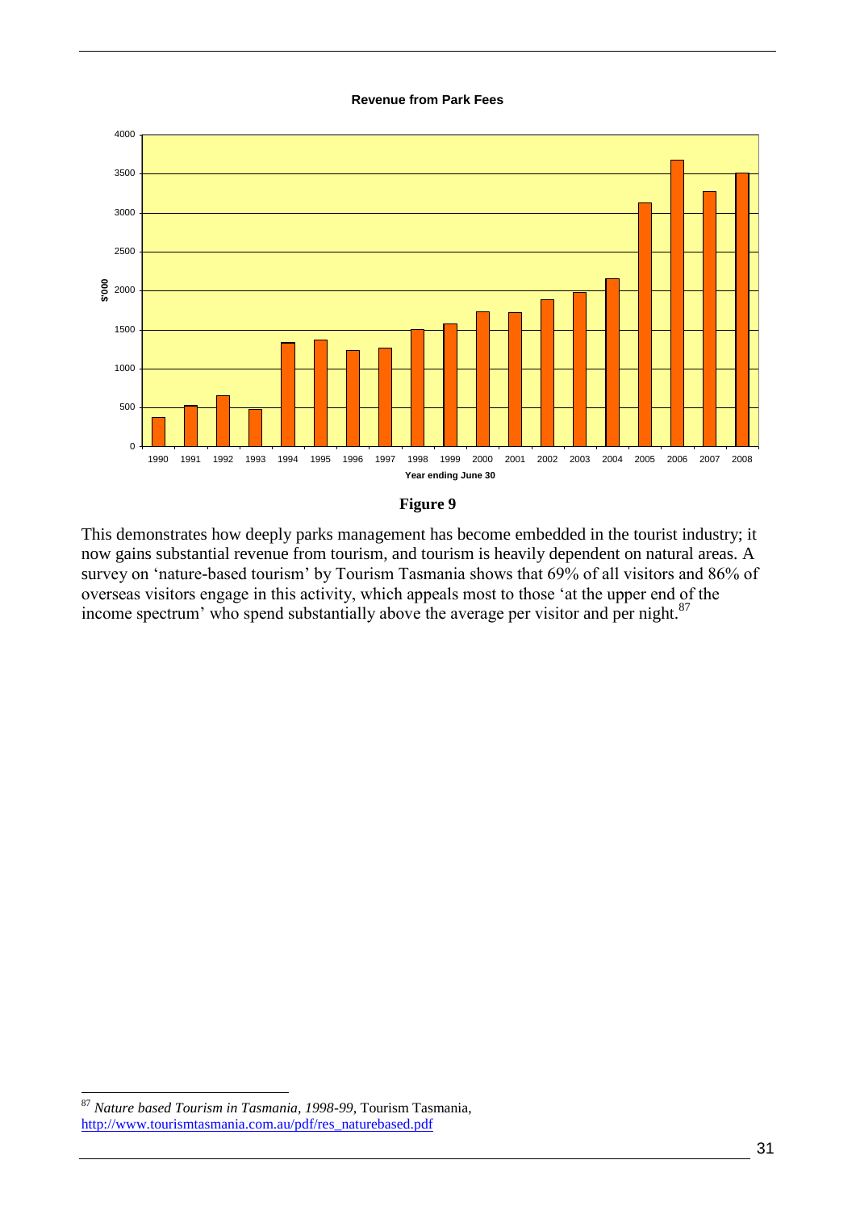**Revenue from Park Fees**

**Figure 9**

This demonstrates how deeply parks management has become embedded in the tourist industry; it now gains substantial revenue from tourism, and tourism is heavily dependent on natural areas. A survey on 'nature-based tourism' by Tourism Tasmania shows that 69% of all visitors and 86% of overseas visitors engage in this activity, which appeals most to those 'at the upper end of the income spectrum' who spend substantially above the average per visitor and per night.[87]

[87] *Nature based Tourism in Tasmania, 1998-99*, Tourism Tasmania, http://www.tourismtasmania.com.au/pdf/res_naturebased.pdf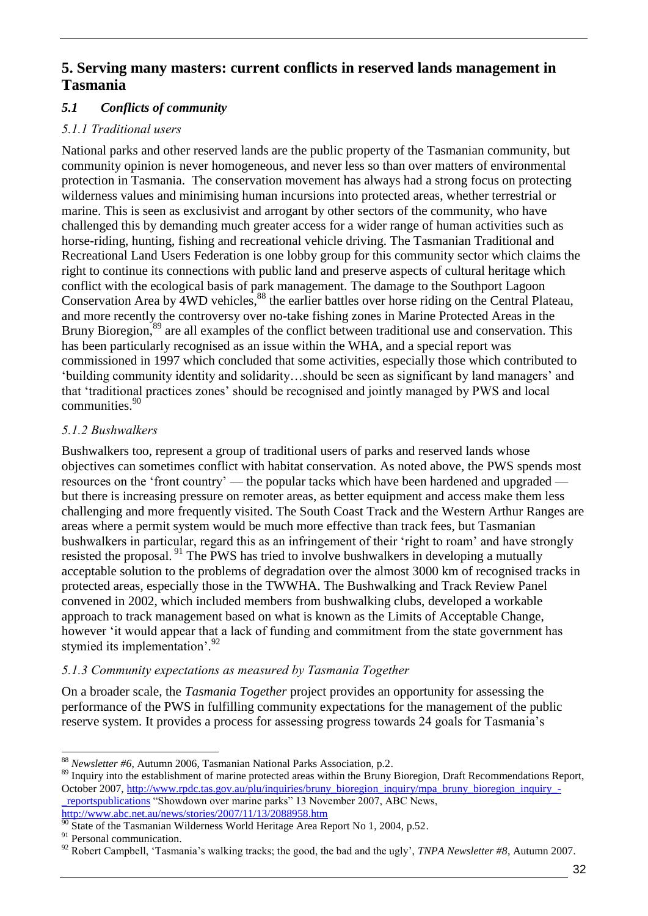## 5. Serving many masters: current conflicts in reserved lands management in Tasmania

### *5.1 Conflicts of community*

#### *5.1.1 Traditional users*

National parks and other reserved lands are the public property of the Tasmanian community, but community opinion is never homogeneous, and never less so than over matters of environmental protection in Tasmania. The conservation movement has always had a strong focus on protecting wilderness values and minimising human incursions into protected areas, whether terrestrial or marine. This is seen as exclusivist and arrogant by other sectors of the community, who have challenged this by demanding much greater access for a wider range of human activities such as horse-riding, hunting, fishing and recreational vehicle driving. The Tasmanian Traditional and Recreational Land Users Federation is one lobby group for this community sector which claims the right to continue its connections with public land and preserve aspects of cultural heritage which conflict with the ecological basis of park management. The damage to the Southport Lagoon Conservation Area by 4WD vehicles,[88] the earlier battles over horse riding on the Central Plateau, and more recently the controversy over no-take fishing zones in Marine Protected Areas in the Bruny Bioregion,[89] are all examples of the conflict between traditional use and conservation. This has been particularly recognised as an issue within the WHA, and a special report was commissioned in 1997 which concluded that some activities, especially those which contributed to 'building community identity and solidarity…should be seen as significant by land managers' and that 'traditional practices zones' should be recognised and jointly managed by PWS and local communities.[90]

#### *5.1.2 Bushwalkers*

Bushwalkers too, represent a group of traditional users of parks and reserved lands whose objectives can sometimes conflict with habitat conservation. As noted above, the PWS spends most resources on the 'front country' — the popular tacks which have been hardened and upgraded — but there is increasing pressure on remoter areas, as better equipment and access make them less challenging and more frequently visited. The South Coast Track and the Western Arthur Ranges are areas where a permit system would be much more effective than track fees, but Tasmanian bushwalkers in particular, regard this as an infringement of their 'right to roam' and have strongly resisted the proposal.[91] The PWS has tried to involve bushwalkers in developing a mutually acceptable solution to the problems of degradation over the almost 3000 km of recognised tracks in protected areas, especially those in the TWWHA. The Bushwalking and Track Review Panel convened in 2002, which included members from bushwalking clubs, developed a workable approach to track management based on what is known as the Limits of Acceptable Change, however 'it would appear that a lack of funding and commitment from the state government has stymied its implementation'.[92]

#### *5.1.3 Community expectations as measured by Tasmania Together*

On a broader scale, the *Tasmania Together* project provides an opportunity for assessing the performance of the PWS in fulfilling community expectations for the management of the public reserve system. It provides a process for assessing progress towards 24 goals for Tasmania's

---

[88] *Newsletter #6*, Autumn 2006, Tasmanian National Parks Association, p.2.

[89] Inquiry into the establishment of marine protected areas within the Bruny Bioregion, Draft Recommendations Report, October 2007, http://www.rpdc.tas.gov.au/plu/inquiries/bruny_bioregion_inquiry/mpa_bruny_bioregion_inquiry_-_reportspublications "Showdown over marine parks" 13 November 2007, ABC News, http://www.abc.net.au/news/stories/2007/11/13/2088958.htm

[90] State of the Tasmanian Wilderness World Heritage Area Report No 1, 2004, p.52.

[91] Personal communication.

[92] Robert Campbell, 'Tasmania's walking tracks; the good, the bad and the ugly', *TNPA Newsletter #8*, Autumn 2007.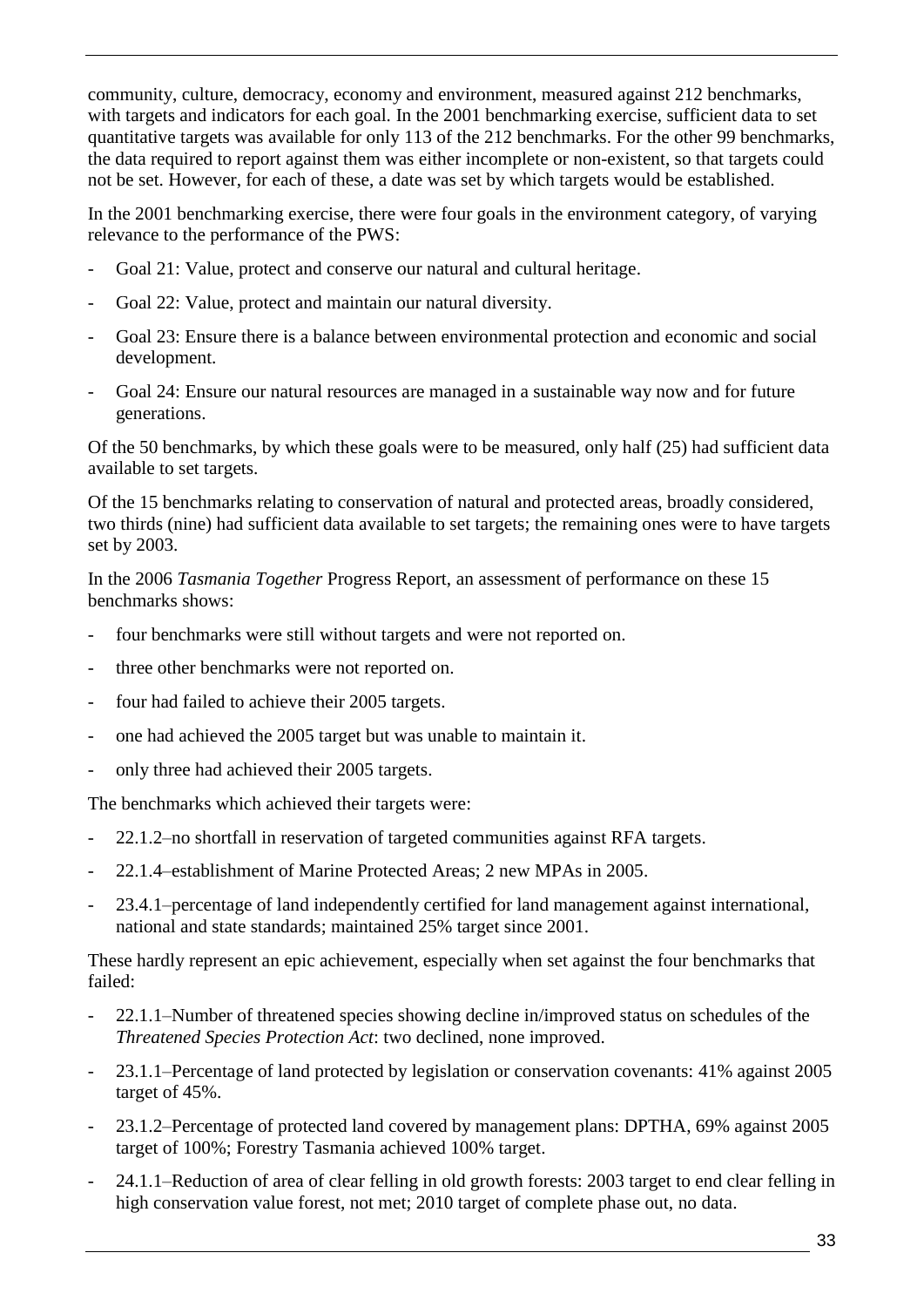community, culture, democracy, economy and environment, measured against 212 benchmarks, with targets and indicators for each goal. In the 2001 benchmarking exercise, sufficient data to set quantitative targets was available for only 113 of the 212 benchmarks. For the other 99 benchmarks, the data required to report against them was either incomplete or non-existent, so that targets could not be set. However, for each of these, a date was set by which targets would be established.

In the 2001 benchmarking exercise, there were four goals in the environment category, of varying relevance to the performance of the PWS:

- Goal 21: Value, protect and conserve our natural and cultural heritage.
- Goal 22: Value, protect and maintain our natural diversity.
- Goal 23: Ensure there is a balance between environmental protection and economic and social development.
- Goal 24: Ensure our natural resources are managed in a sustainable way now and for future generations.

Of the 50 benchmarks, by which these goals were to be measured, only half (25) had sufficient data available to set targets.

Of the 15 benchmarks relating to conservation of natural and protected areas, broadly considered, two thirds (nine) had sufficient data available to set targets; the remaining ones were to have targets set by 2003.

In the 2006 *Tasmania Together* Progress Report, an assessment of performance on these 15 benchmarks shows:

- four benchmarks were still without targets and were not reported on.
- three other benchmarks were not reported on.
- four had failed to achieve their 2005 targets.
- one had achieved the 2005 target but was unable to maintain it.
- only three had achieved their 2005 targets.

The benchmarks which achieved their targets were:

- 22.1.2–no shortfall in reservation of targeted communities against RFA targets.
- 22.1.4–establishment of Marine Protected Areas; 2 new MPAs in 2005.
- 23.4.1–percentage of land independently certified for land management against international, national and state standards; maintained 25% target since 2001.

These hardly represent an epic achievement, especially when set against the four benchmarks that failed:

- 22.1.1–Number of threatened species showing decline in/improved status on schedules of the *Threatened Species Protection Act*: two declined, none improved.
- 23.1.1–Percentage of land protected by legislation or conservation covenants: 41% against 2005 target of 45%.
- 23.1.2–Percentage of protected land covered by management plans: DPTHA, 69% against 2005 target of 100%; Forestry Tasmania achieved 100% target.
- 24.1.1–Reduction of area of clear felling in old growth forests: 2003 target to end clear felling in high conservation value forest, not met; 2010 target of complete phase out, no data.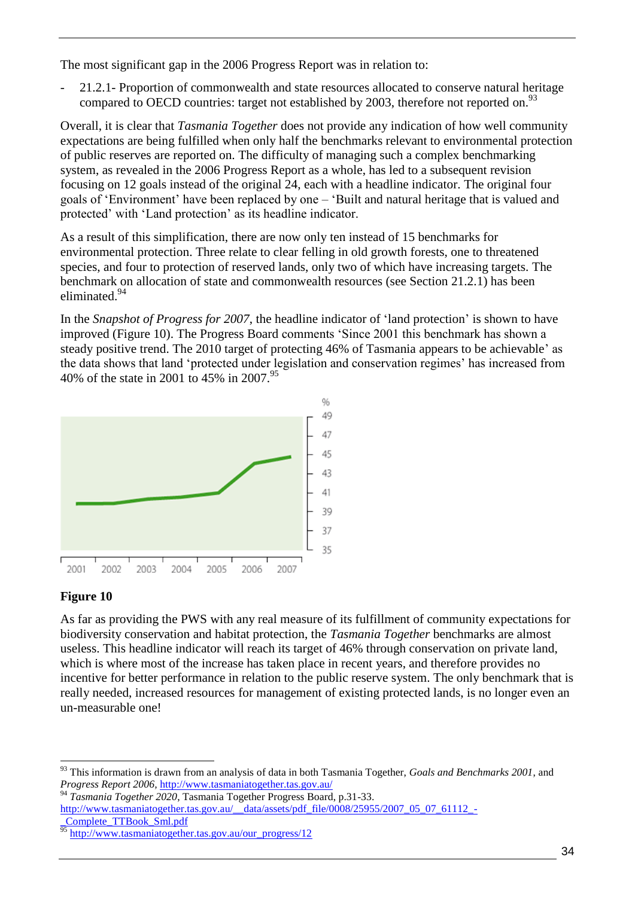The most significant gap in the 2006 Progress Report was in relation to:

- 21.2.1- Proportion of commonwealth and state resources allocated to conserve natural heritage compared to OECD countries: target not established by 2003, therefore not reported on.[93]

Overall, it is clear that *Tasmania Together* does not provide any indication of how well community expectations are being fulfilled when only half the benchmarks relevant to environmental protection of public reserves are reported on. The difficulty of managing such a complex benchmarking system, as revealed in the 2006 Progress Report as a whole, has led to a subsequent revision focusing on 12 goals instead of the original 24, each with a headline indicator. The original four goals of 'Environment' have been replaced by one – 'Built and natural heritage that is valued and protected' with 'Land protection' as its headline indicator.

As a result of this simplification, there are now only ten instead of 15 benchmarks for environmental protection. Three relate to clear felling in old growth forests, one to threatened species, and four to protection of reserved lands, only two of which have increasing targets. The benchmark on allocation of state and commonwealth resources (see Section 21.2.1) has been eliminated.[94]

In the *Snapshot of Progress for 2007*, the headline indicator of 'land protection' is shown to have improved (Figure 10). The Progress Board comments 'Since 2001 this benchmark has shown a steady positive trend. The 2010 target of protecting 46% of Tasmania appears to be achievable' as the data shows that land 'protected under legislation and conservation regimes' has increased from 40% of the state in 2001 to 45% in 2007.[95]

**Figure 10**

As far as providing the PWS with any real measure of its fulfillment of community expectations for biodiversity conservation and habitat protection, the *Tasmania Together* benchmarks are almost useless. This headline indicator will reach its target of 46% through conservation on private land, which is where most of the increase has taken place in recent years, and therefore provides no incentive for better performance in relation to the public reserve system. The only benchmark that is really needed, increased resources for management of existing protected lands, is no longer even an un-measurable one!

---

[93] This information is drawn from an analysis of data in both Tasmania Together, *Goals and Benchmarks 2001*, and *Progress Report 2006*, http://www.tasmaniatogether.tas.gov.au/

[94] *Tasmania Together 2020*, Tasmania Together Progress Board, p.31-33. http://www.tasmaniatogether.tas.gov.au/__data/assets/pdf_file/0008/25955/2007_05_07_61112_-_Complete_TTBook_Sml.pdf

[95] http://www.tasmaniatogether.tas.gov.au/our_progress/12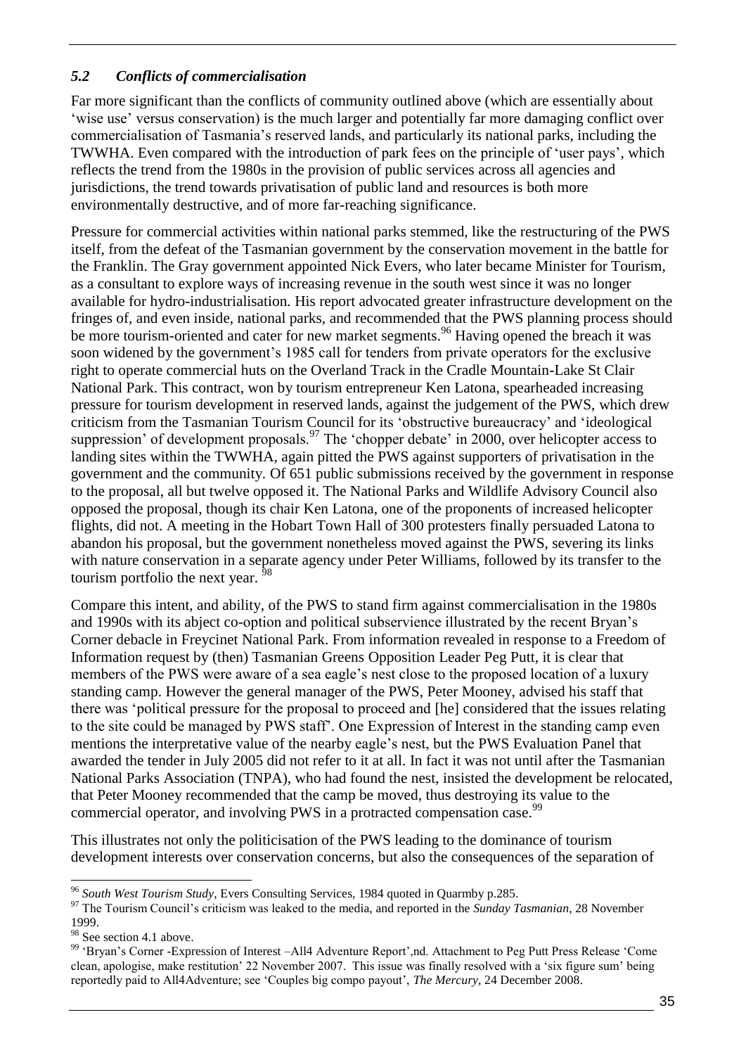### *5.2 Conflicts of commercialisation*

Far more significant than the conflicts of community outlined above (which are essentially about 'wise use' versus conservation) is the much larger and potentially far more damaging conflict over commercialisation of Tasmania's reserved lands, and particularly its national parks, including the TWWHA. Even compared with the introduction of park fees on the principle of 'user pays', which reflects the trend from the 1980s in the provision of public services across all agencies and jurisdictions, the trend towards privatisation of public land and resources is both more environmentally destructive, and of more far-reaching significance.

Pressure for commercial activities within national parks stemmed, like the restructuring of the PWS itself, from the defeat of the Tasmanian government by the conservation movement in the battle for the Franklin. The Gray government appointed Nick Evers, who later became Minister for Tourism, as a consultant to explore ways of increasing revenue in the south west since it was no longer available for hydro-industrialisation. His report advocated greater infrastructure development on the fringes of, and even inside, national parks, and recommended that the PWS planning process should be more tourism-oriented and cater for new market segments.[96] Having opened the breach it was soon widened by the government's 1985 call for tenders from private operators for the exclusive right to operate commercial huts on the Overland Track in the Cradle Mountain-Lake St Clair National Park. This contract, won by tourism entrepreneur Ken Latona, spearheaded increasing pressure for tourism development in reserved lands, against the judgement of the PWS, which drew criticism from the Tasmanian Tourism Council for its 'obstructive bureaucracy' and 'ideological suppression' of development proposals.[97] The 'chopper debate' in 2000, over helicopter access to landing sites within the TWWHA, again pitted the PWS against supporters of privatisation in the government and the community. Of 651 public submissions received by the government in response to the proposal, all but twelve opposed it. The National Parks and Wildlife Advisory Council also opposed the proposal, though its chair Ken Latona, one of the proponents of increased helicopter flights, did not. A meeting in the Hobart Town Hall of 300 protesters finally persuaded Latona to abandon his proposal, but the government nonetheless moved against the PWS, severing its links with nature conservation in a separate agency under Peter Williams, followed by its transfer to the tourism portfolio the next year. [98]

Compare this intent, and ability, of the PWS to stand firm against commercialisation in the 1980s and 1990s with its abject co-option and political subservience illustrated by the recent Bryan's Corner debacle in Freycinet National Park. From information revealed in response to a Freedom of Information request by (then) Tasmanian Greens Opposition Leader Peg Putt, it is clear that members of the PWS were aware of a sea eagle's nest close to the proposed location of a luxury standing camp. However the general manager of the PWS, Peter Mooney, advised his staff that there was 'political pressure for the proposal to proceed and [he] considered that the issues relating to the site could be managed by PWS staff'. One Expression of Interest in the standing camp even mentions the interpretative value of the nearby eagle's nest, but the PWS Evaluation Panel that awarded the tender in July 2005 did not refer to it at all. In fact it was not until after the Tasmanian National Parks Association (TNPA), who had found the nest, insisted the development be relocated, that Peter Mooney recommended that the camp be moved, thus destroying its value to the commercial operator, and involving PWS in a protracted compensation case.[99]

This illustrates not only the politicisation of the PWS leading to the dominance of tourism development interests over conservation concerns, but also the consequences of the separation of

---

[96] *South West Tourism Study*, Evers Consulting Services, 1984 quoted in Quarmby p.285.

[97] The Tourism Council's criticism was leaked to the media, and reported in the *Sunday Tasmanian*, 28 November 1999.

[98] See section 4.1 above.

[99] 'Bryan's Corner -Expression of Interest –All4 Adventure Report',nd. Attachment to Peg Putt Press Release 'Come clean, apologise, make restitution' 22 November 2007. This issue was finally resolved with a 'six figure sum' being reportedly paid to All4Adventure; see 'Couples big compo payout', *The Mercury*, 24 December 2008.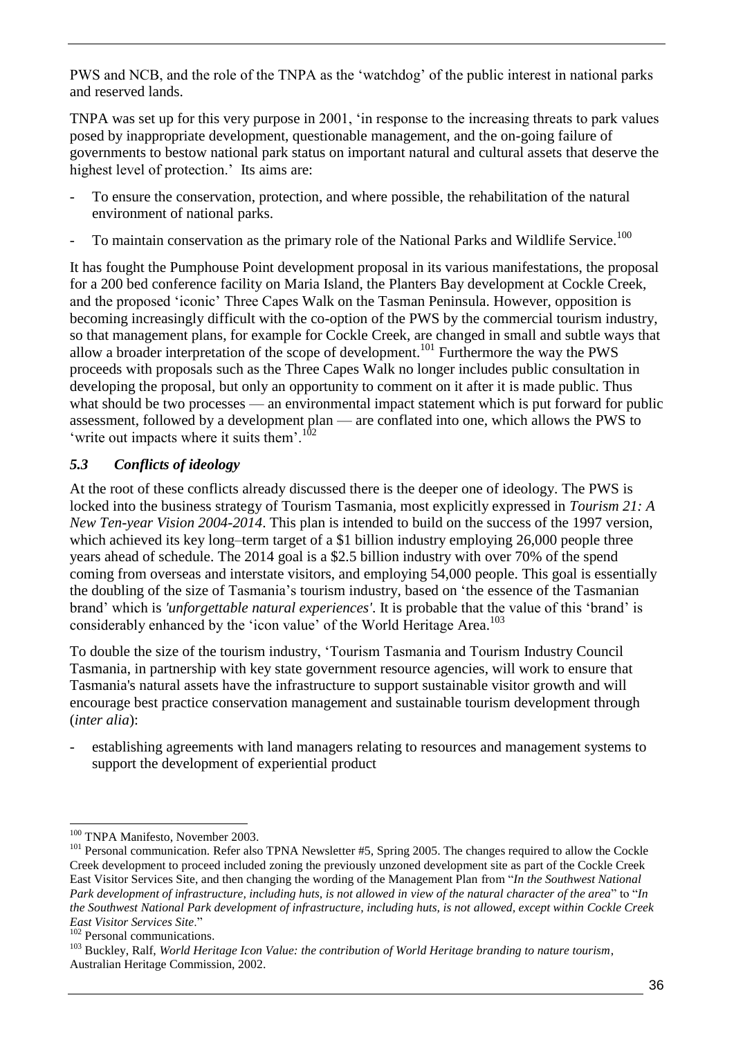PWS and NCB, and the role of the TNPA as the 'watchdog' of the public interest in national parks and reserved lands.

TNPA was set up for this very purpose in 2001, 'in response to the increasing threats to park values posed by inappropriate development, questionable management, and the on-going failure of governments to bestow national park status on important natural and cultural assets that deserve the highest level of protection.' Its aims are:

- To ensure the conservation, protection, and where possible, the rehabilitation of the natural environment of national parks.
- To maintain conservation as the primary role of the National Parks and Wildlife Service.[100]

It has fought the Pumphouse Point development proposal in its various manifestations, the proposal for a 200 bed conference facility on Maria Island, the Planters Bay development at Cockle Creek, and the proposed 'iconic' Three Capes Walk on the Tasman Peninsula. However, opposition is becoming increasingly difficult with the co-option of the PWS by the commercial tourism industry, so that management plans, for example for Cockle Creek, are changed in small and subtle ways that allow a broader interpretation of the scope of development.[101] Furthermore the way the PWS proceeds with proposals such as the Three Capes Walk no longer includes public consultation in developing the proposal, but only an opportunity to comment on it after it is made public. Thus what should be two processes — an environmental impact statement which is put forward for public assessment, followed by a development plan — are conflated into one, which allows the PWS to 'write out impacts where it suits them'.[102]

### *5.3 Conflicts of ideology*

At the root of these conflicts already discussed there is the deeper one of ideology. The PWS is locked into the business strategy of Tourism Tasmania, most explicitly expressed in *Tourism 21: A New Ten-year Vision 2004-2014*. This plan is intended to build on the success of the 1997 version, which achieved its key long–term target of a \$1 billion industry employing 26,000 people three years ahead of schedule. The 2014 goal is a \$2.5 billion industry with over 70% of the spend coming from overseas and interstate visitors, and employing 54,000 people. This goal is essentially the doubling of the size of Tasmania's tourism industry, based on 'the essence of the Tasmanian brand' which is *'unforgettable natural experiences'*. It is probable that the value of this 'brand' is considerably enhanced by the 'icon value' of the World Heritage Area.[103]

To double the size of the tourism industry, 'Tourism Tasmania and Tourism Industry Council Tasmania, in partnership with key state government resource agencies, will work to ensure that Tasmania's natural assets have the infrastructure to support sustainable visitor growth and will encourage best practice conservation management and sustainable tourism development through (*inter alia*):

- establishing agreements with land managers relating to resources and management systems to support the development of experiential product

---

[100] TNPA Manifesto, November 2003.

[101] Personal communication. Refer also TPNA Newsletter #5, Spring 2005. The changes required to allow the Cockle Creek development to proceed included zoning the previously unzoned development site as part of the Cockle Creek East Visitor Services Site, and then changing the wording of the Management Plan from "*In the Southwest National Park development of infrastructure, including huts, is not allowed in view of the natural character of the area*" to "*In the Southwest National Park development of infrastructure, including huts, is not allowed, except within Cockle Creek East Visitor Services Site*."

[102] Personal communications.

[103] Buckley, Ralf, *World Heritage Icon Value: the contribution of World Heritage branding to nature tourism*, Australian Heritage Commission, 2002.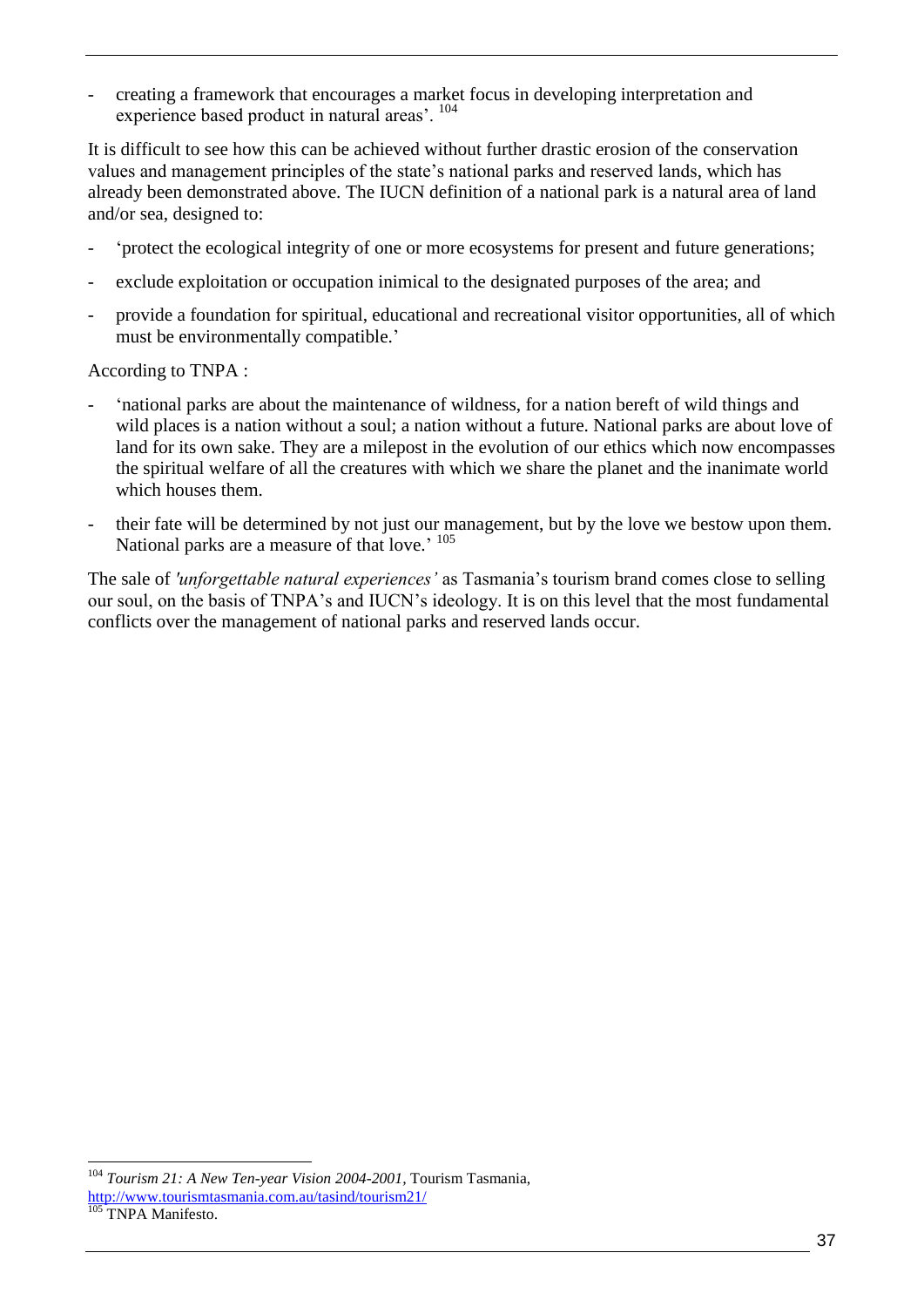- creating a framework that encourages a market focus in developing interpretation and experience based product in natural areas'. [104]

It is difficult to see how this can be achieved without further drastic erosion of the conservation values and management principles of the state's national parks and reserved lands, which has already been demonstrated above. The IUCN definition of a national park is a natural area of land and/or sea, designed to:

- 'protect the ecological integrity of one or more ecosystems for present and future generations;
- exclude exploitation or occupation inimical to the designated purposes of the area; and
- provide a foundation for spiritual, educational and recreational visitor opportunities, all of which must be environmentally compatible.'

According to TNPA :

- 'national parks are about the maintenance of wildness, for a nation bereft of wild things and wild places is a nation without a soul; a nation without a future. National parks are about love of land for its own sake. They are a milepost in the evolution of our ethics which now encompasses the spiritual welfare of all the creatures with which we share the planet and the inanimate world which houses them.
- their fate will be determined by not just our management, but by the love we bestow upon them. National parks are a measure of that love.' [105]

The sale of *'unforgettable natural experiences'* as Tasmania's tourism brand comes close to selling our soul, on the basis of TNPA's and IUCN's ideology. It is on this level that the most fundamental conflicts over the management of national parks and reserved lands occur.

---

[104] *Tourism 21: A New Ten-year Vision 2004-2001*, Tourism Tasmania, http://www.tourismtasmania.com.au/tasind/tourism21/

[105] TNPA Manifesto.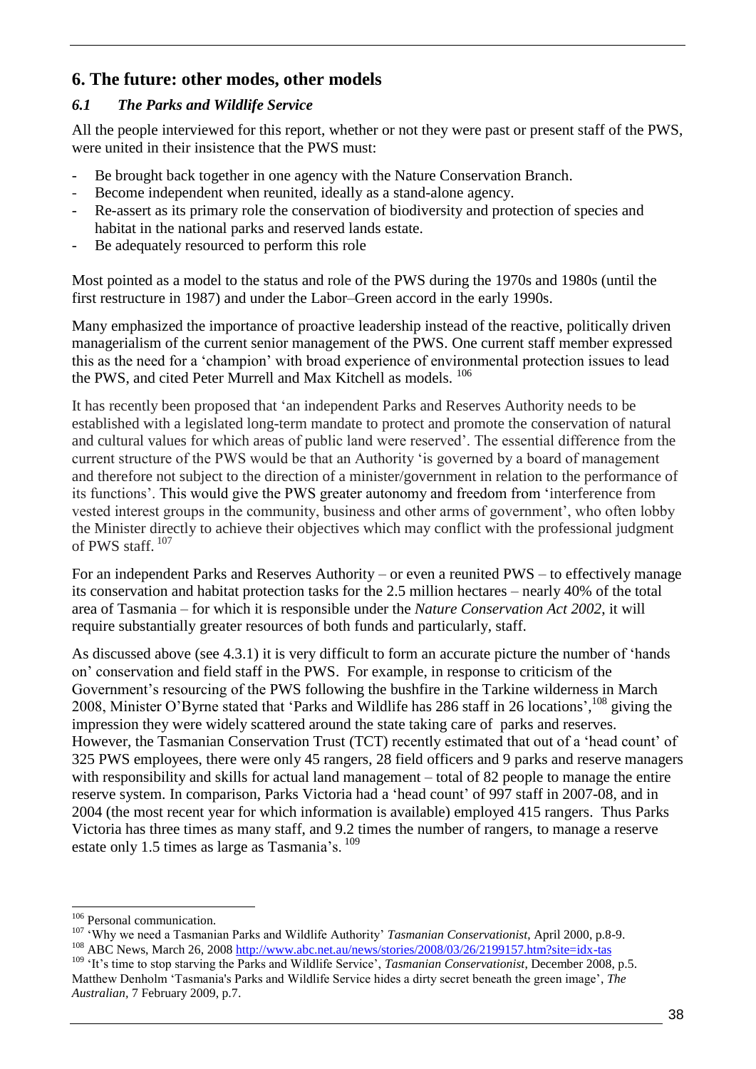## 6. The future: other modes, other models

### *6.1 The Parks and Wildlife Service*

All the people interviewed for this report, whether or not they were past or present staff of the PWS, were united in their insistence that the PWS must:

- Be brought back together in one agency with the Nature Conservation Branch.
- Become independent when reunited, ideally as a stand-alone agency.
- Re-assert as its primary role the conservation of biodiversity and protection of species and habitat in the national parks and reserved lands estate.
- Be adequately resourced to perform this role

Most pointed as a model to the status and role of the PWS during the 1970s and 1980s (until the first restructure in 1987) and under the Labor–Green accord in the early 1990s.

Many emphasized the importance of proactive leadership instead of the reactive, politically driven managerialism of the current senior management of the PWS. One current staff member expressed this as the need for a 'champion' with broad experience of environmental protection issues to lead the PWS, and cited Peter Murrell and Max Kitchell as models. [106]

It has recently been proposed that 'an independent Parks and Reserves Authority needs to be established with a legislated long-term mandate to protect and promote the conservation of natural and cultural values for which areas of public land were reserved'. The essential difference from the current structure of the PWS would be that an Authority 'is governed by a board of management and therefore not subject to the direction of a minister/government in relation to the performance of its functions'. This would give the PWS greater autonomy and freedom from 'interference from vested interest groups in the community, business and other arms of government', who often lobby the Minister directly to achieve their objectives which may conflict with the professional judgment of PWS staff. [107]

For an independent Parks and Reserves Authority – or even a reunited PWS – to effectively manage its conservation and habitat protection tasks for the 2.5 million hectares – nearly 40% of the total area of Tasmania – for which it is responsible under the *Nature Conservation Act 2002*, it will require substantially greater resources of both funds and particularly, staff.

As discussed above (see 4.3.1) it is very difficult to form an accurate picture the number of 'hands on' conservation and field staff in the PWS. For example, in response to criticism of the Government's resourcing of the PWS following the bushfire in the Tarkine wilderness in March 2008, Minister O'Byrne stated that 'Parks and Wildlife has 286 staff in 26 locations',[108] giving the impression they were widely scattered around the state taking care of parks and reserves. However, the Tasmanian Conservation Trust (TCT) recently estimated that out of a 'head count' of 325 PWS employees, there were only 45 rangers, 28 field officers and 9 parks and reserve managers with responsibility and skills for actual land management – total of 82 people to manage the entire reserve system. In comparison, Parks Victoria had a 'head count' of 997 staff in 2007-08, and in 2004 (the most recent year for which information is available) employed 415 rangers. Thus Parks Victoria has three times as many staff, and 9.2 times the number of rangers, to manage a reserve estate only 1.5 times as large as Tasmania's. [109]

---

[106] Personal communication.

[107] 'Why we need a Tasmanian Parks and Wildlife Authority' *Tasmanian Conservationist*, April 2000, p.8-9.

[108] ABC News, March 26, 2008 http://www.abc.net.au/news/stories/2008/03/26/2199157.htm?site=idx-tas

[109] 'It's time to stop starving the Parks and Wildlife Service', *Tasmanian Conservationist*, December 2008, p.5. Matthew Denholm 'Tasmania's Parks and Wildlife Service hides a dirty secret beneath the green image', *The Australian*, 7 February 2009, p.7.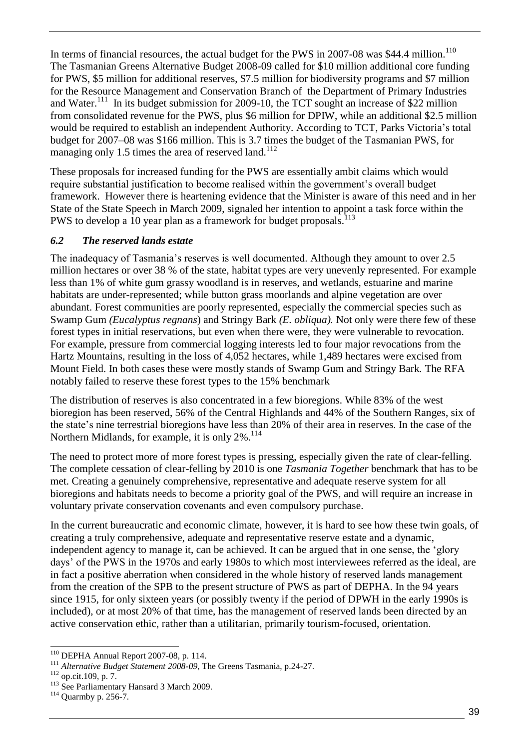In terms of financial resources, the actual budget for the PWS in 2007-08 was \$44.4 million.[110] The Tasmanian Greens Alternative Budget 2008-09 called for \$10 million additional core funding for PWS, \$5 million for additional reserves, \$7.5 million for biodiversity programs and \$7 million for the Resource Management and Conservation Branch of the Department of Primary Industries and Water.[111] In its budget submission for 2009-10, the TCT sought an increase of \$22 million from consolidated revenue for the PWS, plus \$6 million for DPIW, while an additional \$2.5 million would be required to establish an independent Authority. According to TCT, Parks Victoria's total budget for 2007–08 was \$166 million. This is 3.7 times the budget of the Tasmanian PWS, for managing only 1.5 times the area of reserved land.[112]

These proposals for increased funding for the PWS are essentially ambit claims which would require substantial justification to become realised within the government's overall budget framework. However there is heartening evidence that the Minister is aware of this need and in her State of the State Speech in March 2009, signaled her intention to appoint a task force within the PWS to develop a 10 year plan as a framework for budget proposals.[113]

### *6.2 The reserved lands estate*

The inadequacy of Tasmania's reserves is well documented. Although they amount to over 2.5 million hectares or over 38 % of the state, habitat types are very unevenly represented. For example less than 1% of white gum grassy woodland is in reserves, and wetlands, estuarine and marine habitats are under-represented; while button grass moorlands and alpine vegetation are over abundant. Forest communities are poorly represented, especially the commercial species such as Swamp Gum *(Eucalyptus regnans*) and Stringy Bark *(E. obliqua).* Not only were there few of these forest types in initial reservations, but even when there were, they were vulnerable to revocation. For example, pressure from commercial logging interests led to four major revocations from the Hartz Mountains, resulting in the loss of 4,052 hectares, while 1,489 hectares were excised from Mount Field. In both cases these were mostly stands of Swamp Gum and Stringy Bark. The RFA notably failed to reserve these forest types to the 15% benchmark

The distribution of reserves is also concentrated in a few bioregions. While 83% of the west bioregion has been reserved, 56% of the Central Highlands and 44% of the Southern Ranges, six of the state's nine terrestrial bioregions have less than 20% of their area in reserves. In the case of the Northern Midlands, for example, it is only 2%.[114]

The need to protect more of more forest types is pressing, especially given the rate of clear-felling. The complete cessation of clear-felling by 2010 is one *Tasmania Together* benchmark that has to be met. Creating a genuinely comprehensive, representative and adequate reserve system for all bioregions and habitats needs to become a priority goal of the PWS, and will require an increase in voluntary private conservation covenants and even compulsory purchase.

In the current bureaucratic and economic climate, however, it is hard to see how these twin goals, of creating a truly comprehensive, adequate and representative reserve estate and a dynamic, independent agency to manage it, can be achieved. It can be argued that in one sense, the 'glory days' of the PWS in the 1970s and early 1980s to which most interviewees referred as the ideal, are in fact a positive aberration when considered in the whole history of reserved lands management from the creation of the SPB to the present structure of PWS as part of DEPHA. In the 94 years since 1915, for only sixteen years (or possibly twenty if the period of DPWH in the early 1990s is included), or at most 20% of that time, has the management of reserved lands been directed by an active conservation ethic, rather than a utilitarian, primarily tourism-focused, orientation.

---

[110] DEPHA Annual Report 2007-08, p. 114.

[111] *Alternative Budget Statement 2008-09*, The Greens Tasmania, p.24-27.

[112] op.cit.109, p. 7.

[113] See Parliamentary Hansard 3 March 2009.

[114] Quarmby p. 256-7.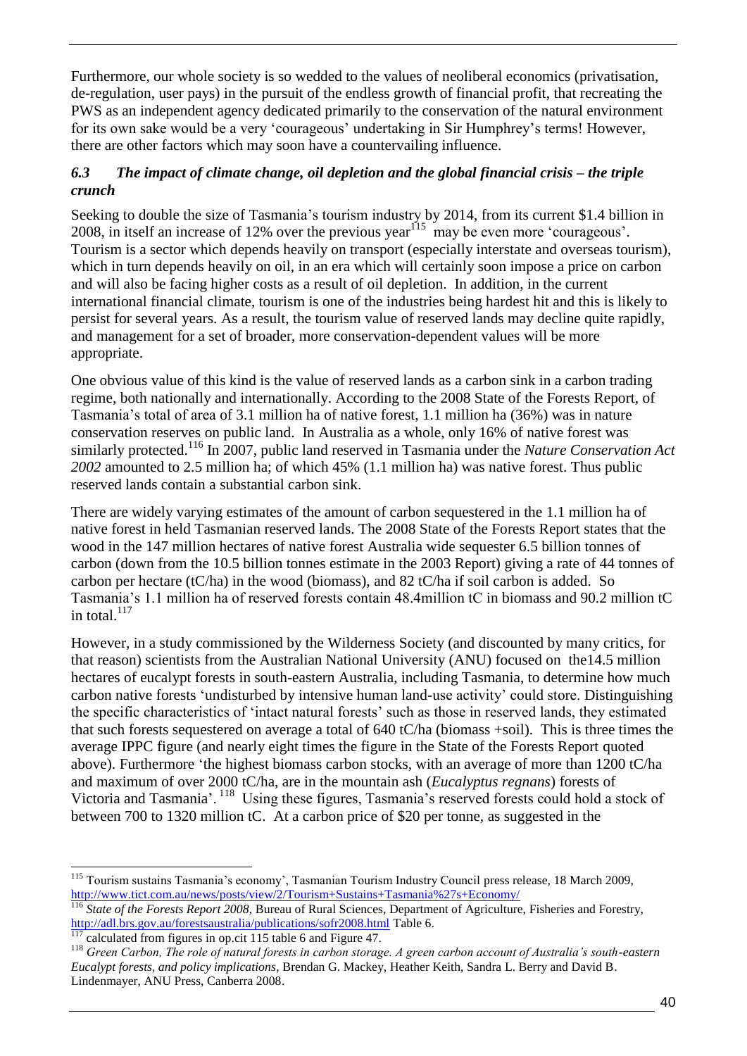Furthermore, our whole society is so wedded to the values of neoliberal economics (privatisation, de-regulation, user pays) in the pursuit of the endless growth of financial profit, that recreating the PWS as an independent agency dedicated primarily to the conservation of the natural environment for its own sake would be a very 'courageous' undertaking in Sir Humphrey's terms! However, there are other factors which may soon have a countervailing influence.

### *6.3 The impact of climate change, oil depletion and the global financial crisis – the triple crunch*

Seeking to double the size of Tasmania's tourism industry by 2014, from its current $1.4 billion in 2008, in itself an increase of 12% over the previous year[115] may be even more 'courageous'. Tourism is a sector which depends heavily on transport (especially interstate and overseas tourism), which in turn depends heavily on oil, in an era which will certainly soon impose a price on carbon and will also be facing higher costs as a result of oil depletion. In addition, in the current international financial climate, tourism is one of the industries being hardest hit and this is likely to persist for several years. As a result, the tourism value of reserved lands may decline quite rapidly, and management for a set of broader, more conservation-dependent values will be more appropriate.

One obvious value of this kind is the value of reserved lands as a carbon sink in a carbon trading regime, both nationally and internationally. According to the 2008 State of the Forests Report, of Tasmania's total of area of 3.1 million ha of native forest, 1.1 million ha (36%) was in nature conservation reserves on public land. In Australia as a whole, only 16% of native forest was similarly protected.[116] In 2007, public land reserved in Tasmania under the *Nature Conservation Act 2002* amounted to 2.5 million ha; of which 45% (1.1 million ha) was native forest. Thus public reserved lands contain a substantial carbon sink.

There are widely varying estimates of the amount of carbon sequestered in the 1.1 million ha of native forest in held Tasmanian reserved lands. The 2008 State of the Forests Report states that the wood in the 147 million hectares of native forest Australia wide sequester 6.5 billion tonnes of carbon (down from the 10.5 billion tonnes estimate in the 2003 Report) giving a rate of 44 tonnes of carbon per hectare (tC/ha) in the wood (biomass), and 82 tC/ha if soil carbon is added. So Tasmania's 1.1 million ha of reserved forests contain 48.4million tC in biomass and 90.2 million tC in total.[117]

However, in a study commissioned by the Wilderness Society (and discounted by many critics, for that reason) scientists from the Australian National University (ANU) focused on the14.5 million hectares of eucalypt forests in south-eastern Australia, including Tasmania, to determine how much carbon native forests 'undisturbed by intensive human land-use activity' could store. Distinguishing the specific characteristics of 'intact natural forests' such as those in reserved lands, they estimated that such forests sequestered on average a total of 640 tC/ha (biomass +soil). This is three times the average IPPC figure (and nearly eight times the figure in the State of the Forests Report quoted above). Furthermore 'the highest biomass carbon stocks, with an average of more than 1200 tC/ha and maximum of over 2000 tC/ha, are in the mountain ash (*Eucalyptus regnans*) forests of Victoria and Tasmania'.[118] Using these figures, Tasmania's reserved forests could hold a stock of between 700 to 1320 million tC. At a carbon price of $20 per tonne, as suggested in the

---

[115] Tourism sustains Tasmania's economy', Tasmanian Tourism Industry Council press release, 18 March 2009, http://www.tict.com.au/news/posts/view/2/Tourism+Sustains+Tasmania%27s+Economy/

[116] *State of the Forests Report 2008,* Bureau of Rural Sciences, Department of Agriculture, Fisheries and Forestry, http://adl.brs.gov.au/forestsaustralia/publications/sofr2008.html Table 6.

[117] calculated from figures in op.cit 115 table 6 and Figure 47.

[118] *Green Carbon, The role of natural forests in carbon storage. A green carbon account of Australia's south-eastern Eucalypt forests, and policy implications*, Brendan G. Mackey, Heather Keith, Sandra L. Berry and David B. Lindenmayer, ANU Press, Canberra 2008.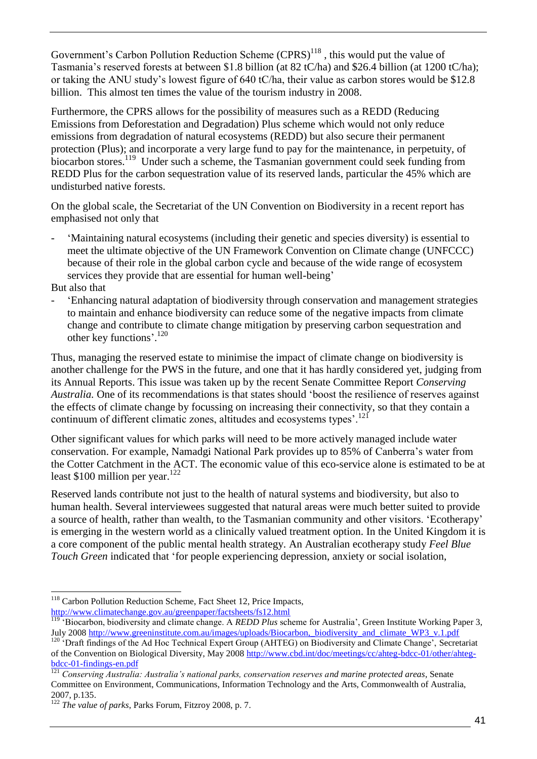Government's Carbon Pollution Reduction Scheme (CPRS)[118] , this would put the value of Tasmania's reserved forests at between $1.8 billion (at 82 tC/ha) and $26.4 billion (at 1200 tC/ha); or taking the ANU study's lowest figure of 640 tC/ha, their value as carbon stores would be $12.8 billion. This almost ten times the value of the tourism industry in 2008.

Furthermore, the CPRS allows for the possibility of measures such as a REDD (Reducing Emissions from Deforestation and Degradation) Plus scheme which would not only reduce emissions from degradation of natural ecosystems (REDD) but also secure their permanent protection (Plus); and incorporate a very large fund to pay for the maintenance, in perpetuity, of biocarbon stores.[119] Under such a scheme, the Tasmanian government could seek funding from REDD Plus for the carbon sequestration value of its reserved lands, particular the 45% which are undisturbed native forests.

On the global scale, the Secretariat of the UN Convention on Biodiversity in a recent report has emphasised not only that

- 'Maintaining natural ecosystems (including their genetic and species diversity) is essential to meet the ultimate objective of the UN Framework Convention on Climate change (UNFCCC) because of their role in the global carbon cycle and because of the wide range of ecosystem services they provide that are essential for human well-being'

But also that

- 'Enhancing natural adaptation of biodiversity through conservation and management strategies to maintain and enhance biodiversity can reduce some of the negative impacts from climate change and contribute to climate change mitigation by preserving carbon sequestration and other key functions'.[120]

Thus, managing the reserved estate to minimise the impact of climate change on biodiversity is another challenge for the PWS in the future, and one that it has hardly considered yet, judging from its Annual Reports. This issue was taken up by the recent Senate Committee Report *Conserving Australia.* One of its recommendations is that states should 'boost the resilience of reserves against the effects of climate change by focussing on increasing their connectivity, so that they contain a continuum of different climatic zones, altitudes and ecosystems types'.[121]

Other significant values for which parks will need to be more actively managed include water conservation. For example, Namadgi National Park provides up to 85% of Canberra's water from the Cotter Catchment in the ACT. The economic value of this eco-service alone is estimated to be at least $100 million per year.[122]

Reserved lands contribute not just to the health of natural systems and biodiversity, but also to human health. Several interviewees suggested that natural areas were much better suited to provide a source of health, rather than wealth, to the Tasmanian community and other visitors. 'Ecotherapy' is emerging in the western world as a clinically valued treatment option. In the United Kingdom it is a core component of the public mental health strategy. An Australian ecotherapy study *Feel Blue Touch Green* indicated that 'for people experiencing depression, anxiety or social isolation,

---

[118] Carbon Pollution Reduction Scheme, Fact Sheet 12, Price Impacts, http://www.climatechange.gov.au/greenpaper/factsheets/fs12.html

[119] 'Biocarbon, biodiversity and climate change. A *REDD Plus* scheme for Australia', Green Institute Working Paper 3, July 2008 http://www.greeninstitute.com.au/images/uploads/Biocarbon,_biodiversity_and_climate_WP3_v.1.pdf

[120] 'Draft findings of the Ad Hoc Technical Expert Group (AHTEG) on Biodiversity and Climate Change', Secretariat of the Convention on Biological Diversity, May 2008 http://www.cbd.int/doc/meetings/cc/ahteg-bdcc-01/other/ahteg-bdcc-01-findings-en.pdf

[121] *Conserving Australia: Australia's national parks, conservation reserves and marine protected areas,* Senate Committee on Environment, Communications, Information Technology and the Arts, Commonwealth of Australia, 2007, p.135.

[122] *The value of parks,* Parks Forum, Fitzroy 2008, p. 7.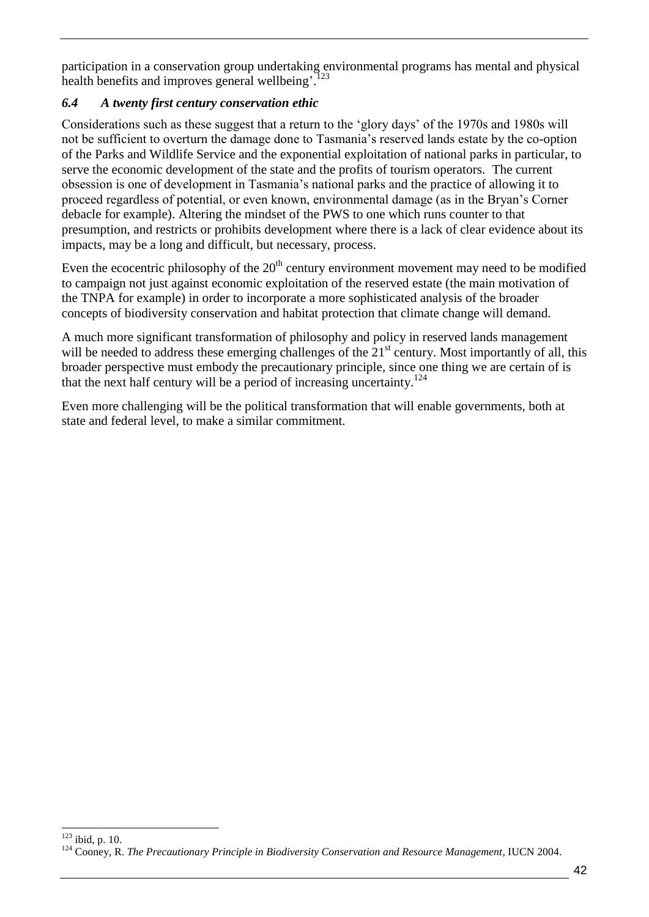participation in a conservation group undertaking environmental programs has mental and physical health benefits and improves general wellbeing'.[123]

### *6.4 A twenty first century conservation ethic*

Considerations such as these suggest that a return to the 'glory days' of the 1970s and 1980s will not be sufficient to overturn the damage done to Tasmania's reserved lands estate by the co-option of the Parks and Wildlife Service and the exponential exploitation of national parks in particular, to serve the economic development of the state and the profits of tourism operators. The current obsession is one of development in Tasmania's national parks and the practice of allowing it to proceed regardless of potential, or even known, environmental damage (as in the Bryan's Corner debacle for example). Altering the mindset of the PWS to one which runs counter to that presumption, and restricts or prohibits development where there is a lack of clear evidence about its impacts, may be a long and difficult, but necessary, process.

Even the ecocentric philosophy of the 20th century environment movement may need to be modified to campaign not just against economic exploitation of the reserved estate (the main motivation of the TNPA for example) in order to incorporate a more sophisticated analysis of the broader concepts of biodiversity conservation and habitat protection that climate change will demand.

A much more significant transformation of philosophy and policy in reserved lands management will be needed to address these emerging challenges of the 21st century. Most importantly of all, this broader perspective must embody the precautionary principle, since one thing we are certain of is that the next half century will be a period of increasing uncertainty.[124]

Even more challenging will be the political transformation that will enable governments, both at state and federal level, to make a similar commitment.

---

[123] ibid, p. 10.

[124] Cooney, R. *The Precautionary Principle in Biodiversity Conservation and Resource Management*, IUCN 2004.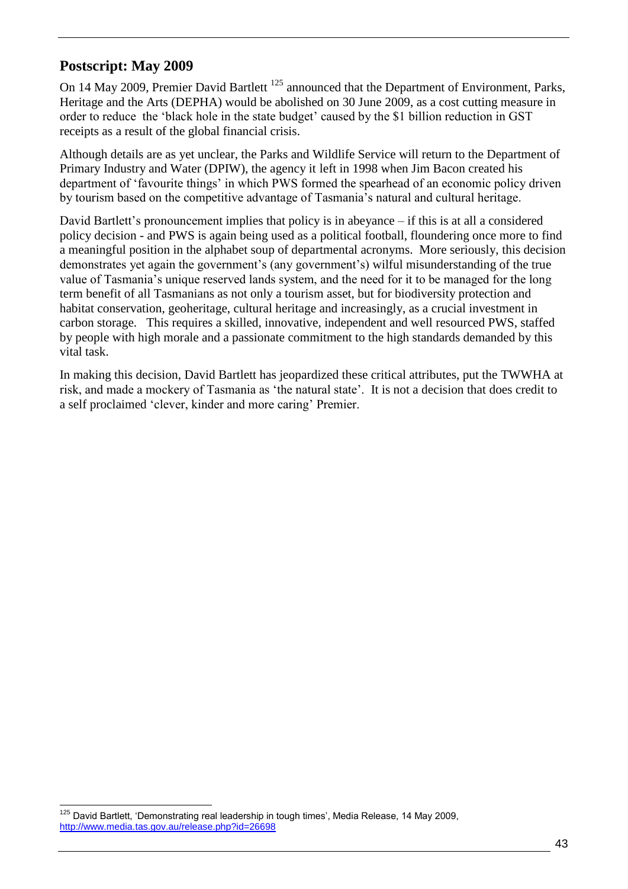## Postscript: May 2009

On 14 May 2009, Premier David Bartlett [125] announced that the Department of Environment, Parks, Heritage and the Arts (DEPHA) would be abolished on 30 June 2009, as a cost cutting measure in order to reduce the 'black hole in the state budget' caused by the $1 billion reduction in GST receipts as a result of the global financial crisis.

Although details are as yet unclear, the Parks and Wildlife Service will return to the Department of Primary Industry and Water (DPIW), the agency it left in 1998 when Jim Bacon created his department of 'favourite things' in which PWS formed the spearhead of an economic policy driven by tourism based on the competitive advantage of Tasmania's natural and cultural heritage.

David Bartlett's pronouncement implies that policy is in abeyance – if this is at all a considered policy decision - and PWS is again being used as a political football, floundering once more to find a meaningful position in the alphabet soup of departmental acronyms. More seriously, this decision demonstrates yet again the government's (any government's) wilful misunderstanding of the true value of Tasmania's unique reserved lands system, and the need for it to be managed for the long term benefit of all Tasmanians as not only a tourism asset, but for biodiversity protection and habitat conservation, geoheritage, cultural heritage and increasingly, as a crucial investment in carbon storage. This requires a skilled, innovative, independent and well resourced PWS, staffed by people with high morale and a passionate commitment to the high standards demanded by this vital task.

In making this decision, David Bartlett has jeopardized these critical attributes, put the TWWHA at risk, and made a mockery of Tasmania as 'the natural state'. It is not a decision that does credit to a self proclaimed 'clever, kinder and more caring' Premier.

---

[125] David Bartlett, 'Demonstrating real leadership in tough times', Media Release, 14 May 2009, http://www.media.tas.gov.au/release.php?id=26698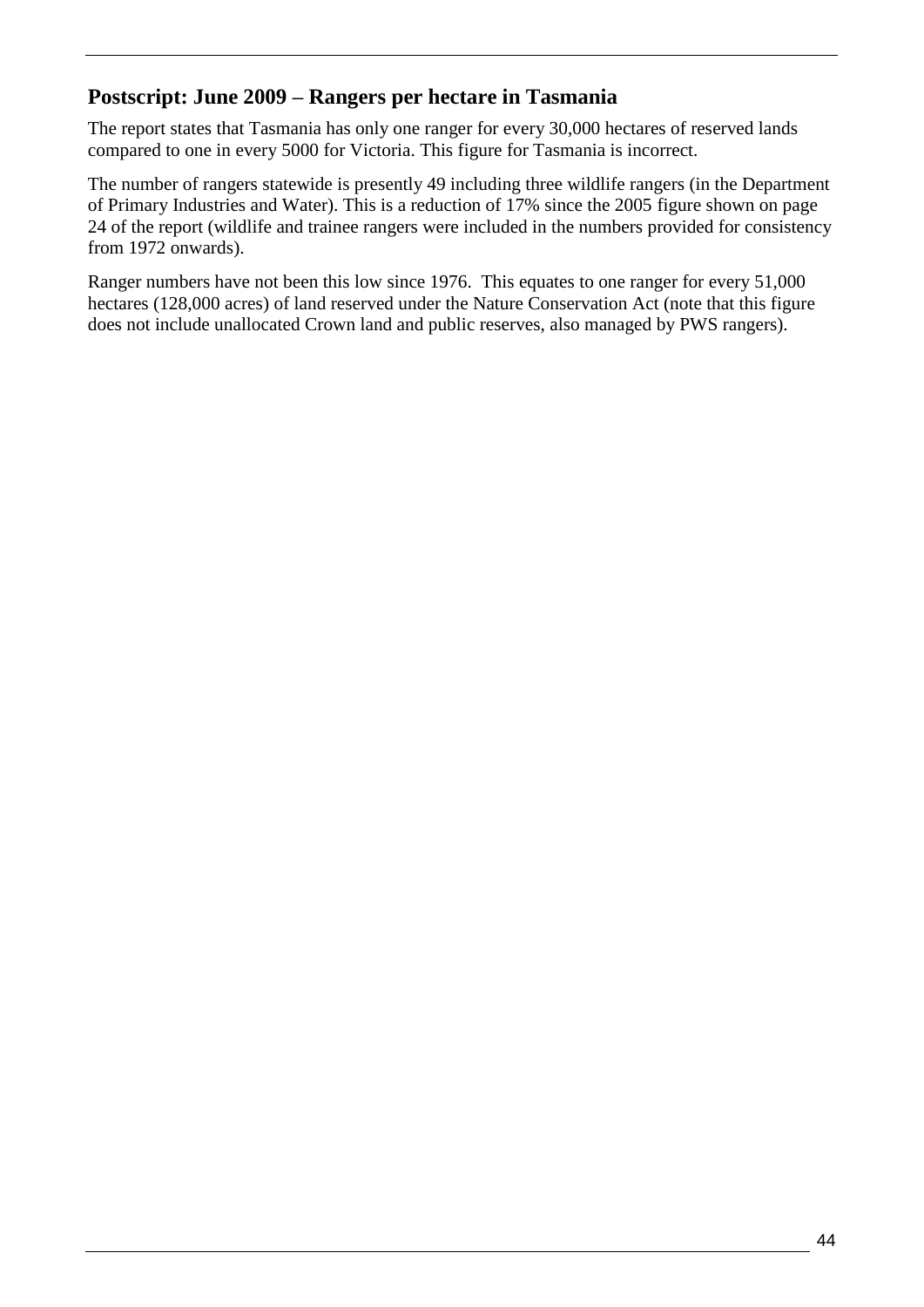## Postscript: June 2009 – Rangers per hectare in Tasmania

The report states that Tasmania has only one ranger for every 30,000 hectares of reserved lands compared to one in every 5000 for Victoria. This figure for Tasmania is incorrect.

The number of rangers statewide is presently 49 including three wildlife rangers (in the Department of Primary Industries and Water). This is a reduction of 17% since the 2005 figure shown on page 24 of the report (wildlife and trainee rangers were included in the numbers provided for consistency from 1972 onwards).

Ranger numbers have not been this low since 1976. This equates to one ranger for every 51,000 hectares (128,000 acres) of land reserved under the Nature Conservation Act (note that this figure does not include unallocated Crown land and public reserves, also managed by PWS rangers).